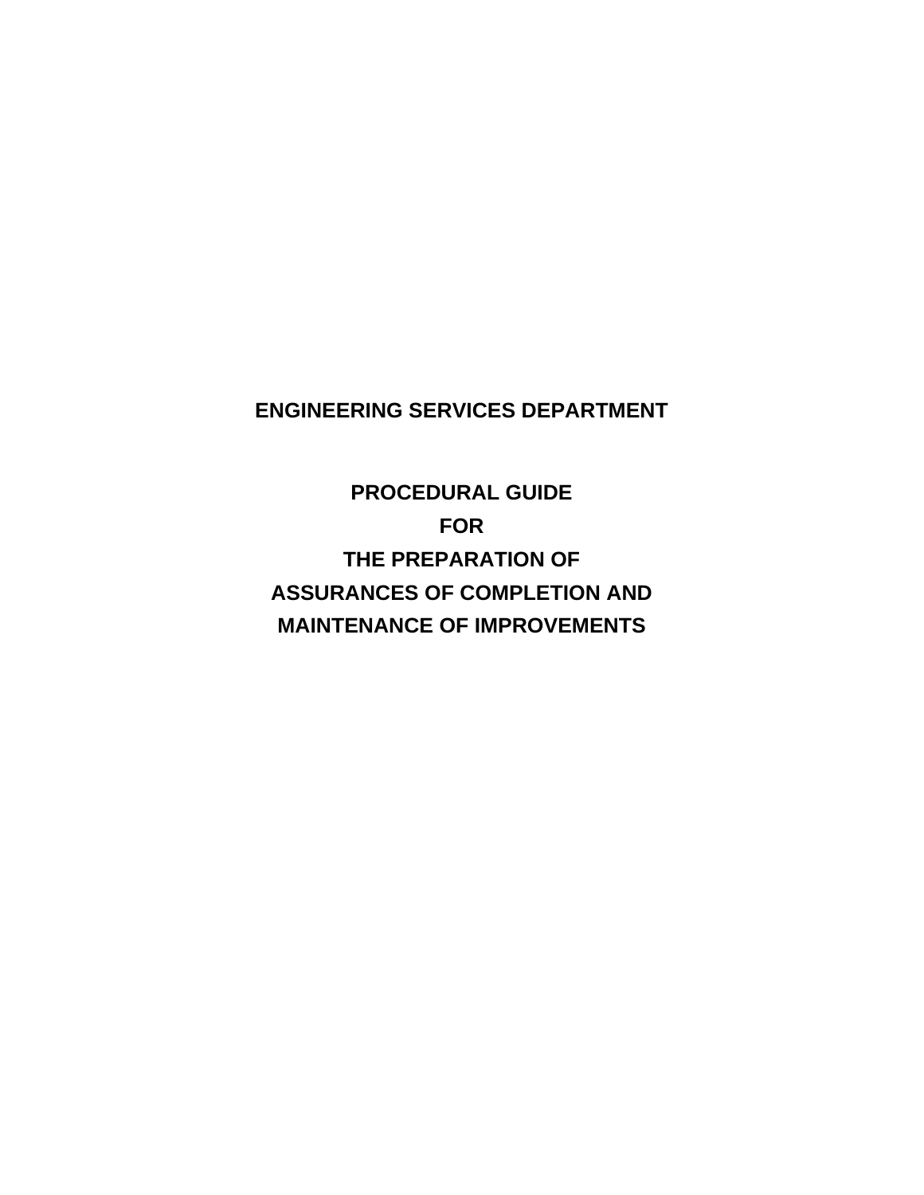# ENGINEERING SERVICES DEPARTMENT

# PROCEDURAL GUIDE
# FOR
# THE PREPARATION OF
# ASSURANCES OF COMPLETION AND
# MAINTENANCE OF IMPROVEMENTS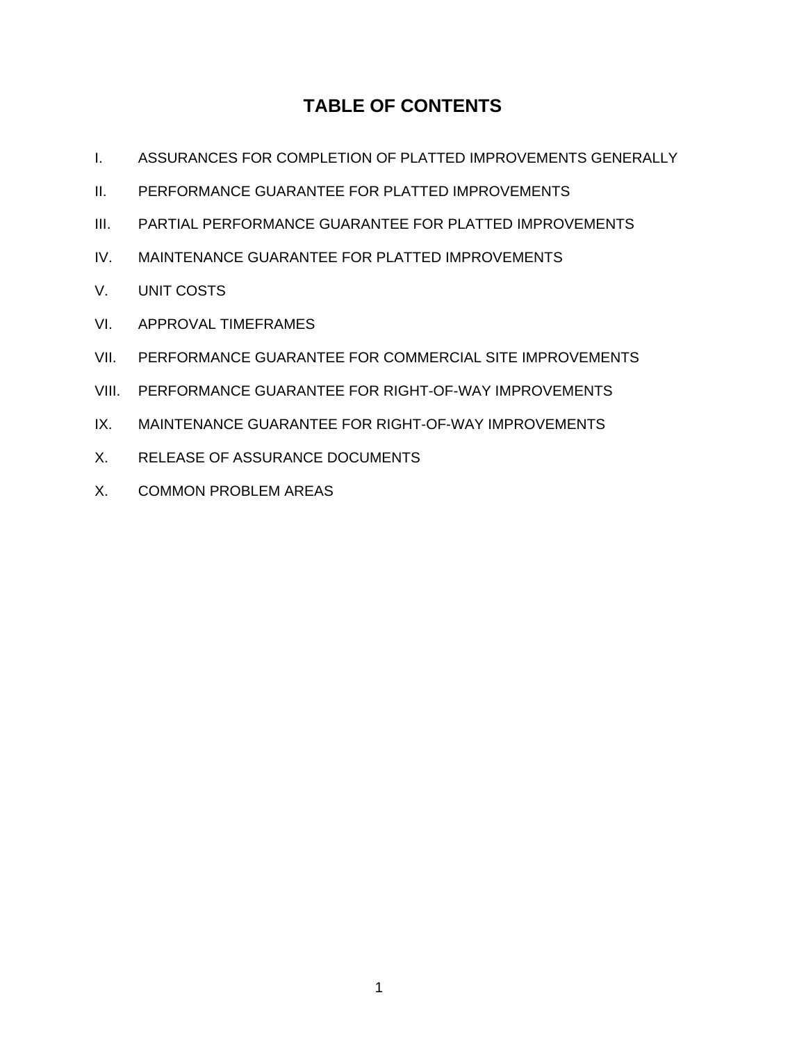# TABLE OF CONTENTS

I. ASSURANCES FOR COMPLETION OF PLATTED IMPROVEMENTS GENERALLY

II. PERFORMANCE GUARANTEE FOR PLATTED IMPROVEMENTS

III. PARTIAL PERFORMANCE GUARANTEE FOR PLATTED IMPROVEMENTS

IV. MAINTENANCE GUARANTEE FOR PLATTED IMPROVEMENTS

V. UNIT COSTS

VI. APPROVAL TIMEFRAMES

VII. PERFORMANCE GUARANTEE FOR COMMERCIAL SITE IMPROVEMENTS

VIII. PERFORMANCE GUARANTEE FOR RIGHT-OF-WAY IMPROVEMENTS

IX. MAINTENANCE GUARANTEE FOR RIGHT-OF-WAY IMPROVEMENTS

X. RELEASE OF ASSURANCE DOCUMENTS

X. COMMON PROBLEM AREAS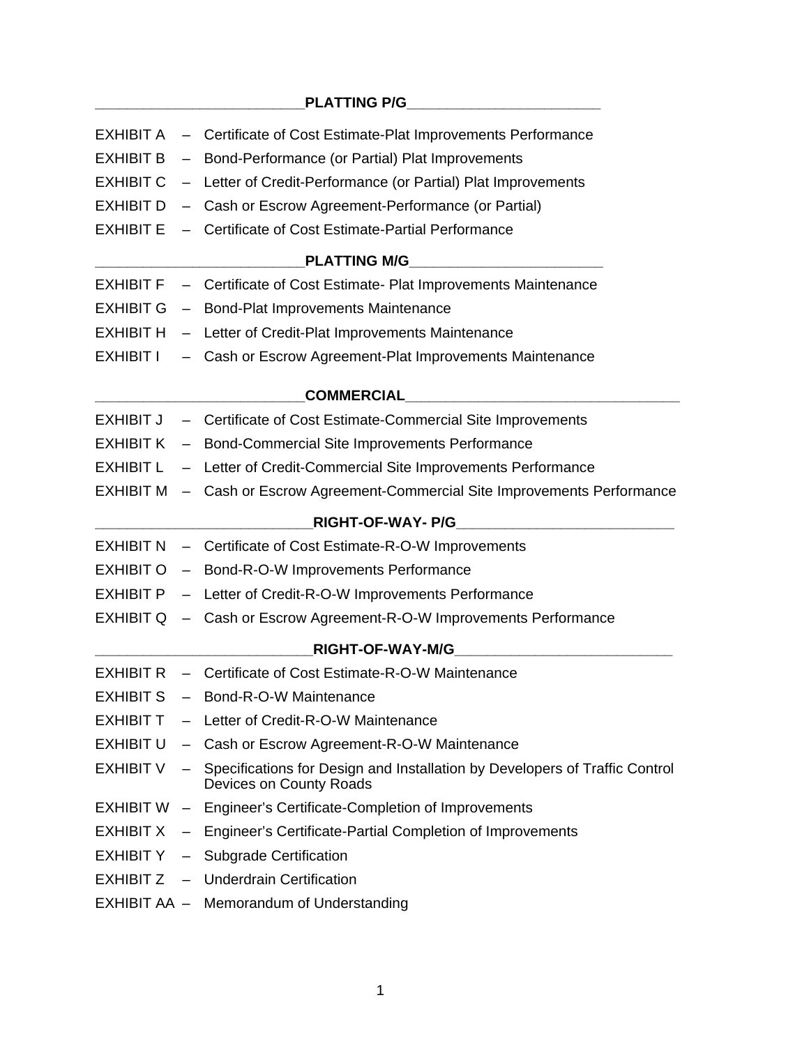**PLATTING P/G**

EXHIBIT A – Certificate of Cost Estimate-Plat Improvements Performance

EXHIBIT B – Bond-Performance (or Partial) Plat Improvements

EXHIBIT C – Letter of Credit-Performance (or Partial) Plat Improvements

EXHIBIT D – Cash or Escrow Agreement-Performance (or Partial)

EXHIBIT E – Certificate of Cost Estimate-Partial Performance

**PLATTING M/G**

EXHIBIT F – Certificate of Cost Estimate- Plat Improvements Maintenance

EXHIBIT G – Bond-Plat Improvements Maintenance

EXHIBIT H – Letter of Credit-Plat Improvements Maintenance

EXHIBIT I – Cash or Escrow Agreement-Plat Improvements Maintenance

**COMMERCIAL**

EXHIBIT J – Certificate of Cost Estimate-Commercial Site Improvements

EXHIBIT K – Bond-Commercial Site Improvements Performance

EXHIBIT L – Letter of Credit-Commercial Site Improvements Performance

EXHIBIT M – Cash or Escrow Agreement-Commercial Site Improvements Performance

**RIGHT-OF-WAY- P/G**

EXHIBIT N – Certificate of Cost Estimate-R-O-W Improvements

EXHIBIT O – Bond-R-O-W Improvements Performance

EXHIBIT P – Letter of Credit-R-O-W Improvements Performance

EXHIBIT Q – Cash or Escrow Agreement-R-O-W Improvements Performance

**RIGHT-OF-WAY-M/G**

EXHIBIT R – Certificate of Cost Estimate-R-O-W Maintenance

EXHIBIT S – Bond-R-O-W Maintenance

EXHIBIT T – Letter of Credit-R-O-W Maintenance

EXHIBIT U – Cash or Escrow Agreement-R-O-W Maintenance

EXHIBIT V – Specifications for Design and Installation by Developers of Traffic Control Devices on County Roads

EXHIBIT W – Engineer's Certificate-Completion of Improvements

EXHIBIT X – Engineer's Certificate-Partial Completion of Improvements

EXHIBIT Y – Subgrade Certification

EXHIBIT Z – Underdrain Certification

EXHIBIT AA – Memorandum of Understanding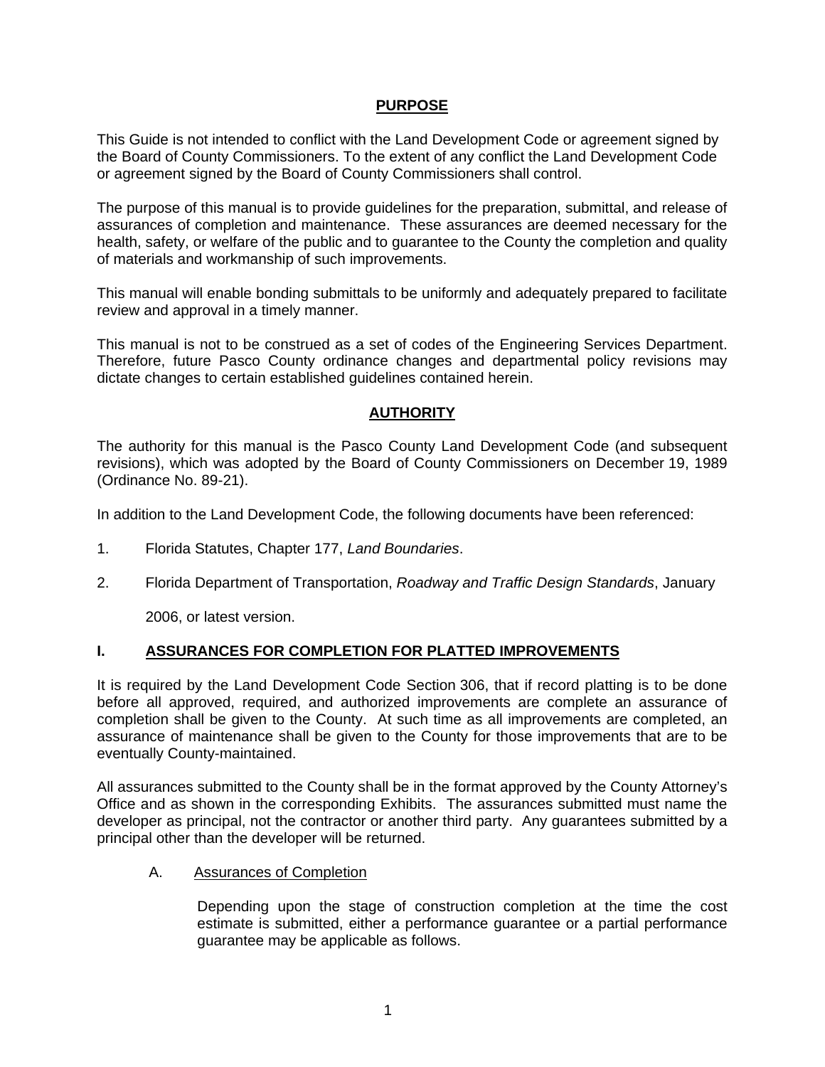## PURPOSE

This Guide is not intended to conflict with the Land Development Code or agreement signed by the Board of County Commissioners. To the extent of any conflict the Land Development Code or agreement signed by the Board of County Commissioners shall control.

The purpose of this manual is to provide guidelines for the preparation, submittal, and release of assurances of completion and maintenance. These assurances are deemed necessary for the health, safety, or welfare of the public and to guarantee to the County the completion and quality of materials and workmanship of such improvements.

This manual will enable bonding submittals to be uniformly and adequately prepared to facilitate review and approval in a timely manner.

This manual is not to be construed as a set of codes of the Engineering Services Department. Therefore, future Pasco County ordinance changes and departmental policy revisions may dictate changes to certain established guidelines contained herein.

## AUTHORITY

The authority for this manual is the Pasco County Land Development Code (and subsequent revisions), which was adopted by the Board of County Commissioners on December 19, 1989 (Ordinance No. 89-21).

In addition to the Land Development Code, the following documents have been referenced:

1. Florida Statutes, Chapter 177, *Land Boundaries*.
2. Florida Department of Transportation, *Roadway and Traffic Design Standards*, January 2006, or latest version.

## I. ASSURANCES FOR COMPLETION FOR PLATTED IMPROVEMENTS

It is required by the Land Development Code Section 306, that if record platting is to be done before all approved, required, and authorized improvements are complete an assurance of completion shall be given to the County. At such time as all improvements are completed, an assurance of maintenance shall be given to the County for those improvements that are to be eventually County-maintained.

All assurances submitted to the County shall be in the format approved by the County Attorney's Office and as shown in the corresponding Exhibits. The assurances submitted must name the developer as principal, not the contractor or another third party. Any guarantees submitted by a principal other than the developer will be returned.

### A. Assurances of Completion

Depending upon the stage of construction completion at the time the cost estimate is submitted, either a performance guarantee or a partial performance guarantee may be applicable as follows.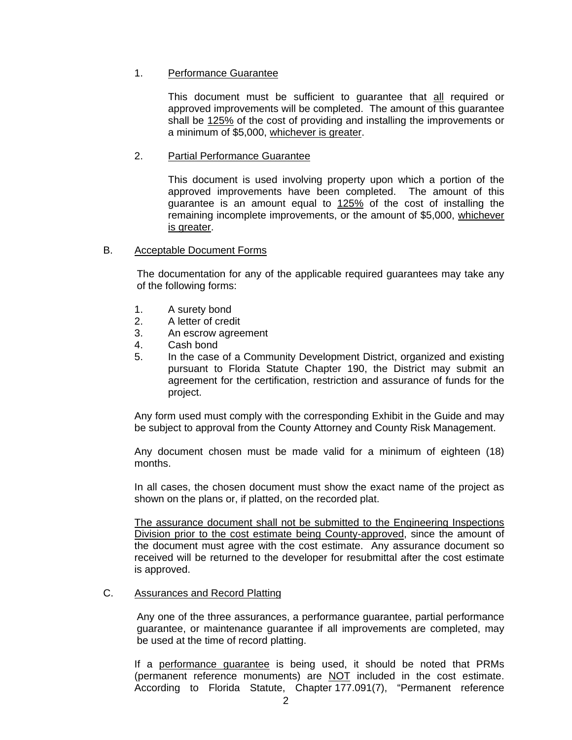1. <u>Performance Guarantee</u>

   This document must be sufficient to guarantee that <u>all</u> required or approved improvements will be completed. The amount of this guarantee shall be <u>125%</u> of the cost of providing and installing the improvements or a minimum of $5,000, <u>whichever is greater</u>.

2. <u>Partial Performance Guarantee</u>

   This document is used involving property upon which a portion of the approved improvements have been completed. The amount of this guarantee is an amount equal to <u>125%</u> of the cost of installing the remaining incomplete improvements, or the amount of $5,000, <u>whichever is greater</u>.

B. <u>Acceptable Document Forms</u>

The documentation for any of the applicable required guarantees may take any of the following forms:

1. A surety bond
2. A letter of credit
3. An escrow agreement
4. Cash bond
5. In the case of a Community Development District, organized and existing pursuant to Florida Statute Chapter 190, the District may submit an agreement for the certification, restriction and assurance of funds for the project.

Any form used must comply with the corresponding Exhibit in the Guide and may be subject to approval from the County Attorney and County Risk Management.

Any document chosen must be made valid for a minimum of eighteen (18) months.

In all cases, the chosen document must show the exact name of the project as shown on the plans or, if platted, on the recorded plat.

<u>The assurance document shall not be submitted to the Engineering Inspections Division prior to the cost estimate being County-approved</u>, since the amount of the document must agree with the cost estimate. Any assurance document so received will be returned to the developer for resubmittal after the cost estimate is approved.

C. <u>Assurances and Record Platting</u>

Any one of the three assurances, a performance guarantee, partial performance guarantee, or maintenance guarantee if all improvements are completed, may be used at the time of record platting.

If a <u>performance guarantee</u> is being used, it should be noted that PRMs (permanent reference monuments) are <u>NOT</u> included in the cost estimate. According to Florida Statute, Chapter 177.091(7), "Permanent reference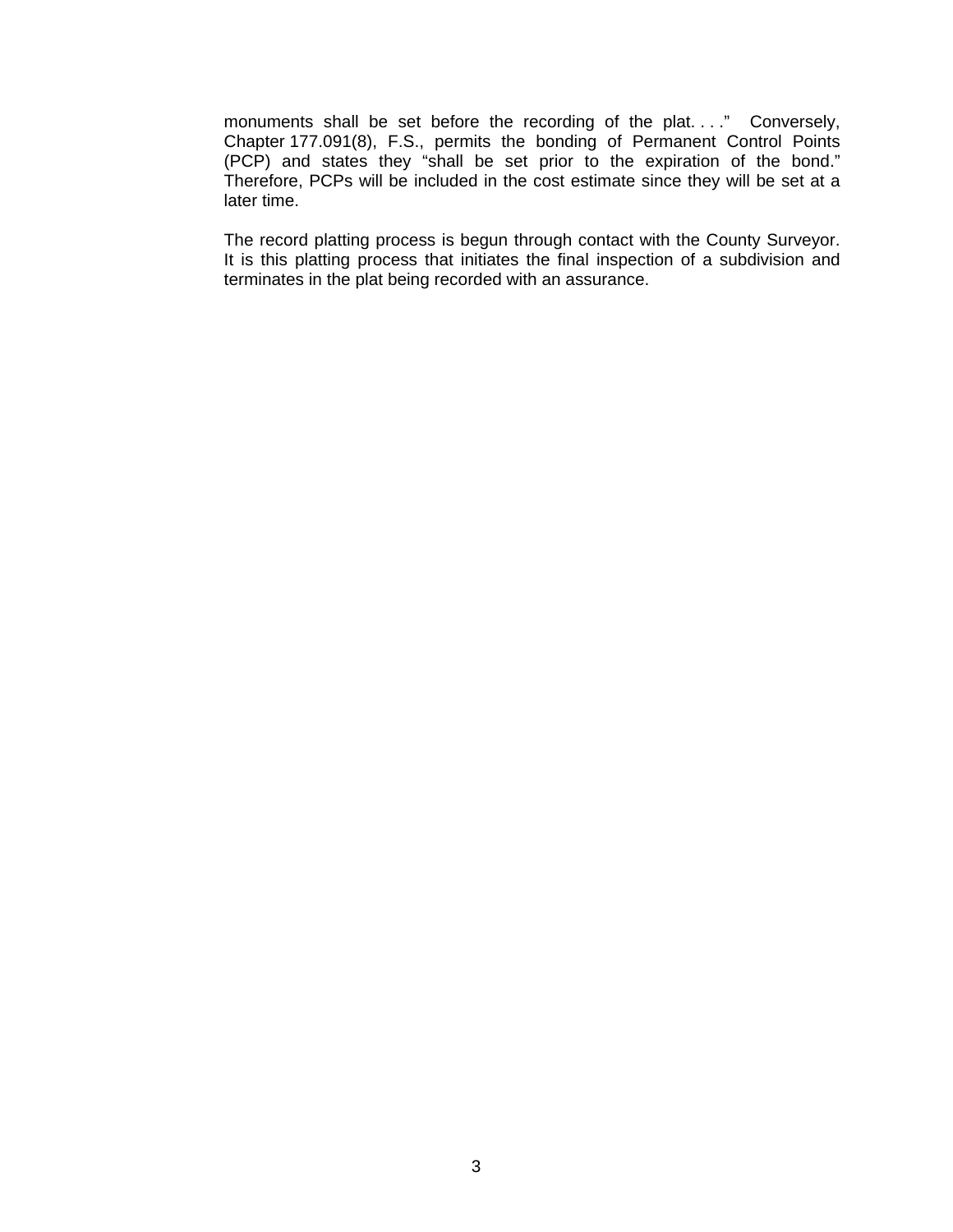monuments shall be set before the recording of the plat. . . ." Conversely, Chapter 177.091(8), F.S., permits the bonding of Permanent Control Points (PCP) and states they "shall be set prior to the expiration of the bond." Therefore, PCPs will be included in the cost estimate since they will be set at a later time.

The record platting process is begun through contact with the County Surveyor. It is this platting process that initiates the final inspection of a subdivision and terminates in the plat being recorded with an assurance.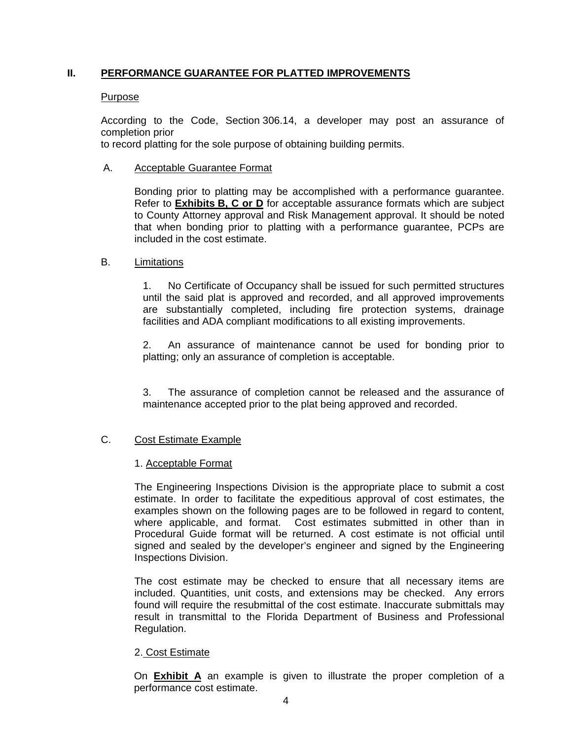## II. PERFORMANCE GUARANTEE FOR PLATTED IMPROVEMENTS

Purpose

According to the Code, Section 306.14, a developer may post an assurance of completion prior
to record platting for the sole purpose of obtaining building permits.

### A. Acceptable Guarantee Format

Bonding prior to platting may be accomplished with a performance guarantee. Refer to **Exhibits B, C or D** for acceptable assurance formats which are subject to County Attorney approval and Risk Management approval. It should be noted that when bonding prior to platting with a performance guarantee, PCPs are included in the cost estimate.

### B. Limitations

1. No Certificate of Occupancy shall be issued for such permitted structures until the said plat is approved and recorded, and all approved improvements are substantially completed, including fire protection systems, drainage facilities and ADA compliant modifications to all existing improvements.

2. An assurance of maintenance cannot be used for bonding prior to platting; only an assurance of completion is acceptable.

3. The assurance of completion cannot be released and the assurance of maintenance accepted prior to the plat being approved and recorded.

### C. Cost Estimate Example

1. Acceptable Format

The Engineering Inspections Division is the appropriate place to submit a cost estimate. In order to facilitate the expeditious approval of cost estimates, the examples shown on the following pages are to be followed in regard to content, where applicable, and format. Cost estimates submitted in other than in Procedural Guide format will be returned. A cost estimate is not official until signed and sealed by the developer's engineer and signed by the Engineering Inspections Division.

The cost estimate may be checked to ensure that all necessary items are included. Quantities, unit costs, and extensions may be checked. Any errors found will require the resubmittal of the cost estimate. Inaccurate submittals may result in transmittal to the Florida Department of Business and Professional Regulation.

2. Cost Estimate

On **Exhibit A** an example is given to illustrate the proper completion of a performance cost estimate.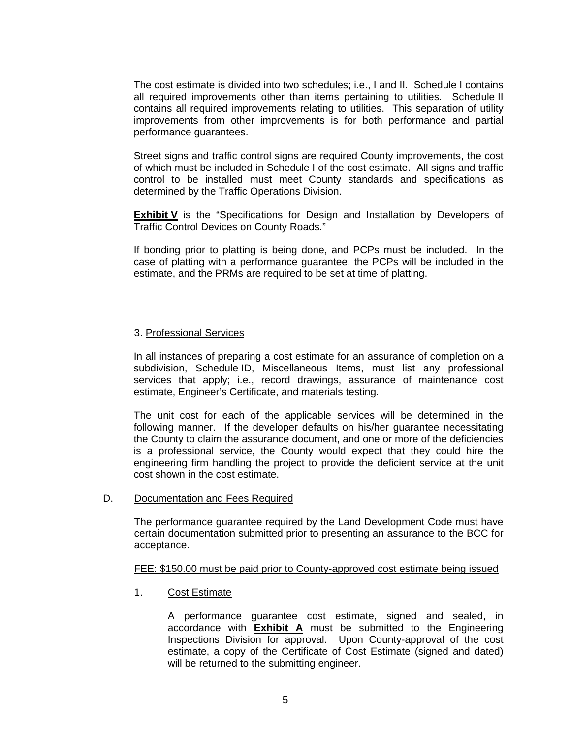The cost estimate is divided into two schedules; i.e., I and II. Schedule I contains all required improvements other than items pertaining to utilities. Schedule II contains all required improvements relating to utilities. This separation of utility improvements from other improvements is for both performance and partial performance guarantees.

Street signs and traffic control signs are required County improvements, the cost of which must be included in Schedule I of the cost estimate. All signs and traffic control to be installed must meet County standards and specifications as determined by the Traffic Operations Division.

**Exhibit V** is the "Specifications for Design and Installation by Developers of Traffic Control Devices on County Roads."

If bonding prior to platting is being done, and PCPs must be included. In the case of platting with a performance guarantee, the PCPs will be included in the estimate, and the PRMs are required to be set at time of platting.

3. Professional Services

In all instances of preparing a cost estimate for an assurance of completion on a subdivision, Schedule ID, Miscellaneous Items, must list any professional services that apply; i.e., record drawings, assurance of maintenance cost estimate, Engineer's Certificate, and materials testing.

The unit cost for each of the applicable services will be determined in the following manner. If the developer defaults on his/her guarantee necessitating the County to claim the assurance document, and one or more of the deficiencies is a professional service, the County would expect that they could hire the engineering firm handling the project to provide the deficient service at the unit cost shown in the cost estimate.

D. Documentation and Fees Required

The performance guarantee required by the Land Development Code must have certain documentation submitted prior to presenting an assurance to the BCC for acceptance.

FEE: $150.00 must be paid prior to County-approved cost estimate being issued

1. Cost Estimate

A performance guarantee cost estimate, signed and sealed, in accordance with **Exhibit A** must be submitted to the Engineering Inspections Division for approval. Upon County-approval of the cost estimate, a copy of the Certificate of Cost Estimate (signed and dated) will be returned to the submitting engineer.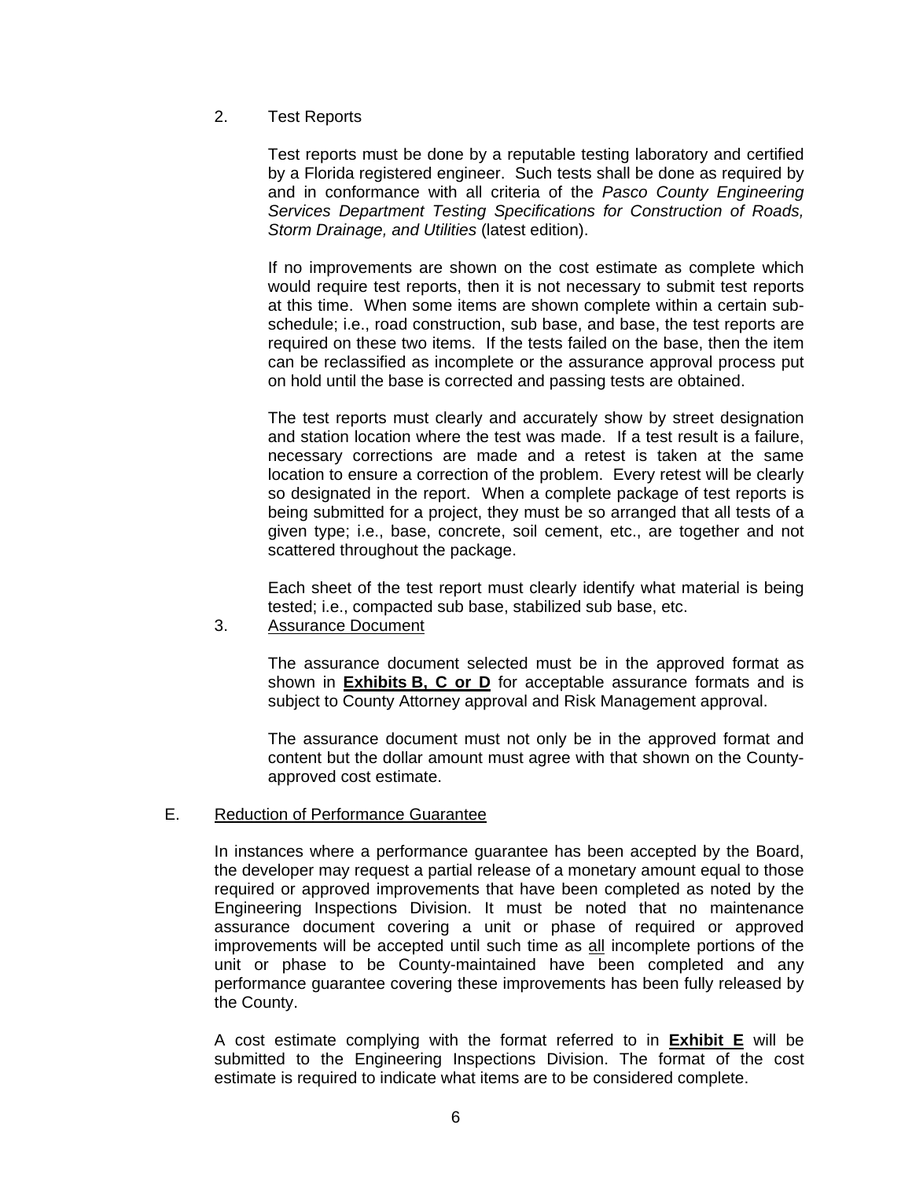2. Test Reports

Test reports must be done by a reputable testing laboratory and certified by a Florida registered engineer. Such tests shall be done as required by and in conformance with all criteria of the *Pasco County Engineering Services Department Testing Specifications for Construction of Roads, Storm Drainage, and Utilities* (latest edition).

If no improvements are shown on the cost estimate as complete which would require test reports, then it is not necessary to submit test reports at this time. When some items are shown complete within a certain sub-schedule; i.e., road construction, sub base, and base, the test reports are required on these two items. If the tests failed on the base, then the item can be reclassified as incomplete or the assurance approval process put on hold until the base is corrected and passing tests are obtained.

The test reports must clearly and accurately show by street designation and station location where the test was made. If a test result is a failure, necessary corrections are made and a retest is taken at the same location to ensure a correction of the problem. Every retest will be clearly so designated in the report. When a complete package of test reports is being submitted for a project, they must be so arranged that all tests of a given type; i.e., base, concrete, soil cement, etc., are together and not scattered throughout the package.

Each sheet of the test report must clearly identify what material is being tested; i.e., compacted sub base, stabilized sub base, etc.

3. Assurance Document

The assurance document selected must be in the approved format as shown in **Exhibits B, C or D** for acceptable assurance formats and is subject to County Attorney approval and Risk Management approval.

The assurance document must not only be in the approved format and content but the dollar amount must agree with that shown on the County-approved cost estimate.

E. Reduction of Performance Guarantee

In instances where a performance guarantee has been accepted by the Board, the developer may request a partial release of a monetary amount equal to those required or approved improvements that have been completed as noted by the Engineering Inspections Division. It must be noted that no maintenance assurance document covering a unit or phase of required or approved improvements will be accepted until such time as all incomplete portions of the unit or phase to be County-maintained have been completed and any performance guarantee covering these improvements has been fully released by the County.

A cost estimate complying with the format referred to in **Exhibit E** will be submitted to the Engineering Inspections Division. The format of the cost estimate is required to indicate what items are to be considered complete.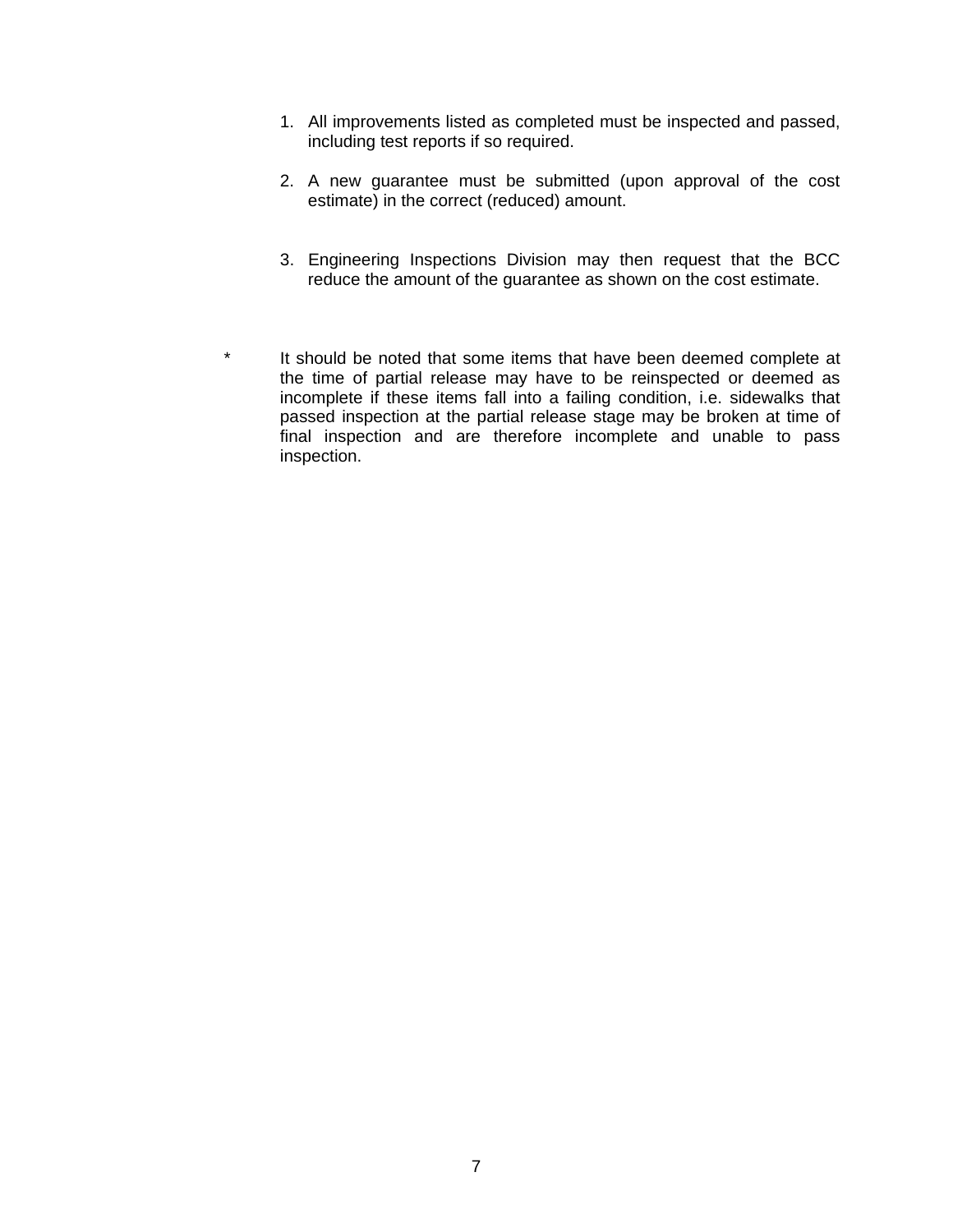1. All improvements listed as completed must be inspected and passed, including test reports if so required.

2. A new guarantee must be submitted (upon approval of the cost estimate) in the correct (reduced) amount.

3. Engineering Inspections Division may then request that the BCC reduce the amount of the guarantee as shown on the cost estimate.

\* It should be noted that some items that have been deemed complete at the time of partial release may have to be reinspected or deemed as incomplete if these items fall into a failing condition, i.e. sidewalks that passed inspection at the partial release stage may be broken at time of final inspection and are therefore incomplete and unable to pass inspection.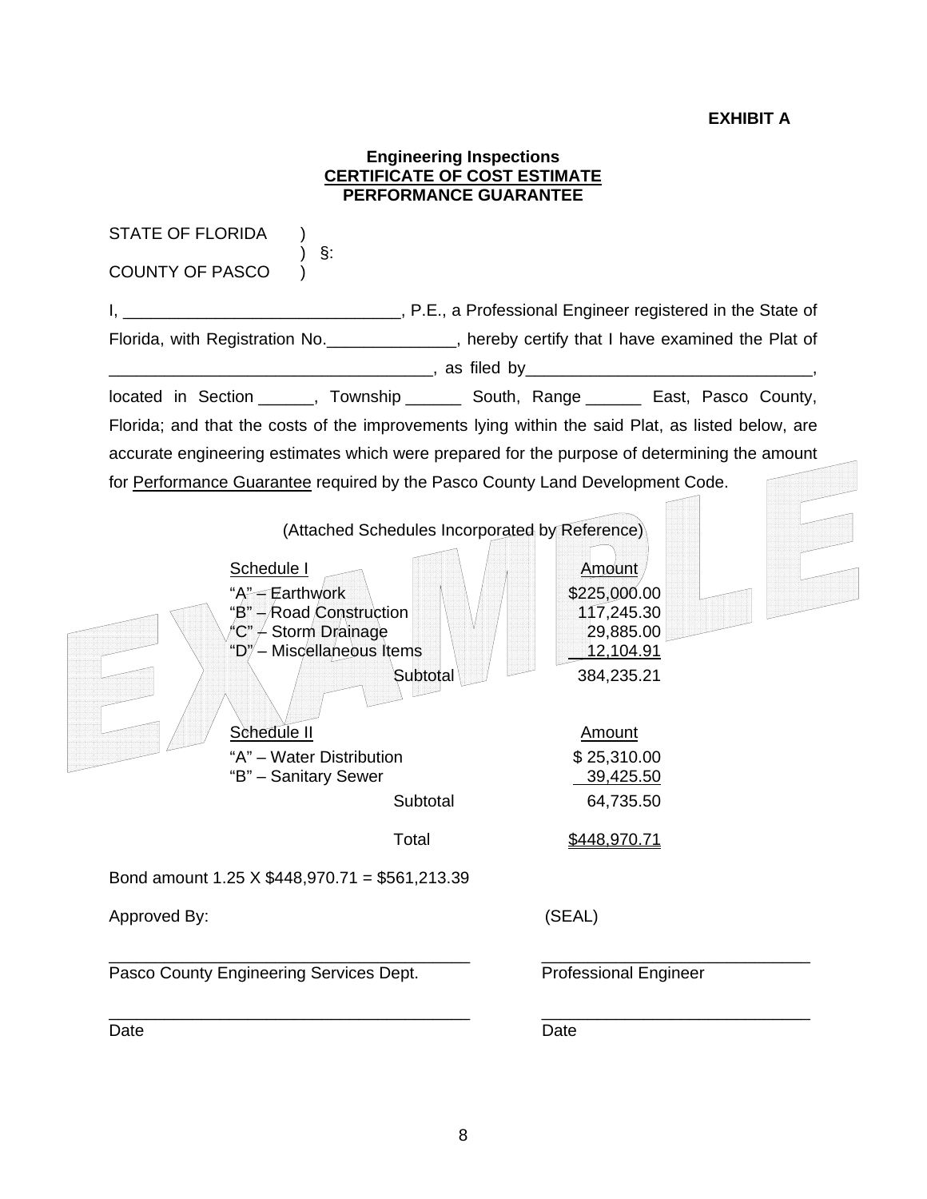**EXHIBIT A**

**Engineering Inspections**
**CERTIFICATE OF COST ESTIMATE**
**PERFORMANCE GUARANTEE**

STATE OF FLORIDA )
) §:
COUNTY OF PASCO )

I, ______________________________, P.E., a Professional Engineer registered in the State of Florida, with Registration No.______________, hereby certify that I have examined the Plat of ___________________________________, as filed by_______________________________, located in Section ______, Township ______ South, Range ______ East, Pasco County, Florida; and that the costs of the improvements lying within the said Plat, as listed below, are accurate engineering estimates which were prepared for the purpose of determining the amount for Performance Guarantee required by the Pasco County Land Development Code.

(Attached Schedules Incorporated by Reference)

| Schedule I | Amount |
|---|---|
| "A" – Earthwork | $225,000.00 |
| "B" – Road Construction | 117,245.30 |
| "C" – Storm Drainage | 29,885.00 |
| "D" – Miscellaneous Items | 12,104.91 |
| Subtotal | 384,235.21 |

| Schedule II | Amount |
|---|---|
| "A" – Water Distribution | $ 25,310.00 |
| "B" – Sanitary Sewer | 39,425.50 |
| Subtotal | 64,735.50 |
| Total | $448,970.71 |

Bond amount 1.25 X $448,970.71 = $561,213.39

Approved By: (SEAL)

_______________________________________ ______________________________
Pasco County Engineering Services Dept. Professional Engineer

_______________________________________ ______________________________
Date Date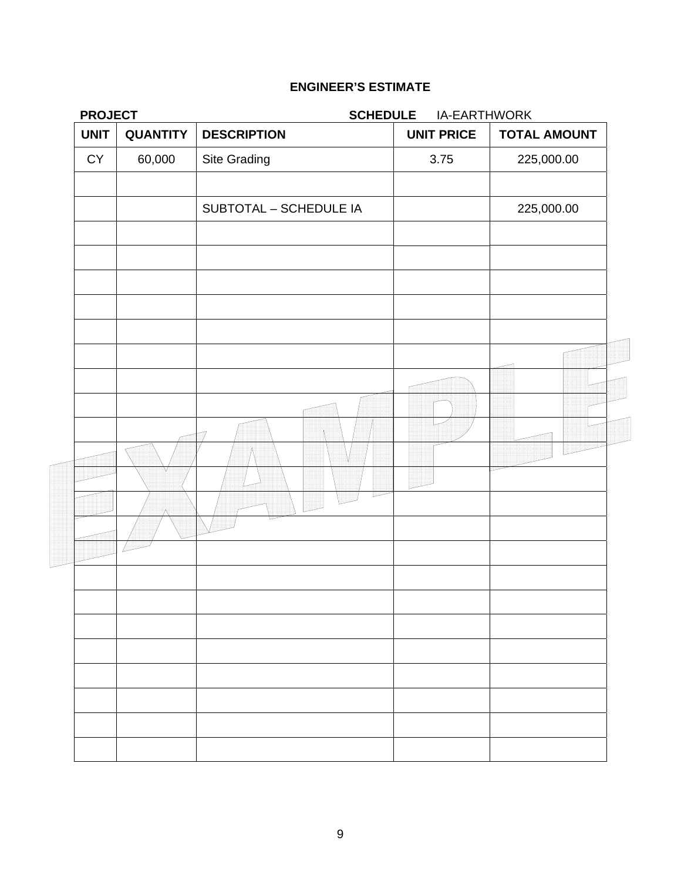**ENGINEER'S ESTIMATE**

**PROJECT** **SCHEDULE** IA-EARTHWORK

| UNIT | QUANTITY | DESCRIPTION | UNIT PRICE | TOTAL AMOUNT |
|---|---|---|---|---|
| CY | 60,000 | Site Grading | 3.75 | 225,000.00 |
| | | | | |
| | | SUBTOTAL – SCHEDULE IA | | 225,000.00 |
| | | | | |
| | | | | |
| | | | | |
| | | | | |
| | | | | |
| | | | | |
| | | | | |
| | | | | |
| | | | | |
| | | | | |
| | | | | |
| | | | | |
| | | | | |
| | | | | |
| | | | | |
| | | | | |
| | | | | |
| | | | | |
| | | | | |
| | | | | |
| | | | | |
| | | | | |

EXAMPLE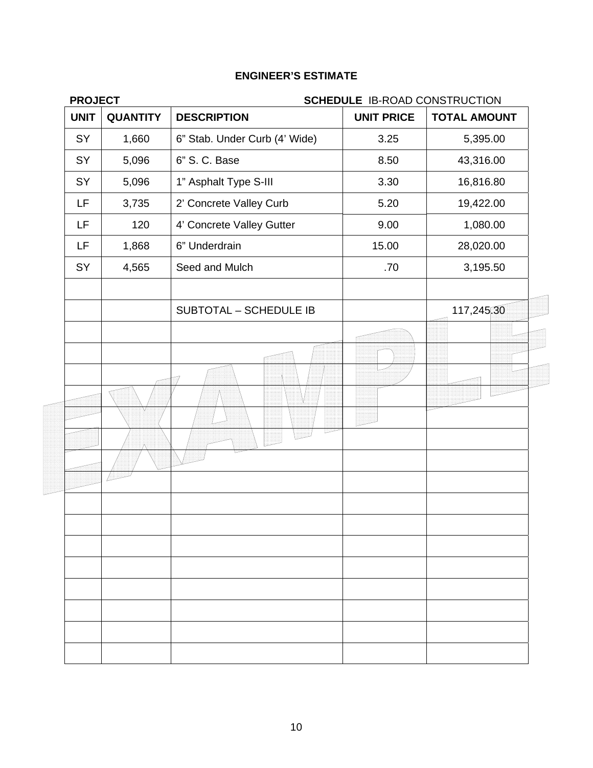## ENGINEER'S ESTIMATE

**PROJECT** **SCHEDULE** IB-ROAD CONSTRUCTION

| UNIT | QUANTITY | DESCRIPTION | UNIT PRICE | TOTAL AMOUNT |
|---|---|---|---|---|
| SY | 1,660 | 6" Stab. Under Curb (4' Wide) | 3.25 | 5,395.00 |
| SY | 5,096 | 6" S. C. Base | 8.50 | 43,316.00 |
| SY | 5,096 | 1" Asphalt Type S-III | 3.30 | 16,816.80 |
| LF | 3,735 | 2' Concrete Valley Curb | 5.20 | 19,422.00 |
| LF | 120 | 4' Concrete Valley Gutter | 9.00 | 1,080.00 |
| LF | 1,868 | 6" Underdrain | 15.00 | 28,020.00 |
| SY | 4,565 | Seed and Mulch | .70 | 3,195.50 |
| | | | | |
| | | SUBTOTAL – SCHEDULE IB | | 117,245.30 |
| | | | | |
| | | | | |
| | | | | |
| | | | | |
| | | | | |
| | | | | |
| | | | | |
| | | | | |
| | | | | |
| | | | | |
| | | | | |
| | | | | |
| | | | | |
| | | | | |
| | | | | |
| | | | | |

EXAMPLE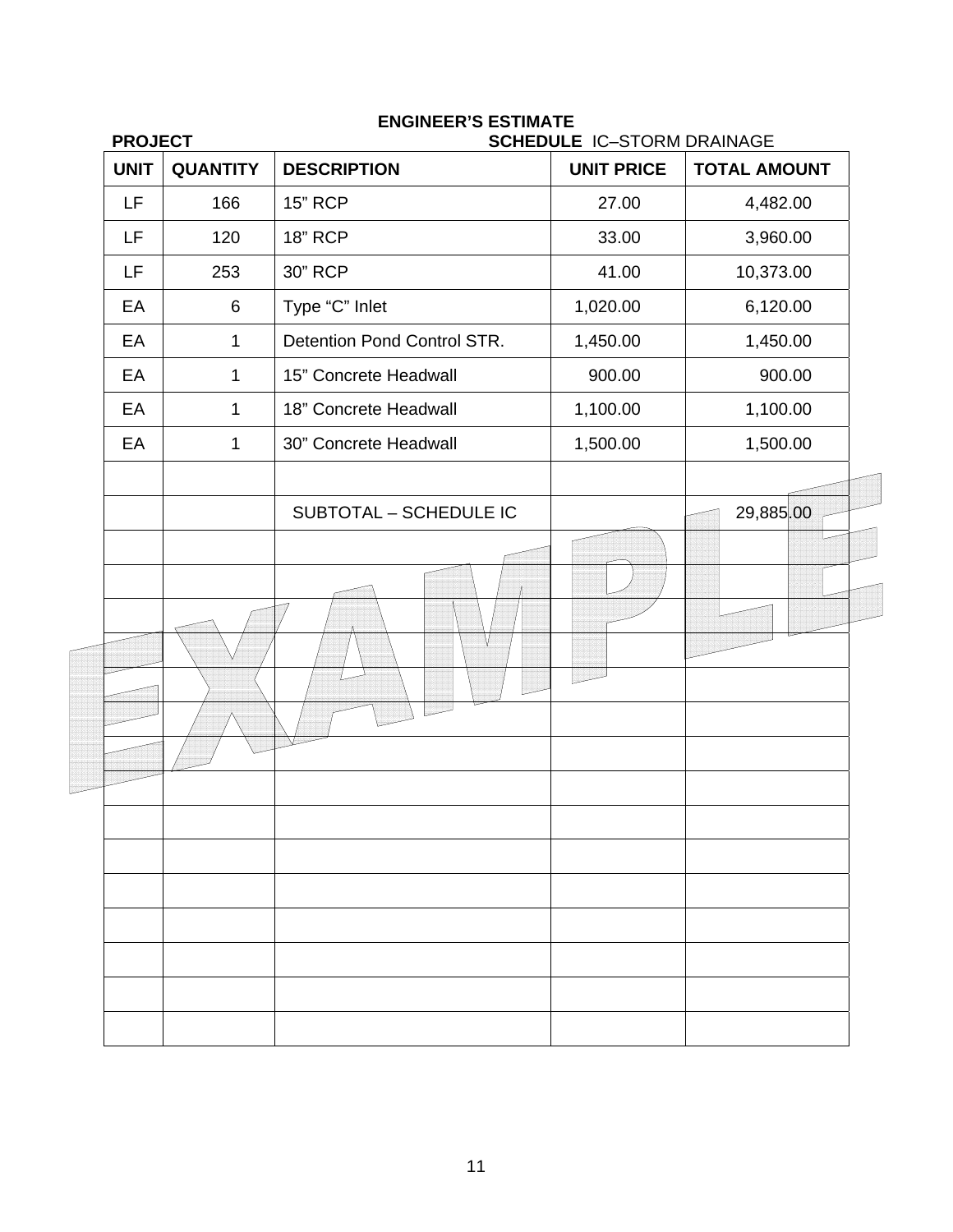**ENGINEER'S ESTIMATE**

**PROJECT** **SCHEDULE** IC–STORM DRAINAGE

| UNIT | QUANTITY | DESCRIPTION | UNIT PRICE | TOTAL AMOUNT |
|---|---|---|---|---|
| LF | 166 | 15" RCP | 27.00 | 4,482.00 |
| LF | 120 | 18" RCP | 33.00 | 3,960.00 |
| LF | 253 | 30" RCP | 41.00 | 10,373.00 |
| EA | 6 | Type "C" Inlet | 1,020.00 | 6,120.00 |
| EA | 1 | Detention Pond Control STR. | 1,450.00 | 1,450.00 |
| EA | 1 | 15" Concrete Headwall | 900.00 | 900.00 |
| EA | 1 | 18" Concrete Headwall | 1,100.00 | 1,100.00 |
| EA | 1 | 30" Concrete Headwall | 1,500.00 | 1,500.00 |
| | | | | |
| | | SUBTOTAL – SCHEDULE IC | | 29,885.00 |
| | | | | |
| | | | | |
| | | | | |
| | | | | |
| | | | | |
| | | | | |
| | | | | |
| | | | | |
| | | | | |
| | | | | |
| | | | | |
| | | | | |
| | | | | |
| | | | | |
| | | | | |

EXAMPLE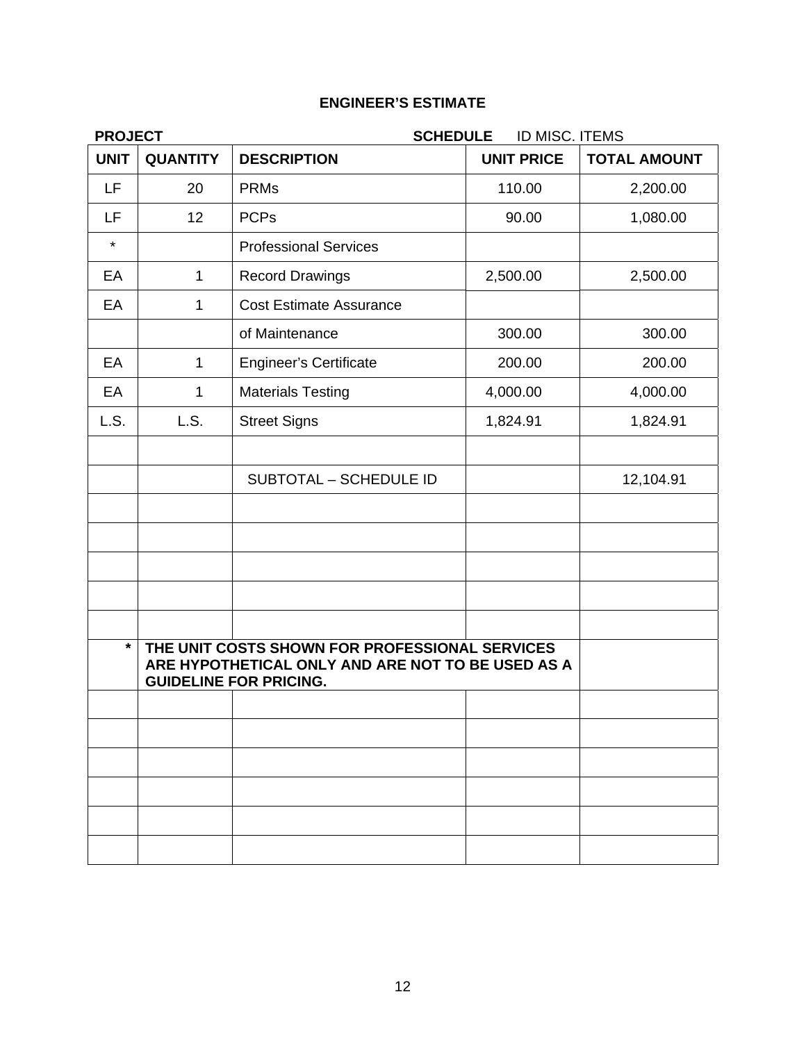# ENGINEER'S ESTIMATE

**PROJECT** **SCHEDULE** ID MISC. ITEMS

| UNIT | QUANTITY | DESCRIPTION | UNIT PRICE | TOTAL AMOUNT |
|---|---|---|---|---|
| LF | 20 | PRMs | 110.00 | 2,200.00 |
| LF | 12 | PCPs | 90.00 | 1,080.00 |
| * | | Professional Services | | |
| EA | 1 | Record Drawings | 2,500.00 | 2,500.00 |
| EA | 1 | Cost Estimate Assurance | | |
| | | of Maintenance | 300.00 | 300.00 |
| EA | 1 | Engineer's Certificate | 200.00 | 200.00 |
| EA | 1 | Materials Testing | 4,000.00 | 4,000.00 |
| L.S. | L.S. | Street Signs | 1,824.91 | 1,824.91 |
| | | | | |
| | | SUBTOTAL – SCHEDULE ID | | 12,104.91 |
| | | | | |
| | | | | |
| | | | | |
| | | | | |
| | | | | |
| * | **THE UNIT COSTS SHOWN FOR PROFESSIONAL SERVICES ARE HYPOTHETICAL ONLY AND ARE NOT TO BE USED AS A GUIDELINE FOR PRICING.** | | | |
| | | | | |
| | | | | |
| | | | | |
| | | | | |
| | | | | |
| | | | | |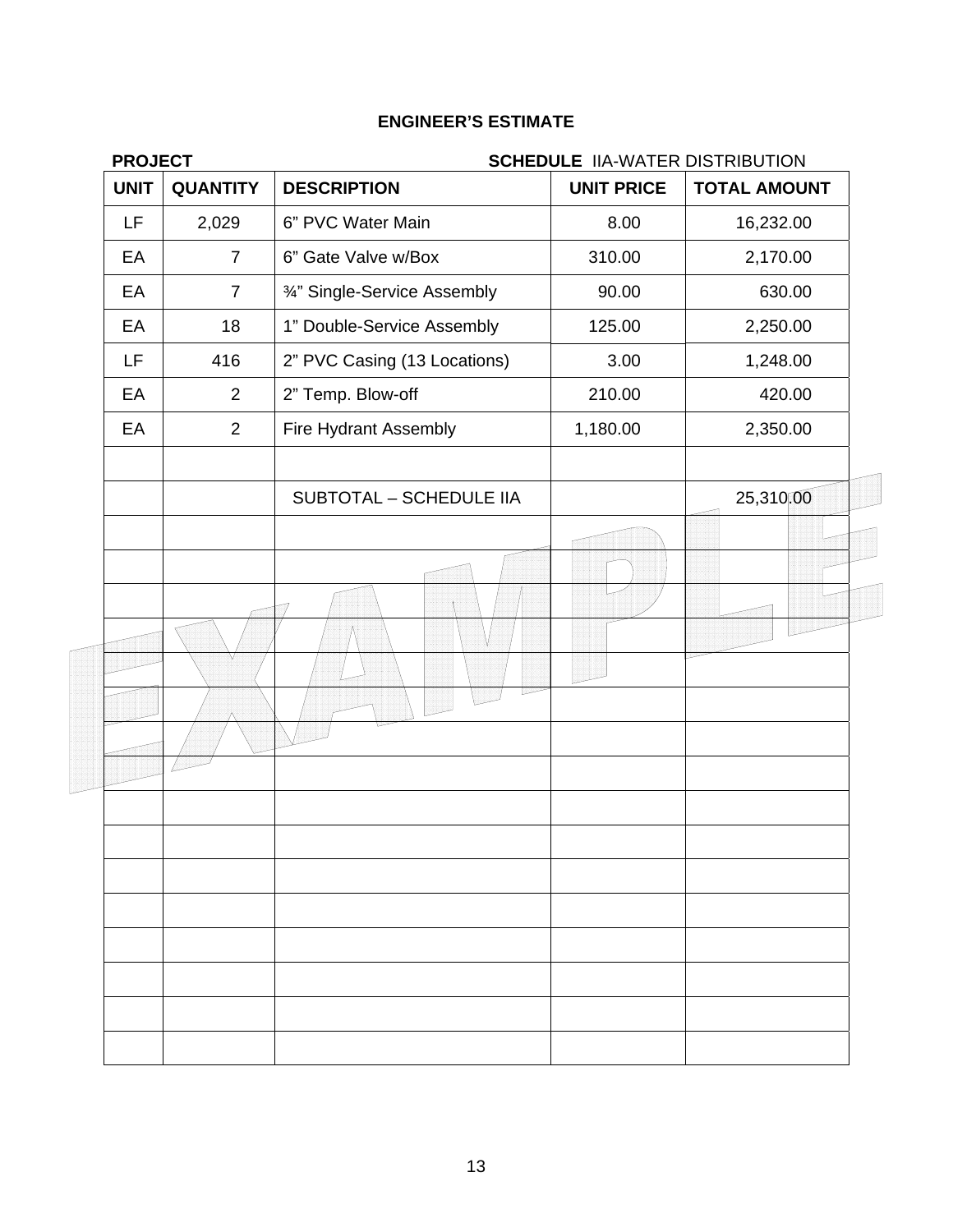**ENGINEER'S ESTIMATE**

**PROJECT** **SCHEDULE** IIA-WATER DISTRIBUTION

| UNIT | QUANTITY | DESCRIPTION | UNIT PRICE | TOTAL AMOUNT |
|---|---|---|---|---|
| LF | 2,029 | 6" PVC Water Main | 8.00 | 16,232.00 |
| EA | 7 | 6" Gate Valve w/Box | 310.00 | 2,170.00 |
| EA | 7 | ¾" Single-Service Assembly | 90.00 | 630.00 |
| EA | 18 | 1" Double-Service Assembly | 125.00 | 2,250.00 |
| LF | 416 | 2" PVC Casing (13 Locations) | 3.00 | 1,248.00 |
| EA | 2 | 2" Temp. Blow-off | 210.00 | 420.00 |
| EA | 2 | Fire Hydrant Assembly | 1,180.00 | 2,350.00 |
| | | | | |
| | | SUBTOTAL – SCHEDULE IIA | | 25,310.00 |
| | | | | |
| | | | | |
| | | | | |
| | | | | |
| | | | | |
| | | | | |
| | | | | |
| | | | | |
| | | | | |
| | | | | |
| | | | | |
| | | | | |
| | | | | |
| | | | | |
| | | | | |
| | | | | |

EXAMPLE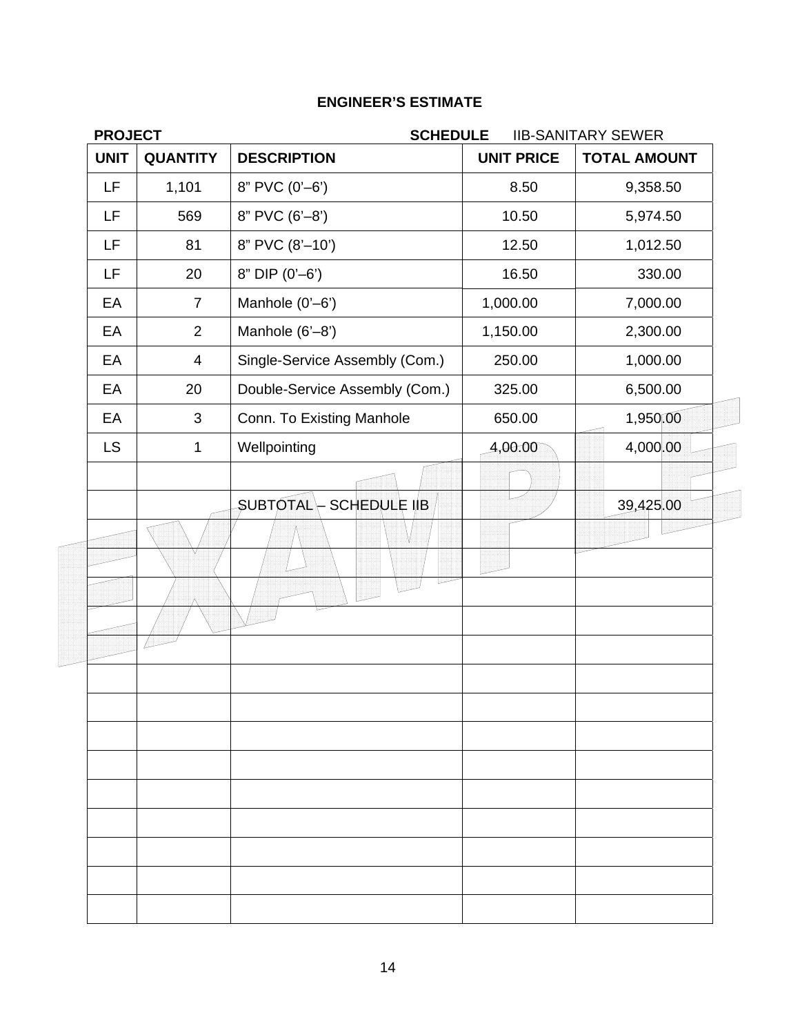**ENGINEER'S ESTIMATE**

**PROJECT** **SCHEDULE** IIB-SANITARY SEWER

| UNIT | QUANTITY | DESCRIPTION | UNIT PRICE | TOTAL AMOUNT |
|---|---|---|---|---|
| LF | 1,101 | 8" PVC (0'–6') | 8.50 | 9,358.50 |
| LF | 569 | 8" PVC (6'–8') | 10.50 | 5,974.50 |
| LF | 81 | 8" PVC (8'–10') | 12.50 | 1,012.50 |
| LF | 20 | 8" DIP (0'–6') | 16.50 | 330.00 |
| EA | 7 | Manhole (0'–6') | 1,000.00 | 7,000.00 |
| EA | 2 | Manhole (6'–8') | 1,150.00 | 2,300.00 |
| EA | 4 | Single-Service Assembly (Com.) | 250.00 | 1,000.00 |
| EA | 20 | Double-Service Assembly (Com.) | 325.00 | 6,500.00 |
| EA | 3 | Conn. To Existing Manhole | 650.00 | 1,950.00 |
| LS | 1 | Wellpointing | 4,00.00 | 4,000.00 |
| | | | | |
| | | SUBTOTAL – SCHEDULE IIB | | 39,425.00 |
| | | | | |
| | | | | |
| | | | | |
| | | | | |
| | | | | |
| | | | | |
| | | | | |
| | | | | |
| | | | | |
| | | | | |
| | | | | |
| | | | | |
| | | | | |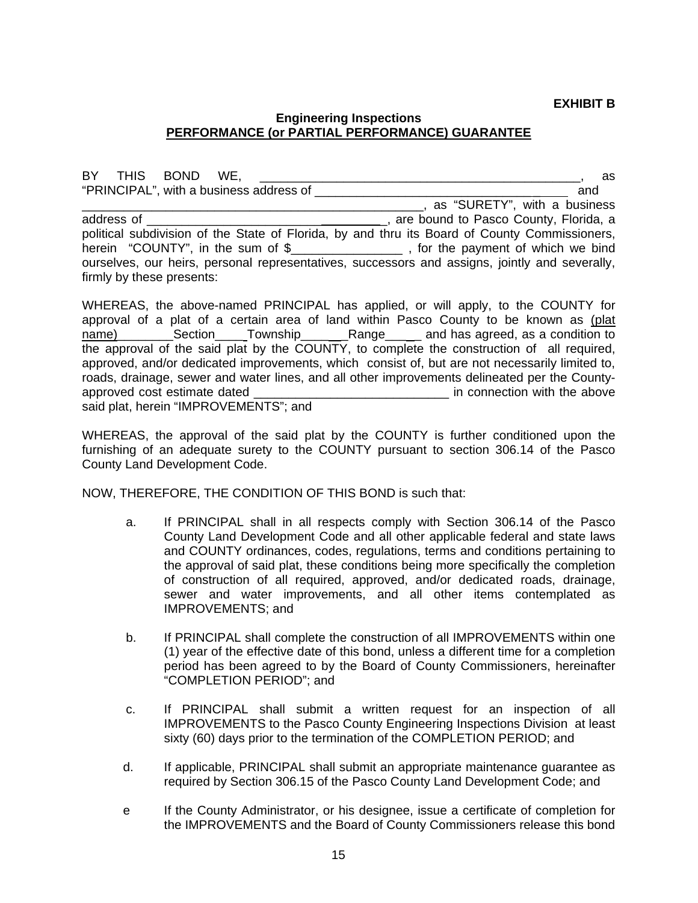**EXHIBIT B**

**Engineering Inspections**
**PERFORMANCE (or PARTIAL PERFORMANCE) GUARANTEE**

BY THIS BOND WE, _______________________________________________, as "PRINCIPAL", with a business address of ______________________________________ and _______________________________________________, as "SURETY", with a business address of _____________________________________, are bound to Pasco County, Florida, a political subdivision of the State of Florida, by and thru its Board of County Commissioners, herein "COUNTY", in the sum of $________________ , for the payment of which we bind ourselves, our heirs, personal representatives, successors and assigns, jointly and severally, firmly by these presents:

WHEREAS, the above-named PRINCIPAL has applied, or will apply, to the COUNTY for approval of a plat of a certain area of land within Pasco County to be known as (plat name)________Section____Township______Range_____ and has agreed, as a condition to the approval of the said plat by the COUNTY, to complete the construction of all required, approved, and/or dedicated improvements, which consist of, but are not necessarily limited to, roads, drainage, sewer and water lines, and all other improvements delineated per the County-approved cost estimate dated ____________________________ in connection with the above said plat, herein "IMPROVEMENTS"; and

WHEREAS, the approval of the said plat by the COUNTY is further conditioned upon the furnishing of an adequate surety to the COUNTY pursuant to section 306.14 of the Pasco County Land Development Code.

NOW, THEREFORE, THE CONDITION OF THIS BOND is such that:

a. If PRINCIPAL shall in all respects comply with Section 306.14 of the Pasco County Land Development Code and all other applicable federal and state laws and COUNTY ordinances, codes, regulations, terms and conditions pertaining to the approval of said plat, these conditions being more specifically the completion of construction of all required, approved, and/or dedicated roads, drainage, sewer and water improvements, and all other items contemplated as IMPROVEMENTS; and

b. If PRINCIPAL shall complete the construction of all IMPROVEMENTS within one (1) year of the effective date of this bond, unless a different time for a completion period has been agreed to by the Board of County Commissioners, hereinafter "COMPLETION PERIOD"; and

c. If PRINCIPAL shall submit a written request for an inspection of all IMPROVEMENTS to the Pasco County Engineering Inspections Division at least sixty (60) days prior to the termination of the COMPLETION PERIOD; and

d. If applicable, PRINCIPAL shall submit an appropriate maintenance guarantee as required by Section 306.15 of the Pasco County Land Development Code; and

e If the County Administrator, or his designee, issue a certificate of completion for the IMPROVEMENTS and the Board of County Commissioners release this bond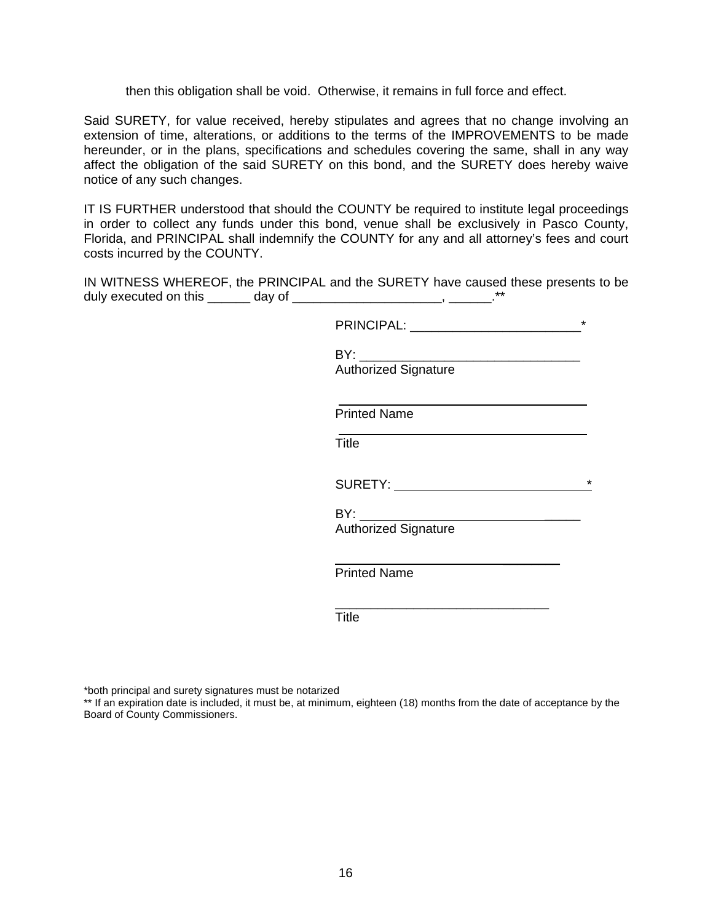then this obligation shall be void. Otherwise, it remains in full force and effect.

Said SURETY, for value received, hereby stipulates and agrees that no change involving an extension of time, alterations, or additions to the terms of the IMPROVEMENTS to be made hereunder, or in the plans, specifications and schedules covering the same, shall in any way affect the obligation of the said SURETY on this bond, and the SURETY does hereby waive notice of any such changes.

IT IS FURTHER understood that should the COUNTY be required to institute legal proceedings in order to collect any funds under this bond, venue shall be exclusively in Pasco County, Florida, and PRINCIPAL shall indemnify the COUNTY for any and all attorney's fees and court costs incurred by the COUNTY.

IN WITNESS WHEREOF, the PRINCIPAL and the SURETY have caused these presents to be duly executed on this ______ day of _____________________, ______.**

PRINCIPAL: ________________________*

BY: _______________________________
Authorized Signature

_______________________________
Printed Name

_______________________________
Title

SURETY: ___________________________*

BY: _______________________________
Authorized Signature

_______________________________
Printed Name

______________________________
Title

*both principal and surety signatures must be notarized
** If an expiration date is included, it must be, at minimum, eighteen (18) months from the date of acceptance by the Board of County Commissioners.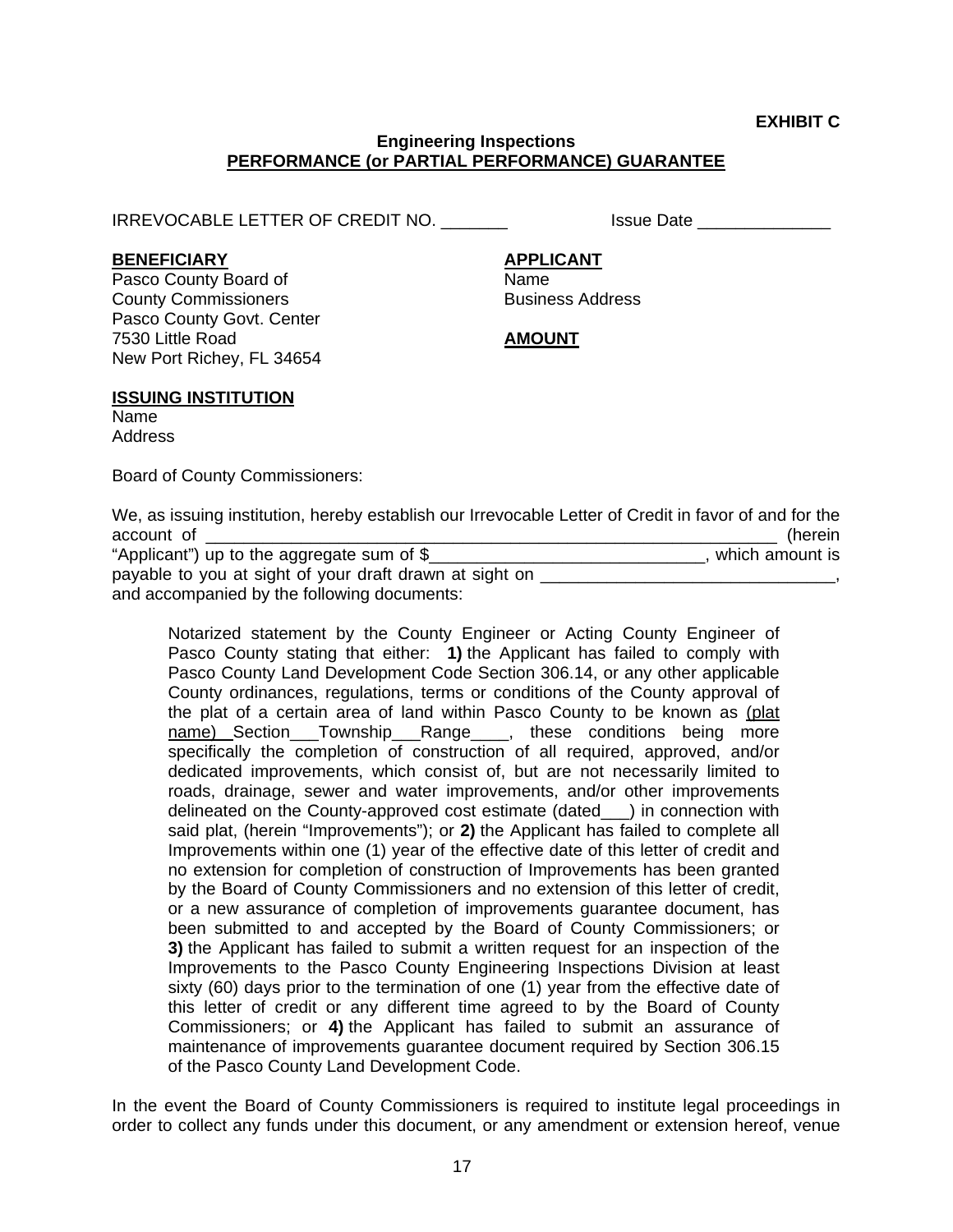**EXHIBIT C**

**Engineering Inspections**
**PERFORMANCE (or PARTIAL PERFORMANCE) GUARANTEE**

IRREVOCABLE LETTER OF CREDIT NO. _______ Issue Date ______________

**BENEFICIARY**
Pasco County Board of
County Commissioners
Pasco County Govt. Center
7530 Little Road
New Port Richey, FL 34654

**APPLICANT**
Name
Business Address

**AMOUNT**

**ISSUING INSTITUTION**
Name
Address

Board of County Commissioners:

We, as issuing institution, hereby establish our Irrevocable Letter of Credit in favor of and for the account of ______________________________________________________________ (herein "Applicant") up to the aggregate sum of $______________________________, which amount is payable to you at sight of your draft drawn at sight on _______________________________, and accompanied by the following documents:

> Notarized statement by the County Engineer or Acting County Engineer of Pasco County stating that either: **1)** the Applicant has failed to comply with Pasco County Land Development Code Section 306.14, or any other applicable County ordinances, regulations, terms or conditions of the County approval of the plat of a certain area of land within Pasco County to be known as (plat name)__Section___Township___Range____, these conditions being more specifically the completion of construction of all required, approved, and/or dedicated improvements, which consist of, but are not necessarily limited to roads, drainage, sewer and water improvements, and/or other improvements delineated on the County-approved cost estimate (dated___) in connection with said plat, (herein "Improvements"); or **2)** the Applicant has failed to complete all Improvements within one (1) year of the effective date of this letter of credit and no extension for completion of construction of Improvements has been granted by the Board of County Commissioners and no extension of this letter of credit, or a new assurance of completion of improvements guarantee document, has been submitted to and accepted by the Board of County Commissioners; or **3)** the Applicant has failed to submit a written request for an inspection of the Improvements to the Pasco County Engineering Inspections Division at least sixty (60) days prior to the termination of one (1) year from the effective date of this letter of credit or any different time agreed to by the Board of County Commissioners; or **4)** the Applicant has failed to submit an assurance of maintenance of improvements guarantee document required by Section 306.15 of the Pasco County Land Development Code.

In the event the Board of County Commissioners is required to institute legal proceedings in order to collect any funds under this document, or any amendment or extension hereof, venue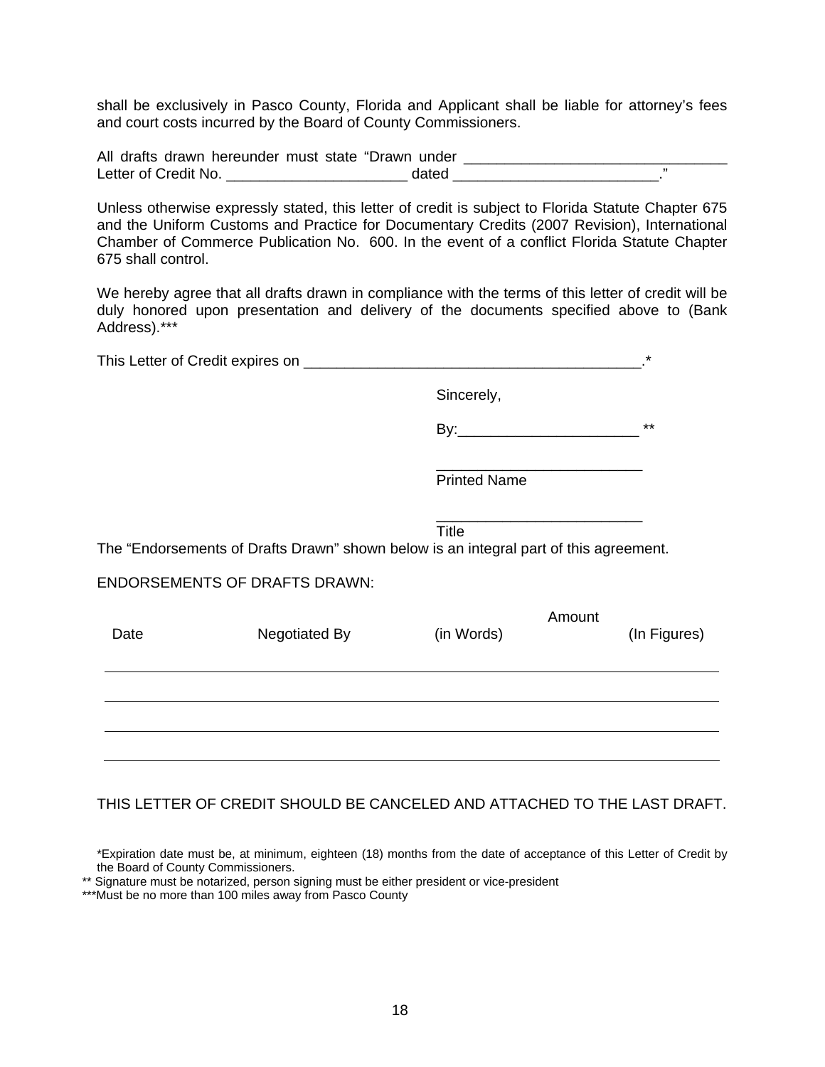shall be exclusively in Pasco County, Florida and Applicant shall be liable for attorney's fees and court costs incurred by the Board of County Commissioners.

All drafts drawn hereunder must state "Drawn under ________________________________ Letter of Credit No. ______________________ dated _________________________."

Unless otherwise expressly stated, this letter of credit is subject to Florida Statute Chapter 675 and the Uniform Customs and Practice for Documentary Credits (2007 Revision), International Chamber of Commerce Publication No. 600. In the event of a conflict Florida Statute Chapter 675 shall control.

We hereby agree that all drafts drawn in compliance with the terms of this letter of credit will be duly honored upon presentation and delivery of the documents specified above to (Bank Address).***

This Letter of Credit expires on __________________________________________.*

Sincerely,

By:______________________ **

_________________________
Printed Name

_________________________
Title

The "Endorsements of Drafts Drawn" shown below is an integral part of this agreement.

ENDORSEMENTS OF DRAFTS DRAWN:

| Date | Negotiated By | Amount (in Words) | (In Figures) |
|---|---|---|---|
| | | | |
| | | | |
| | | | |
| | | | |

THIS LETTER OF CREDIT SHOULD BE CANCELED AND ATTACHED TO THE LAST DRAFT.

*Expiration date must be, at minimum, eighteen (18) months from the date of acceptance of this Letter of Credit by the Board of County Commissioners.

** Signature must be notarized, person signing must be either president or vice-president

***Must be no more than 100 miles away from Pasco County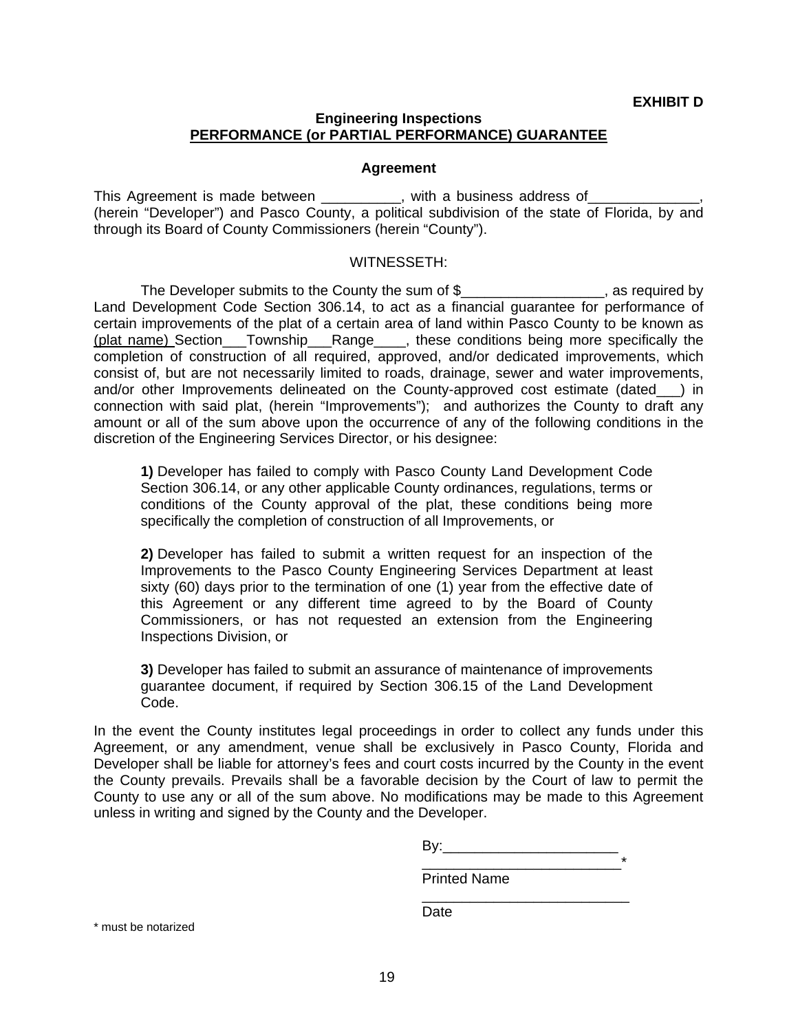**EXHIBIT D**

**Engineering Inspections**
**PERFORMANCE (or PARTIAL PERFORMANCE) GUARANTEE**

**Agreement**

This Agreement is made between __________, with a business address of______________, (herein "Developer") and Pasco County, a political subdivision of the state of Florida, by and through its Board of County Commissioners (herein "County").

WITNESSETH:

The Developer submits to the County the sum of $__________________, as required by Land Development Code Section 306.14, to act as a financial guarantee for performance of certain improvements of the plat of a certain area of land within Pasco County to be known as (plat name) Section___Township___Range____, these conditions being more specifically the completion of construction of all required, approved, and/or dedicated improvements, which consist of, but are not necessarily limited to roads, drainage, sewer and water improvements, and/or other Improvements delineated on the County-approved cost estimate (dated___) in connection with said plat, (herein "Improvements"); and authorizes the County to draft any amount or all of the sum above upon the occurrence of any of the following conditions in the discretion of the Engineering Services Director, or his designee:

> **1)** Developer has failed to comply with Pasco County Land Development Code Section 306.14, or any other applicable County ordinances, regulations, terms or conditions of the County approval of the plat, these conditions being more specifically the completion of construction of all Improvements, or
>
> **2)** Developer has failed to submit a written request for an inspection of the Improvements to the Pasco County Engineering Services Department at least sixty (60) days prior to the termination of one (1) year from the effective date of this Agreement or any different time agreed to by the Board of County Commissioners, or has not requested an extension from the Engineering Inspections Division, or
>
> **3)** Developer has failed to submit an assurance of maintenance of improvements guarantee document, if required by Section 306.15 of the Land Development Code.

In the event the County institutes legal proceedings in order to collect any funds under this Agreement, or any amendment, venue shall be exclusively in Pasco County, Florida and Developer shall be liable for attorney's fees and court costs incurred by the County in the event the County prevails. Prevails shall be a favorable decision by the Court of law to permit the County to use any or all of the sum above. No modifications may be made to this Agreement unless in writing and signed by the County and the Developer.

By:______________________

_________________________*
Printed Name

__________________________
Date

* must be notarized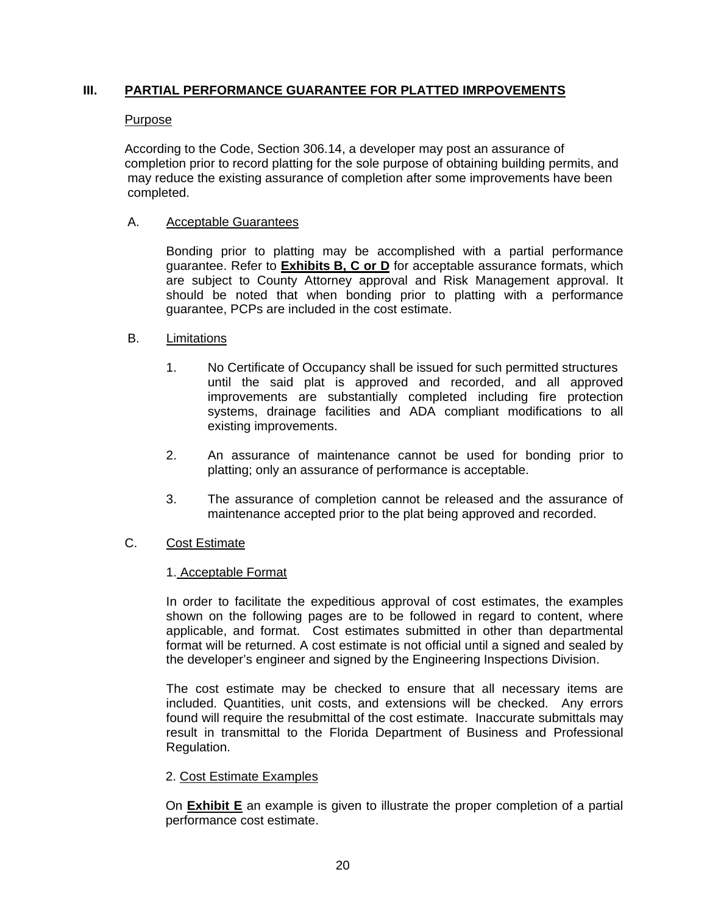## III. PARTIAL PERFORMANCE GUARANTEE FOR PLATTED IMRPOVEMENTS

Purpose

According to the Code, Section 306.14, a developer may post an assurance of completion prior to record platting for the sole purpose of obtaining building permits, and may reduce the existing assurance of completion after some improvements have been completed.

### A. Acceptable Guarantees

Bonding prior to platting may be accomplished with a partial performance guarantee. Refer to **Exhibits B, C or D** for acceptable assurance formats, which are subject to County Attorney approval and Risk Management approval. It should be noted that when bonding prior to platting with a performance guarantee, PCPs are included in the cost estimate.

### B. Limitations

1. No Certificate of Occupancy shall be issued for such permitted structures until the said plat is approved and recorded, and all approved improvements are substantially completed including fire protection systems, drainage facilities and ADA compliant modifications to all existing improvements.

2. An assurance of maintenance cannot be used for bonding prior to platting; only an assurance of performance is acceptable.

3. The assurance of completion cannot be released and the assurance of maintenance accepted prior to the plat being approved and recorded.

### C. Cost Estimate

1. Acceptable Format

In order to facilitate the expeditious approval of cost estimates, the examples shown on the following pages are to be followed in regard to content, where applicable, and format. Cost estimates submitted in other than departmental format will be returned. A cost estimate is not official until a signed and sealed by the developer's engineer and signed by the Engineering Inspections Division.

The cost estimate may be checked to ensure that all necessary items are included. Quantities, unit costs, and extensions will be checked. Any errors found will require the resubmittal of the cost estimate. Inaccurate submittals may result in transmittal to the Florida Department of Business and Professional Regulation.

2. Cost Estimate Examples

On **Exhibit E** an example is given to illustrate the proper completion of a partial performance cost estimate.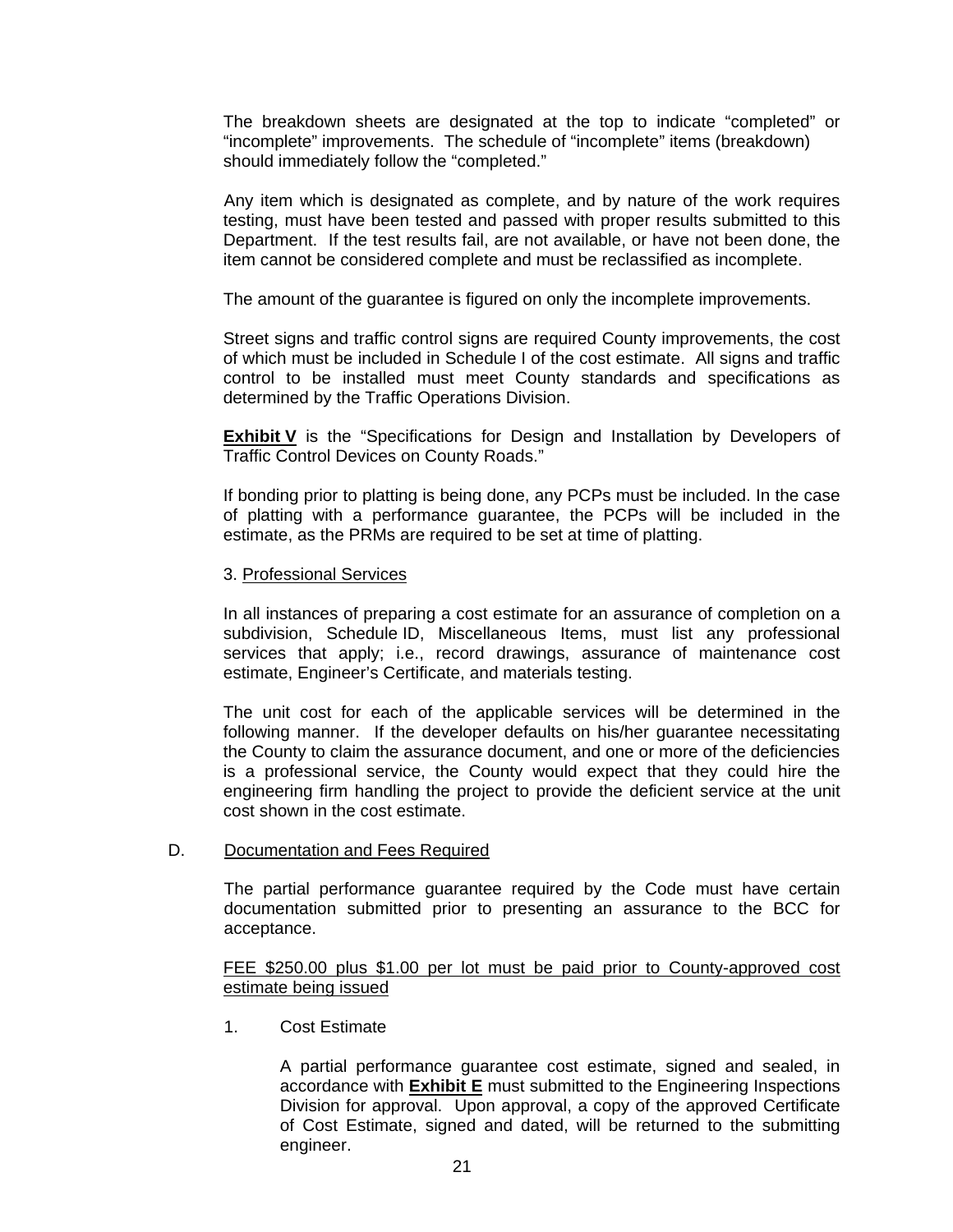The breakdown sheets are designated at the top to indicate “completed” or “incomplete” improvements. The schedule of “incomplete” items (breakdown) should immediately follow the “completed.”

Any item which is designated as complete, and by nature of the work requires testing, must have been tested and passed with proper results submitted to this Department. If the test results fail, are not available, or have not been done, the item cannot be considered complete and must be reclassified as incomplete.

The amount of the guarantee is figured on only the incomplete improvements.

Street signs and traffic control signs are required County improvements, the cost of which must be included in Schedule I of the cost estimate. All signs and traffic control to be installed must meet County standards and specifications as determined by the Traffic Operations Division.

**Exhibit V** is the “Specifications for Design and Installation by Developers of Traffic Control Devices on County Roads.”

If bonding prior to platting is being done, any PCPs must be included. In the case of platting with a performance guarantee, the PCPs will be included in the estimate, as the PRMs are required to be set at time of platting.

3. Professional Services

In all instances of preparing a cost estimate for an assurance of completion on a subdivision, Schedule ID, Miscellaneous Items, must list any professional services that apply; i.e., record drawings, assurance of maintenance cost estimate, Engineer’s Certificate, and materials testing.

The unit cost for each of the applicable services will be determined in the following manner. If the developer defaults on his/her guarantee necessitating the County to claim the assurance document, and one or more of the deficiencies is a professional service, the County would expect that they could hire the engineering firm handling the project to provide the deficient service at the unit cost shown in the cost estimate.

D. Documentation and Fees Required

The partial performance guarantee required by the Code must have certain documentation submitted prior to presenting an assurance to the BCC for acceptance.

FEE $250.00 plus $1.00 per lot must be paid prior to County-approved cost estimate being issued

1. Cost Estimate

A partial performance guarantee cost estimate, signed and sealed, in accordance with **Exhibit E** must submitted to the Engineering Inspections Division for approval. Upon approval, a copy of the approved Certificate of Cost Estimate, signed and dated, will be returned to the submitting engineer.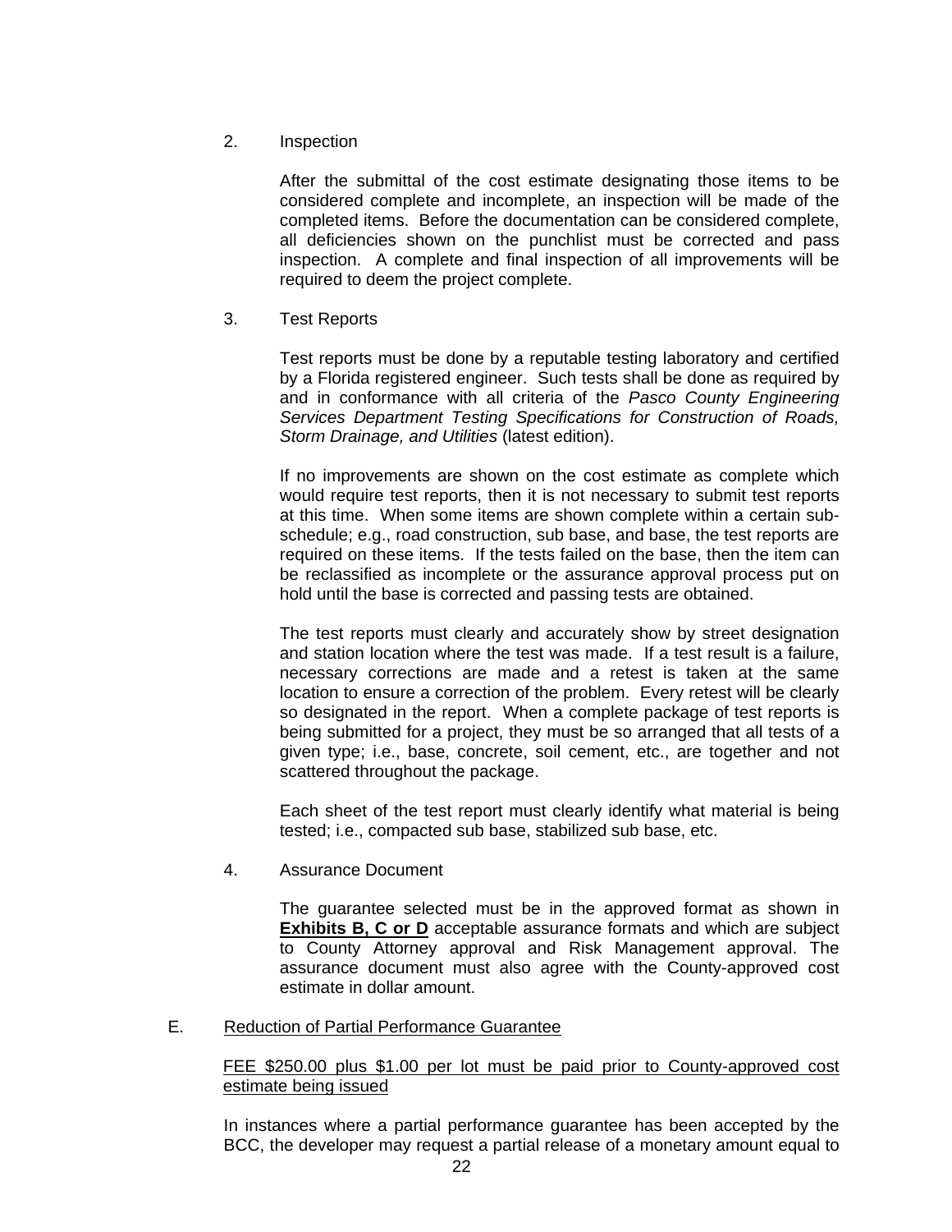2. Inspection

After the submittal of the cost estimate designating those items to be considered complete and incomplete, an inspection will be made of the completed items. Before the documentation can be considered complete, all deficiencies shown on the punchlist must be corrected and pass inspection. A complete and final inspection of all improvements will be required to deem the project complete.

3. Test Reports

Test reports must be done by a reputable testing laboratory and certified by a Florida registered engineer. Such tests shall be done as required by and in conformance with all criteria of the *Pasco County Engineering Services Department Testing Specifications for Construction of Roads, Storm Drainage, and Utilities* (latest edition).

If no improvements are shown on the cost estimate as complete which would require test reports, then it is not necessary to submit test reports at this time. When some items are shown complete within a certain sub-schedule; e.g., road construction, sub base, and base, the test reports are required on these items. If the tests failed on the base, then the item can be reclassified as incomplete or the assurance approval process put on hold until the base is corrected and passing tests are obtained.

The test reports must clearly and accurately show by street designation and station location where the test was made. If a test result is a failure, necessary corrections are made and a retest is taken at the same location to ensure a correction of the problem. Every retest will be clearly so designated in the report. When a complete package of test reports is being submitted for a project, they must be so arranged that all tests of a given type; i.e., base, concrete, soil cement, etc., are together and not scattered throughout the package.

Each sheet of the test report must clearly identify what material is being tested; i.e., compacted sub base, stabilized sub base, etc.

4. Assurance Document

The guarantee selected must be in the approved format as shown in **Exhibits B, C or D** acceptable assurance formats and which are subject to County Attorney approval and Risk Management approval. The assurance document must also agree with the County-approved cost estimate in dollar amount.

E. Reduction of Partial Performance Guarantee

FEE $250.00 plus $1.00 per lot must be paid prior to County-approved cost estimate being issued

In instances where a partial performance guarantee has been accepted by the BCC, the developer may request a partial release of a monetary amount equal to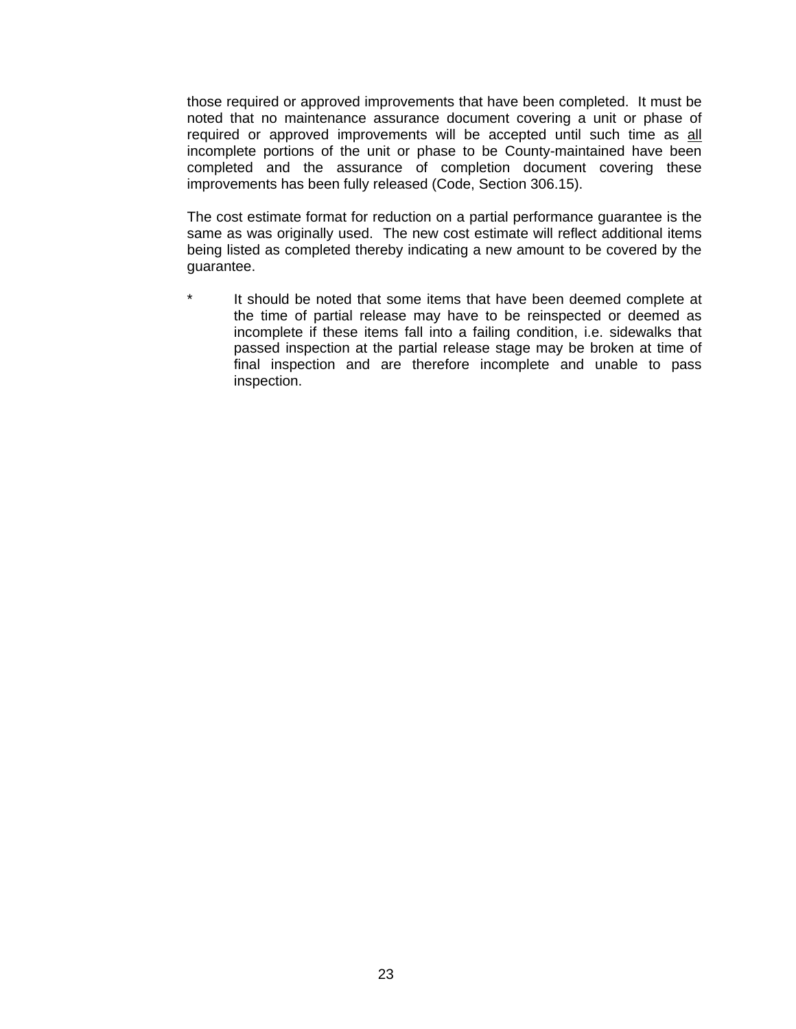those required or approved improvements that have been completed. It must be noted that no maintenance assurance document covering a unit or phase of required or approved improvements will be accepted until such time as <u>all</u> incomplete portions of the unit or phase to be County-maintained have been completed and the assurance of completion document covering these improvements has been fully released (Code, Section 306.15).

The cost estimate format for reduction on a partial performance guarantee is the same as was originally used. The new cost estimate will reflect additional items being listed as completed thereby indicating a new amount to be covered by the guarantee.

\* It should be noted that some items that have been deemed complete at the time of partial release may have to be reinspected or deemed as incomplete if these items fall into a failing condition, i.e. sidewalks that passed inspection at the partial release stage may be broken at time of final inspection and are therefore incomplete and unable to pass inspection.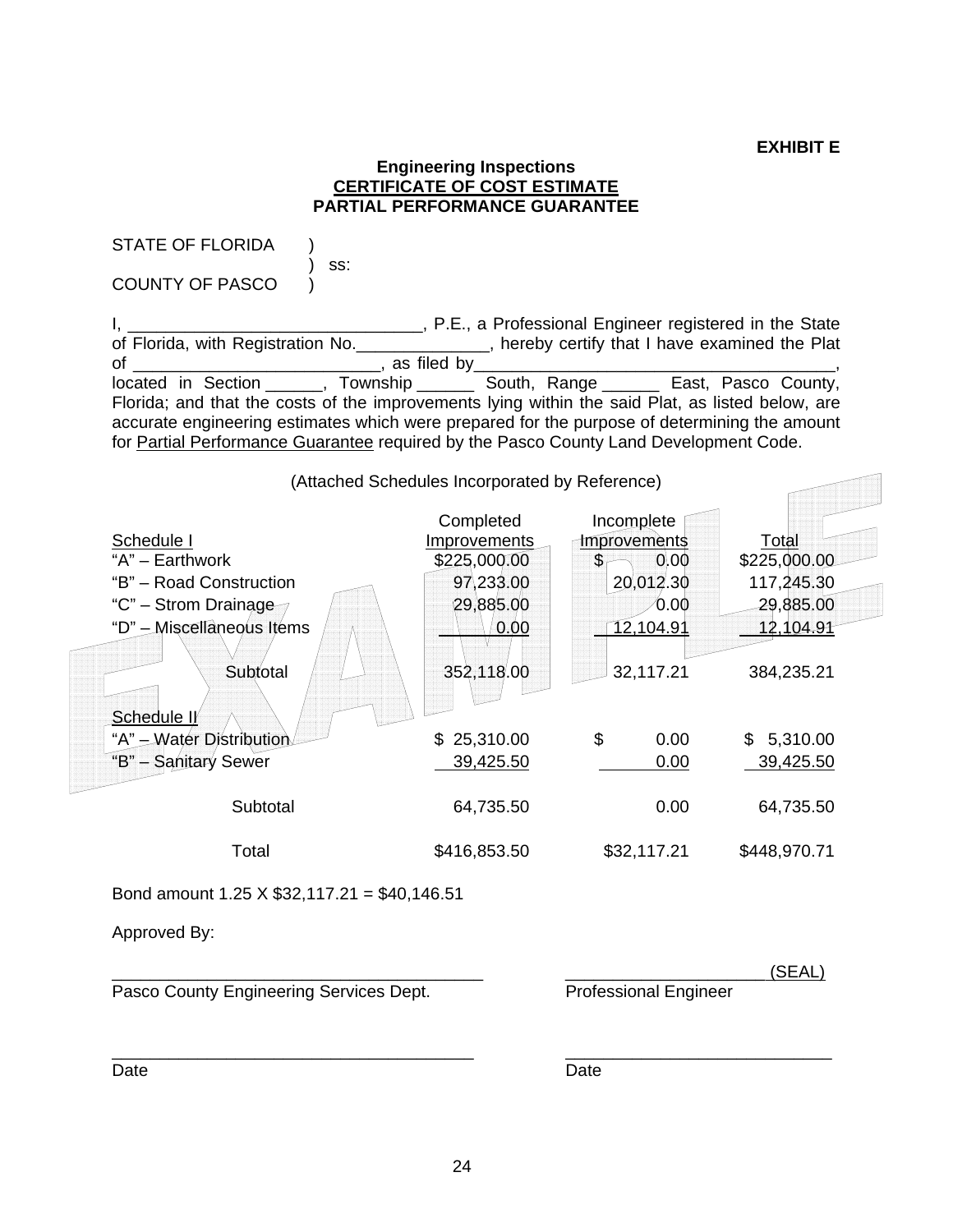**EXHIBIT E**

**Engineering Inspections**
**CERTIFICATE OF COST ESTIMATE**
**PARTIAL PERFORMANCE GUARANTEE**

STATE OF FLORIDA )
) ss:
COUNTY OF PASCO )

I, ______________________________, P.E., a Professional Engineer registered in the State of Florida, with Registration No.______________, hereby certify that I have examined the Plat of _________________________, as filed by____________________________________, located in Section ______, Township ______ South, Range ______ East, Pasco County, Florida; and that the costs of the improvements lying within the said Plat, as listed below, are accurate engineering estimates which were prepared for the purpose of determining the amount for Partial Performance Guarantee required by the Pasco County Land Development Code.

(Attached Schedules Incorporated by Reference)

| Schedule I | Completed Improvements | Incomplete Improvements | Total |
|---|---|---|---|
| "A" – Earthwork | $225,000.00 | $ 0.00 | $225,000.00 |
| "B" – Road Construction | 97,233.00 | 20,012.30 | 117,245.30 |
| "C" – Strom Drainage | 29,885.00 | 0.00 | 29,885.00 |
| "D" – Miscellaneous Items | 0.00 | 12,104.91 | 12,104.91 |
| Subtotal | 352,118.00 | 32,117.21 | 384,235.21 |
| **Schedule II** | | | |
| "A" – Water Distribution | $ 25,310.00 | $ 0.00 | $ 5,310.00 |
| "B" – Sanitary Sewer | 39,425.50 | 0.00 | 39,425.50 |
| Subtotal | 64,735.50 | 0.00 | 64,735.50 |
| Total | $416,853.50 | $32,117.21 | $448,970.71 |

Bond amount 1.25 X $32,117.21 = $40,146.51

Approved By:

_____________________________________ ____________________(SEAL)
Pasco County Engineering Services Dept. Professional Engineer

_____________________________________ ____________________________
Date Date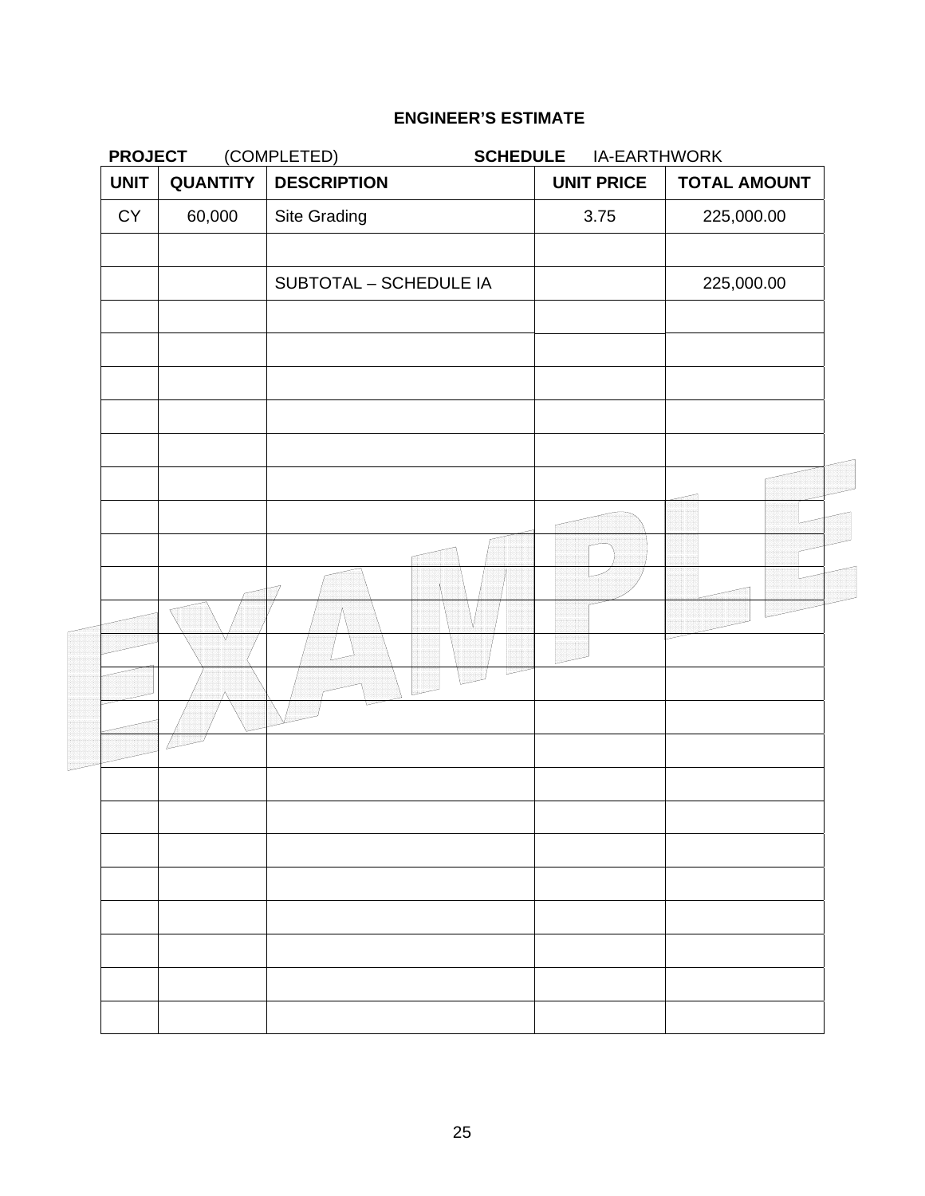**ENGINEER'S ESTIMATE**

**PROJECT** (COMPLETED) **SCHEDULE** IA-EARTHWORK

| UNIT | QUANTITY | DESCRIPTION | UNIT PRICE | TOTAL AMOUNT |
|---|---|---|---|---|
| CY | 60,000 | Site Grading | 3.75 | 225,000.00 |
| | | | | |
| | | SUBTOTAL – SCHEDULE IA | | 225,000.00 |
| | | | | |
| | | | | |
| | | | | |
| | | | | |
| | | | | |
| | | | | |
| | | | | |
| | | | | |
| | | | | |
| | | | | |
| | | | | |
| | | | | |
| | | | | |
| | | | | |
| | | | | |
| | | | | |
| | | | | |
| | | | | |
| | | | | |
| | | | | |
| | | | | |
| | | | | |

EXAMPLE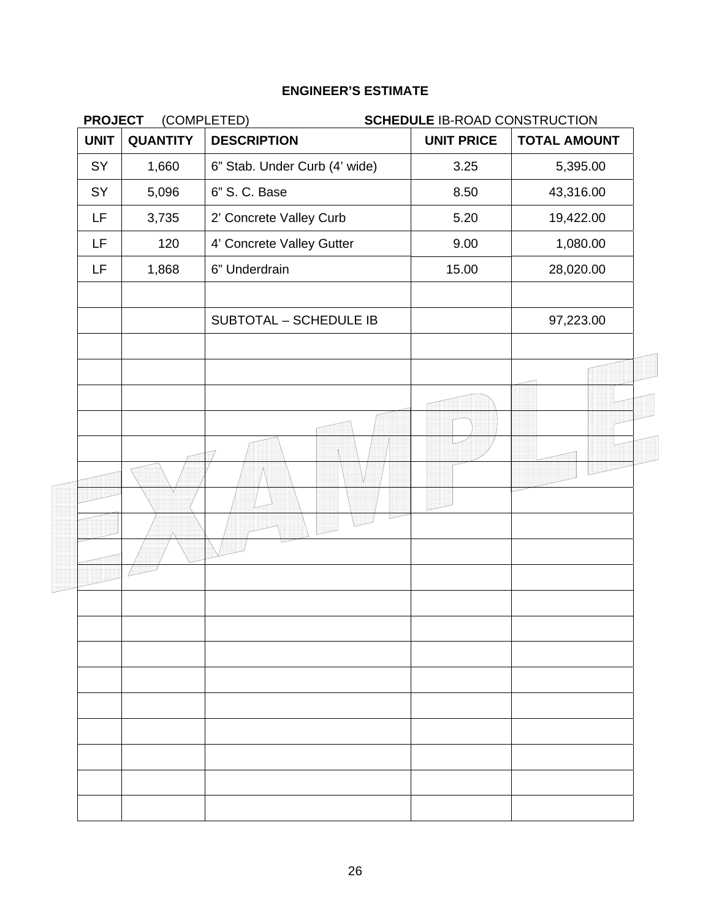## ENGINEER'S ESTIMATE

**PROJECT** (COMPLETED) **SCHEDULE** IB-ROAD CONSTRUCTION

| UNIT | QUANTITY | DESCRIPTION | UNIT PRICE | TOTAL AMOUNT |
|---|---|---|---|---|
| SY | 1,660 | 6" Stab. Under Curb (4' wide) | 3.25 | 5,395.00 |
| SY | 5,096 | 6" S. C. Base | 8.50 | 43,316.00 |
| LF | 3,735 | 2' Concrete Valley Curb | 5.20 | 19,422.00 |
| LF | 120 | 4' Concrete Valley Gutter | 9.00 | 1,080.00 |
| LF | 1,868 | 6" Underdrain | 15.00 | 28,020.00 |
| | | | | |
| | | SUBTOTAL – SCHEDULE IB | | 97,223.00 |

EXAMPLE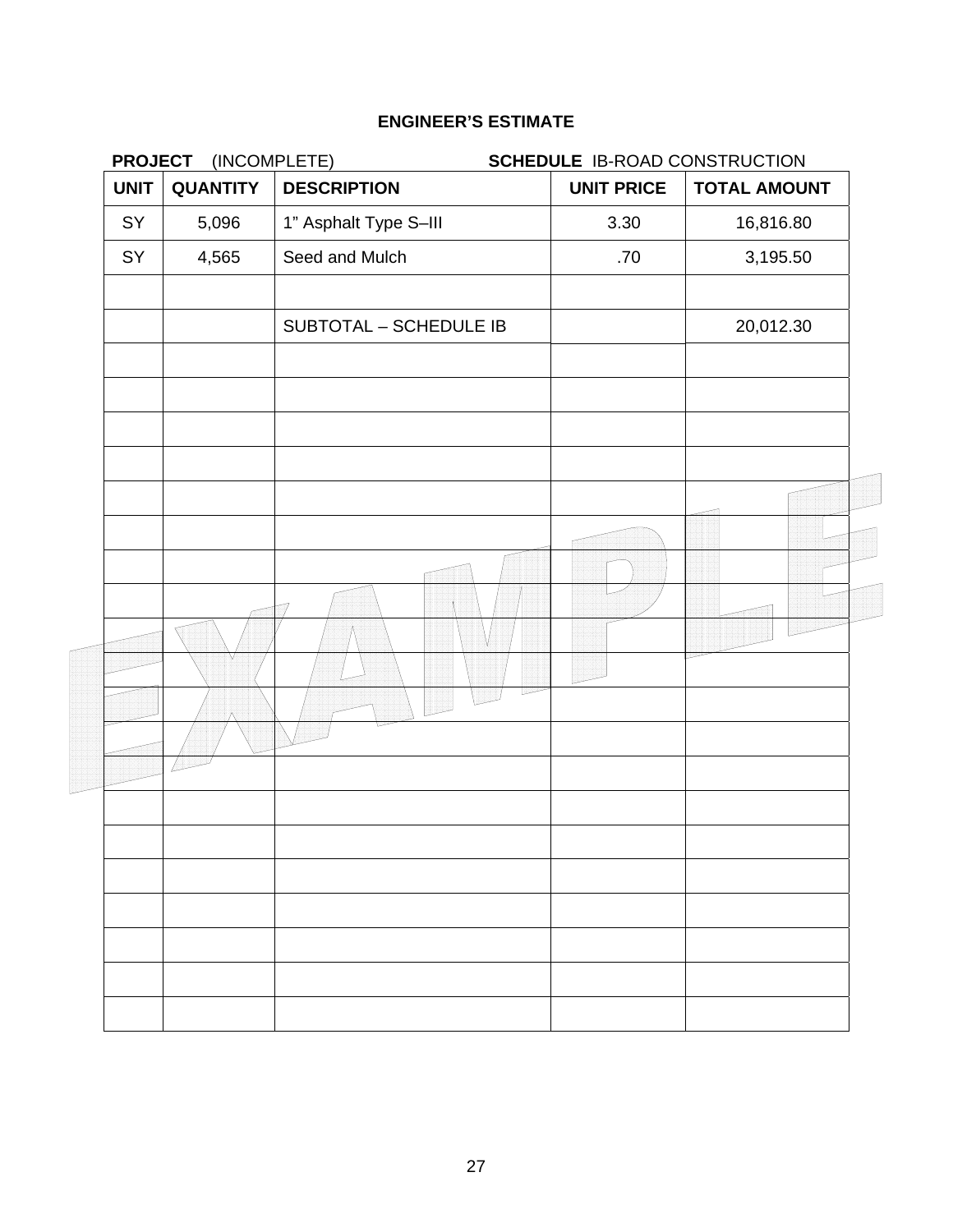**ENGINEER'S ESTIMATE**

**PROJECT** (INCOMPLETE) **SCHEDULE** IB-ROAD CONSTRUCTION

| UNIT | QUANTITY | DESCRIPTION | UNIT PRICE | TOTAL AMOUNT |
|---|---|---|---|---|
| SY | 5,096 | 1" Asphalt Type S–III | 3.30 | 16,816.80 |
| SY | 4,565 | Seed and Mulch | .70 | 3,195.50 |
| | | | | |
| | | SUBTOTAL – SCHEDULE IB | | 20,012.30 |
| | | | | |
| | | | | |
| | | | | |
| | | | | |
| | | | | |
| | | | | |
| | | | | |
| | | | | |
| | | | | |
| | | | | |
| | | | | |
| | | | | |
| | | | | |
| | | | | |
| | | | | |
| | | | | |
| | | | | |
| | | | | |
| | | | | |
| | | | | |

EXAMPLE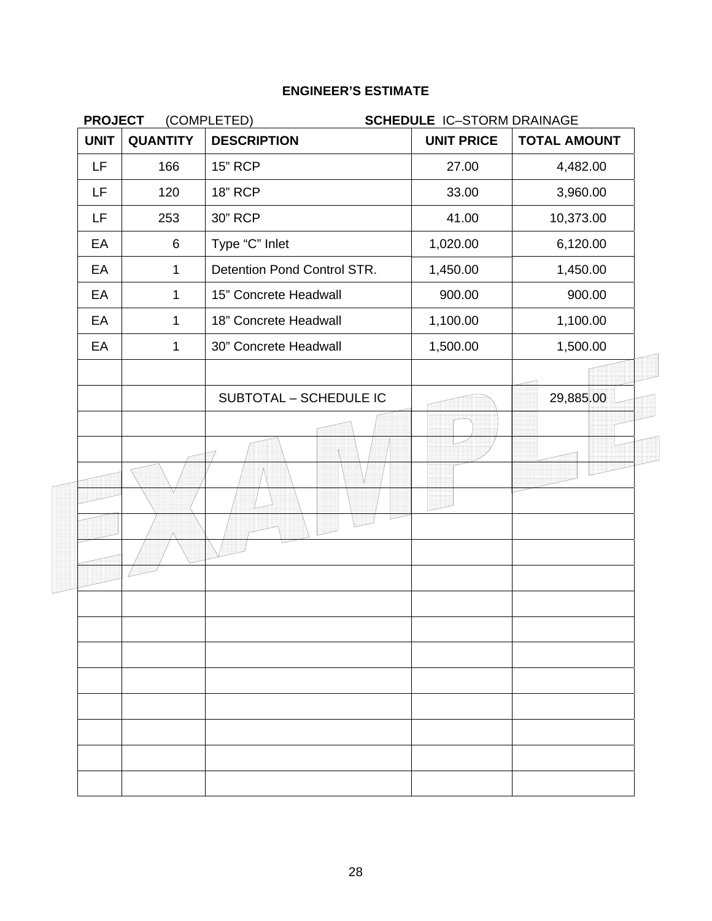**ENGINEER'S ESTIMATE**

**PROJECT** (COMPLETED) **SCHEDULE** IC–STORM DRAINAGE

| UNIT | QUANTITY | DESCRIPTION | UNIT PRICE | TOTAL AMOUNT |
|---|---|---|---|---|
| LF | 166 | 15" RCP | 27.00 | 4,482.00 |
| LF | 120 | 18" RCP | 33.00 | 3,960.00 |
| LF | 253 | 30" RCP | 41.00 | 10,373.00 |
| EA | 6 | Type "C" Inlet | 1,020.00 | 6,120.00 |
| EA | 1 | Detention Pond Control STR. | 1,450.00 | 1,450.00 |
| EA | 1 | 15" Concrete Headwall | 900.00 | 900.00 |
| EA | 1 | 18" Concrete Headwall | 1,100.00 | 1,100.00 |
| EA | 1 | 30" Concrete Headwall | 1,500.00 | 1,500.00 |
| | | | | |
| | | SUBTOTAL – SCHEDULE IC | | 29,885.00 |
| | | | | |
| | | | | |
| | | | | |
| | | | | |
| | | | | |
| | | | | |
| | | | | |
| | | | | |
| | | | | |
| | | | | |
| | | | | |
| | | | | |
| | | | | |
| | | | | |

EXAMPLE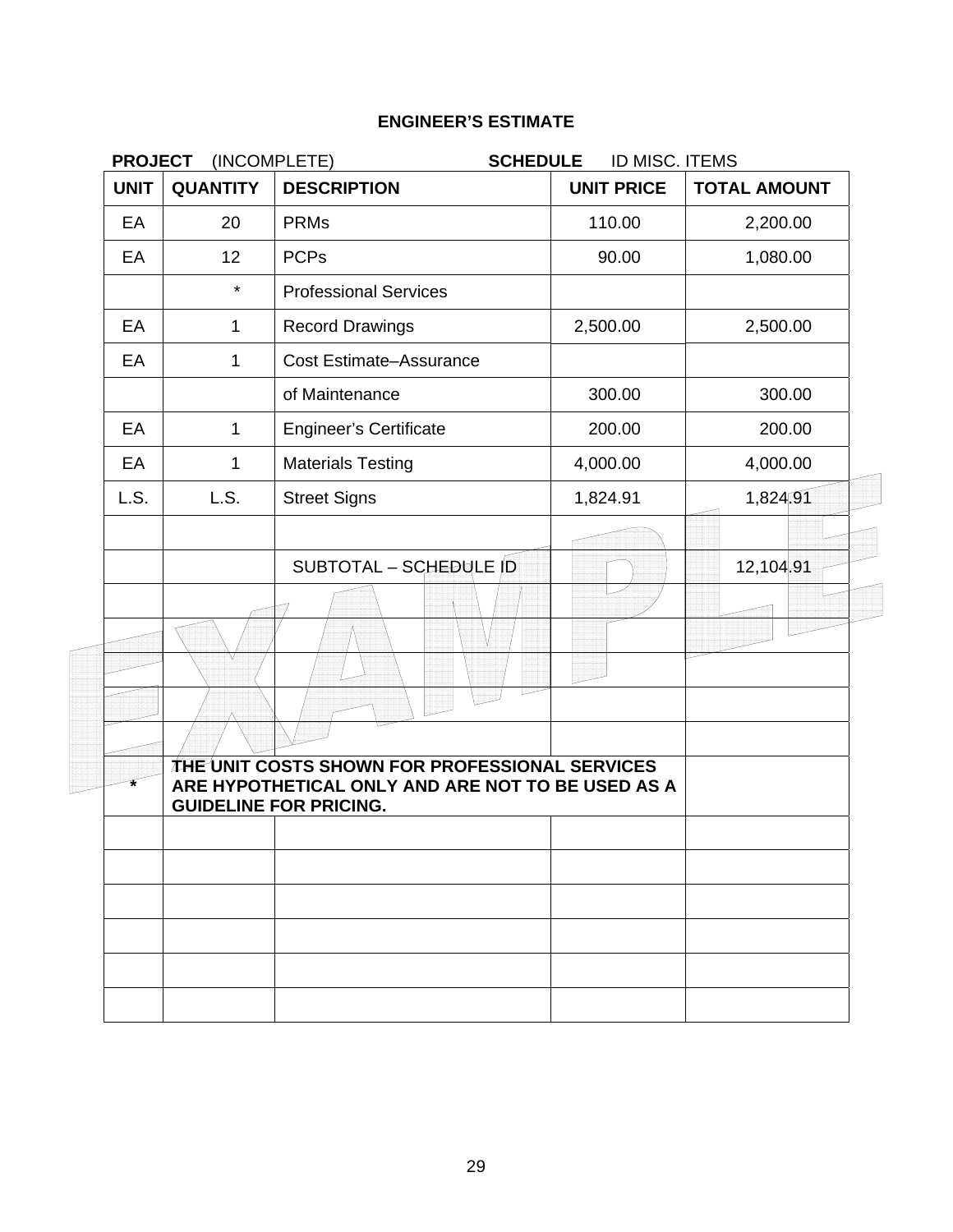## ENGINEER'S ESTIMATE

**PROJECT** (INCOMPLETE) **SCHEDULE** ID MISC. ITEMS

| UNIT | QUANTITY | DESCRIPTION | UNIT PRICE | TOTAL AMOUNT |
|---|---|---|---|---|
| EA | 20 | PRMs | 110.00 | 2,200.00 |
| EA | 12 | PCPs | 90.00 | 1,080.00 |
| | * | Professional Services | | |
| EA | 1 | Record Drawings | 2,500.00 | 2,500.00 |
| EA | 1 | Cost Estimate–Assurance | | |
| | | of Maintenance | 300.00 | 300.00 |
| EA | 1 | Engineer's Certificate | 200.00 | 200.00 |
| EA | 1 | Materials Testing | 4,000.00 | 4,000.00 |
| L.S. | L.S. | Street Signs | 1,824.91 | 1,824.91 |
| | | | | |
| | | SUBTOTAL – SCHEDULE ID | | 12,104.91 |
| | | | | |
| | | | | |
| | | | | |
| | | | | |
| | | | | |
| * | **THE UNIT COSTS SHOWN FOR PROFESSIONAL SERVICES ARE HYPOTHETICAL ONLY AND ARE NOT TO BE USED AS A GUIDELINE FOR PRICING.** | | | |
| | | | | |
| | | | | |
| | | | | |
| | | | | |
| | | | | |
| | | | | |

EXAMPLE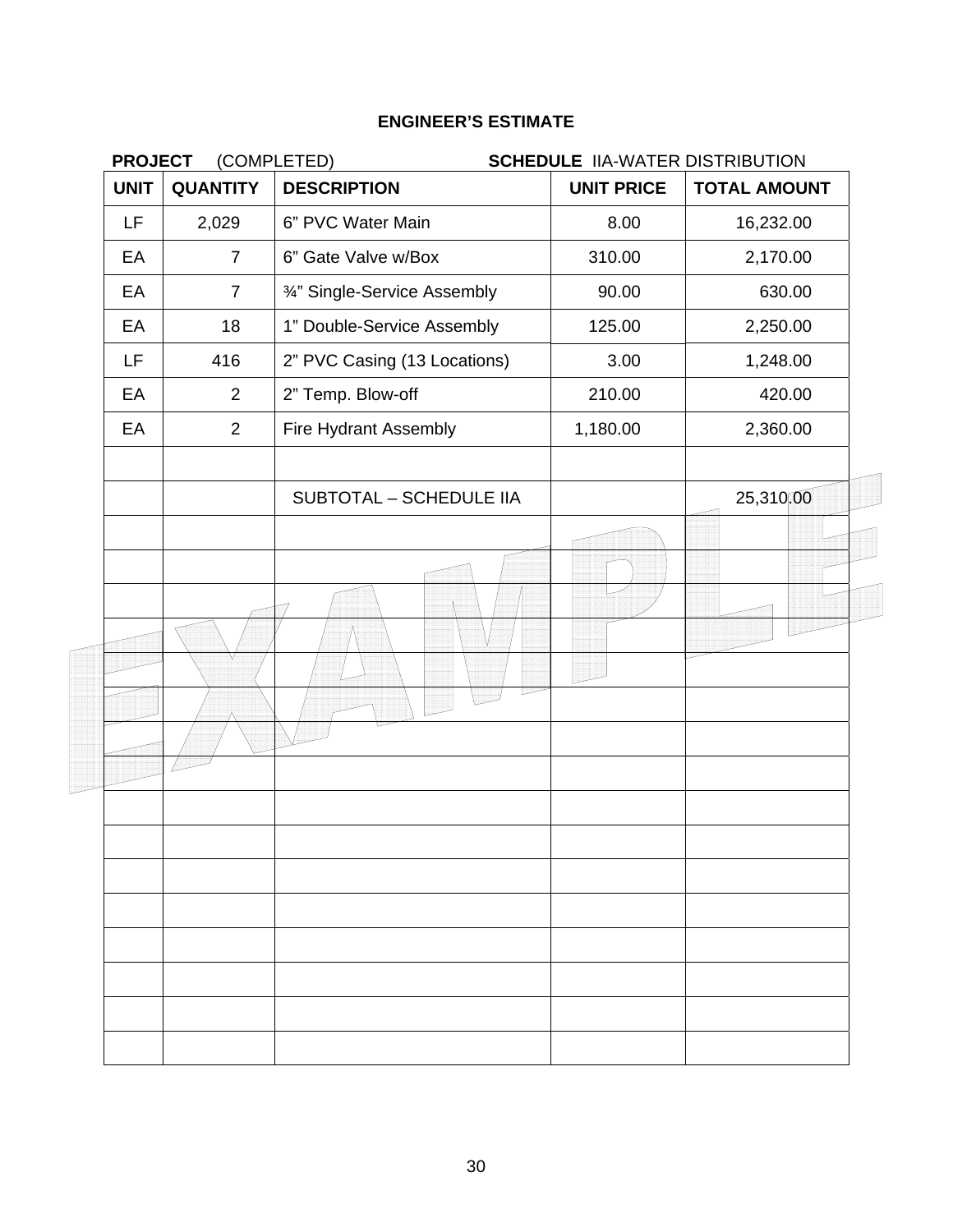**ENGINEER'S ESTIMATE**

**PROJECT** (COMPLETED) **SCHEDULE** IIA-WATER DISTRIBUTION

| UNIT | QUANTITY | DESCRIPTION | UNIT PRICE | TOTAL AMOUNT |
|---|---|---|---|---|
| LF | 2,029 | 6" PVC Water Main | 8.00 | 16,232.00 |
| EA | 7 | 6" Gate Valve w/Box | 310.00 | 2,170.00 |
| EA | 7 | ¾" Single-Service Assembly | 90.00 | 630.00 |
| EA | 18 | 1" Double-Service Assembly | 125.00 | 2,250.00 |
| LF | 416 | 2" PVC Casing (13 Locations) | 3.00 | 1,248.00 |
| EA | 2 | 2" Temp. Blow-off | 210.00 | 420.00 |
| EA | 2 | Fire Hydrant Assembly | 1,180.00 | 2,360.00 |
| | | | | |
| | | SUBTOTAL – SCHEDULE IIA | | 25,310.00 |

EXAMPLE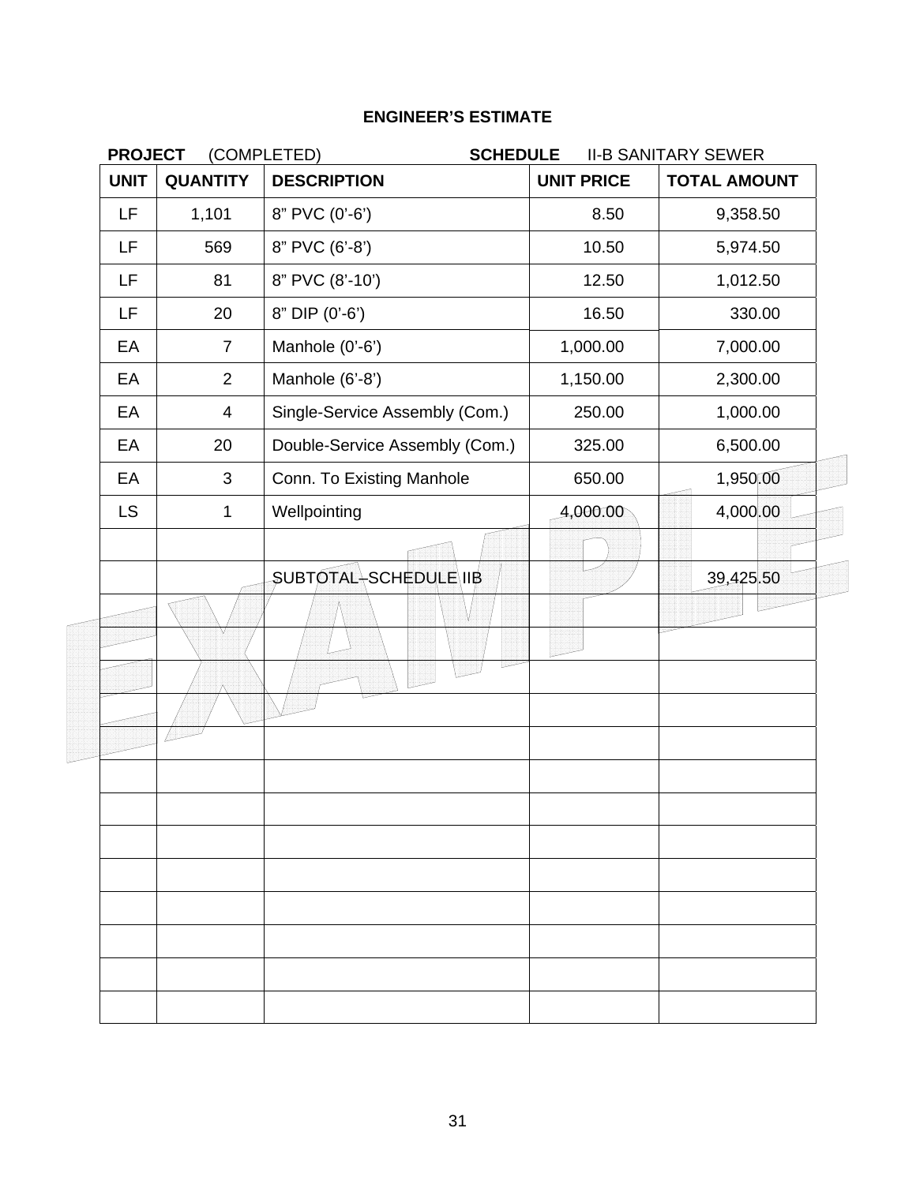**ENGINEER'S ESTIMATE**

**PROJECT** (COMPLETED) **SCHEDULE** II-B SANITARY SEWER

| UNIT | QUANTITY | DESCRIPTION | UNIT PRICE | TOTAL AMOUNT |
|---|---|---|---|---|
| LF | 1,101 | 8" PVC (0'-6') | 8.50 | 9,358.50 |
| LF | 569 | 8" PVC (6'-8') | 10.50 | 5,974.50 |
| LF | 81 | 8" PVC (8'-10') | 12.50 | 1,012.50 |
| LF | 20 | 8" DIP (0'-6') | 16.50 | 330.00 |
| EA | 7 | Manhole (0'-6') | 1,000.00 | 7,000.00 |
| EA | 2 | Manhole (6'-8') | 1,150.00 | 2,300.00 |
| EA | 4 | Single-Service Assembly (Com.) | 250.00 | 1,000.00 |
| EA | 20 | Double-Service Assembly (Com.) | 325.00 | 6,500.00 |
| EA | 3 | Conn. To Existing Manhole | 650.00 | 1,950.00 |
| LS | 1 | Wellpointing | 4,000.00 | 4,000.00 |
| | | | | |
| | | SUBTOTAL–SCHEDULE IIB | | 39,425.50 |
| | | | | |
| | | | | |
| | | | | |
| | | | | |
| | | | | |
| | | | | |
| | | | | |
| | | | | |
| | | | | |
| | | | | |
| | | | | |
| | | | | |
| | | | | |

EXAMPLE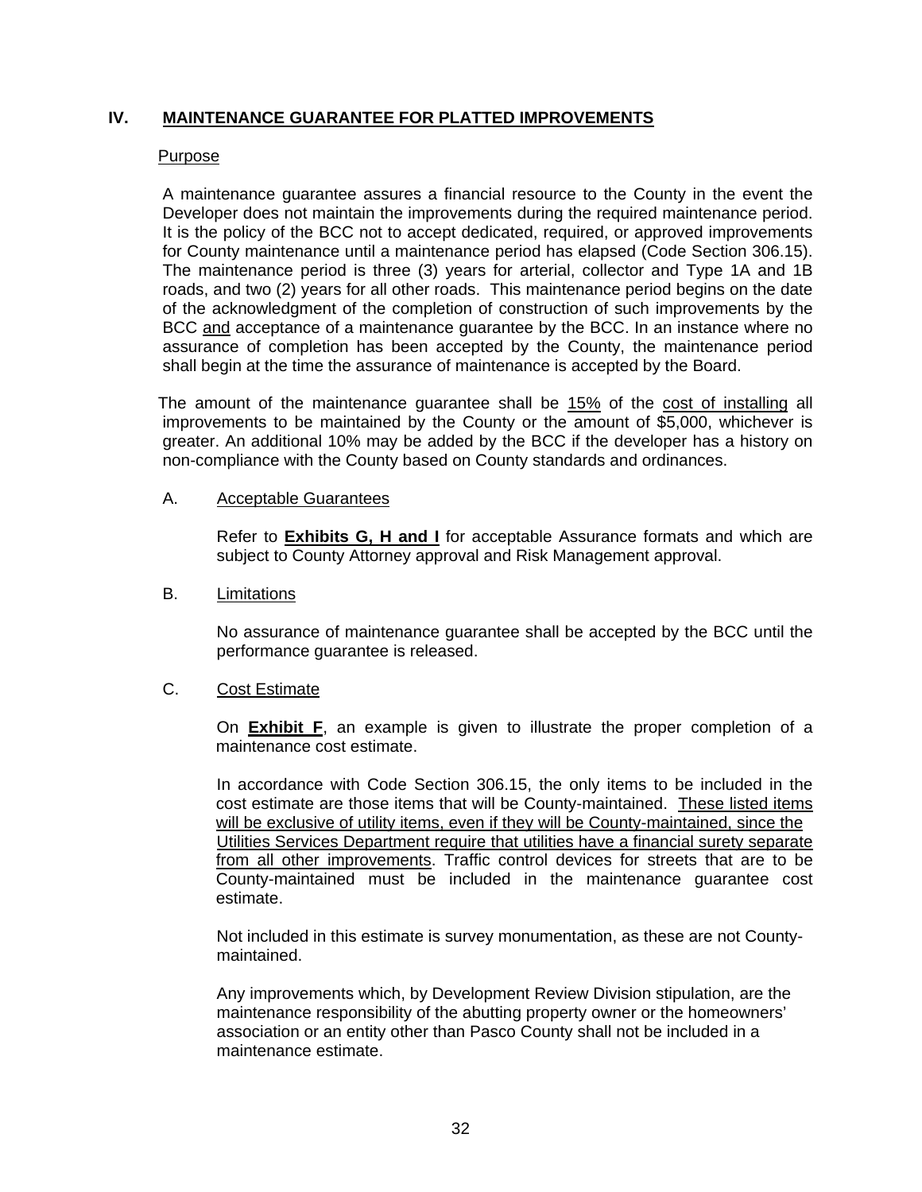## IV. MAINTENANCE GUARANTEE FOR PLATTED IMPROVEMENTS

Purpose

A maintenance guarantee assures a financial resource to the County in the event the Developer does not maintain the improvements during the required maintenance period. It is the policy of the BCC not to accept dedicated, required, or approved improvements for County maintenance until a maintenance period has elapsed (Code Section 306.15). The maintenance period is three (3) years for arterial, collector and Type 1A and 1B roads, and two (2) years for all other roads. This maintenance period begins on the date of the acknowledgment of the completion of construction of such improvements by the BCC and acceptance of a maintenance guarantee by the BCC. In an instance where no assurance of completion has been accepted by the County, the maintenance period shall begin at the time the assurance of maintenance is accepted by the Board.

The amount of the maintenance guarantee shall be 15% of the cost of installing all improvements to be maintained by the County or the amount of $5,000, whichever is greater. An additional 10% may be added by the BCC if the developer has a history on non-compliance with the County based on County standards and ordinances.

### A. Acceptable Guarantees

Refer to **Exhibits G, H and I** for acceptable Assurance formats and which are subject to County Attorney approval and Risk Management approval.

### B. Limitations

No assurance of maintenance guarantee shall be accepted by the BCC until the performance guarantee is released.

### C. Cost Estimate

On **Exhibit F**, an example is given to illustrate the proper completion of a maintenance cost estimate.

In accordance with Code Section 306.15, the only items to be included in the cost estimate are those items that will be County-maintained. These listed items will be exclusive of utility items, even if they will be County-maintained, since the Utilities Services Department require that utilities have a financial surety separate from all other improvements. Traffic control devices for streets that are to be County-maintained must be included in the maintenance guarantee cost estimate.

Not included in this estimate is survey monumentation, as these are not County-maintained.

Any improvements which, by Development Review Division stipulation, are the maintenance responsibility of the abutting property owner or the homeowners' association or an entity other than Pasco County shall not be included in a maintenance estimate.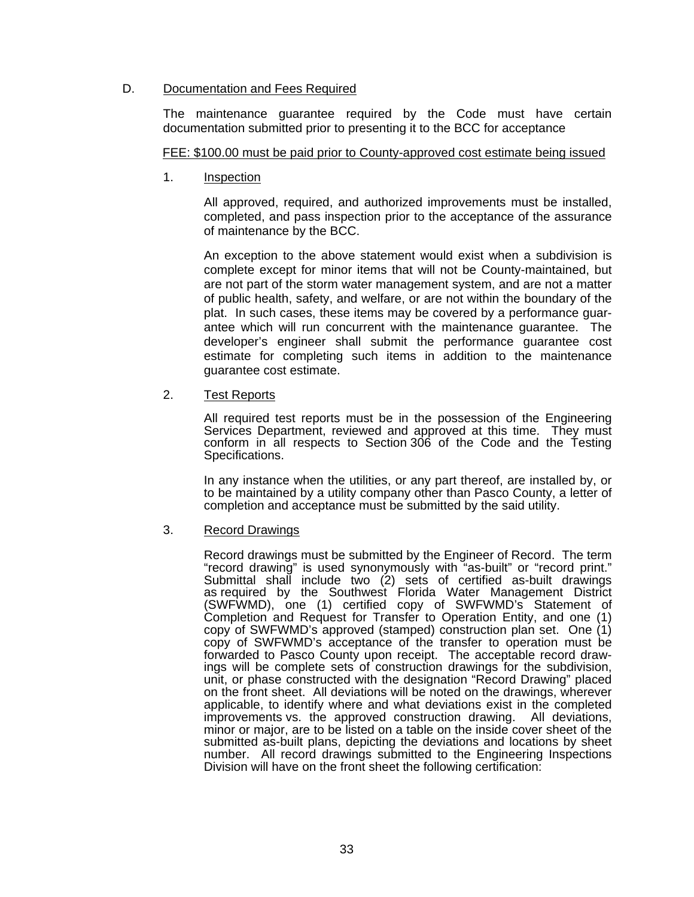D. <u>Documentation and Fees Required</u>

The maintenance guarantee required by the Code must have certain documentation submitted prior to presenting it to the BCC for acceptance

<u>FEE: $100.00 must be paid prior to County-approved cost estimate being issued</u>

1. <u>Inspection</u>

   All approved, required, and authorized improvements must be installed, completed, and pass inspection prior to the acceptance of the assurance of maintenance by the BCC.

   An exception to the above statement would exist when a subdivision is complete except for minor items that will not be County-maintained, but are not part of the storm water management system, and are not a matter of public health, safety, and welfare, or are not within the boundary of the plat. In such cases, these items may be covered by a performance guarantee which will run concurrent with the maintenance guarantee. The developer's engineer shall submit the performance guarantee cost estimate for completing such items in addition to the maintenance guarantee cost estimate.

2. <u>Test Reports</u>

   All required test reports must be in the possession of the Engineering Services Department, reviewed and approved at this time. They must conform in all respects to Section 306 of the Code and the Testing Specifications.

   In any instance when the utilities, or any part thereof, are installed by, or to be maintained by a utility company other than Pasco County, a letter of completion and acceptance must be submitted by the said utility.

3. <u>Record Drawings</u>

   Record drawings must be submitted by the Engineer of Record. The term "record drawing" is used synonymously with "as-built" or "record print." Submittal shall include two (2) sets of certified as-built drawings as required by the Southwest Florida Water Management District (SWFWMD), one (1) certified copy of SWFWMD's Statement of Completion and Request for Transfer to Operation Entity, and one (1) copy of SWFWMD's approved (stamped) construction plan set. One (1) copy of SWFWMD's acceptance of the transfer to operation must be forwarded to Pasco County upon receipt. The acceptable record drawings will be complete sets of construction drawings for the subdivision, unit, or phase constructed with the designation "Record Drawing" placed on the front sheet. All deviations will be noted on the drawings, wherever applicable, to identify where and what deviations exist in the completed improvements vs. the approved construction drawing. All deviations, minor or major, are to be listed on a table on the inside cover sheet of the submitted as-built plans, depicting the deviations and locations by sheet number. All record drawings submitted to the Engineering Inspections Division will have on the front sheet the following certification: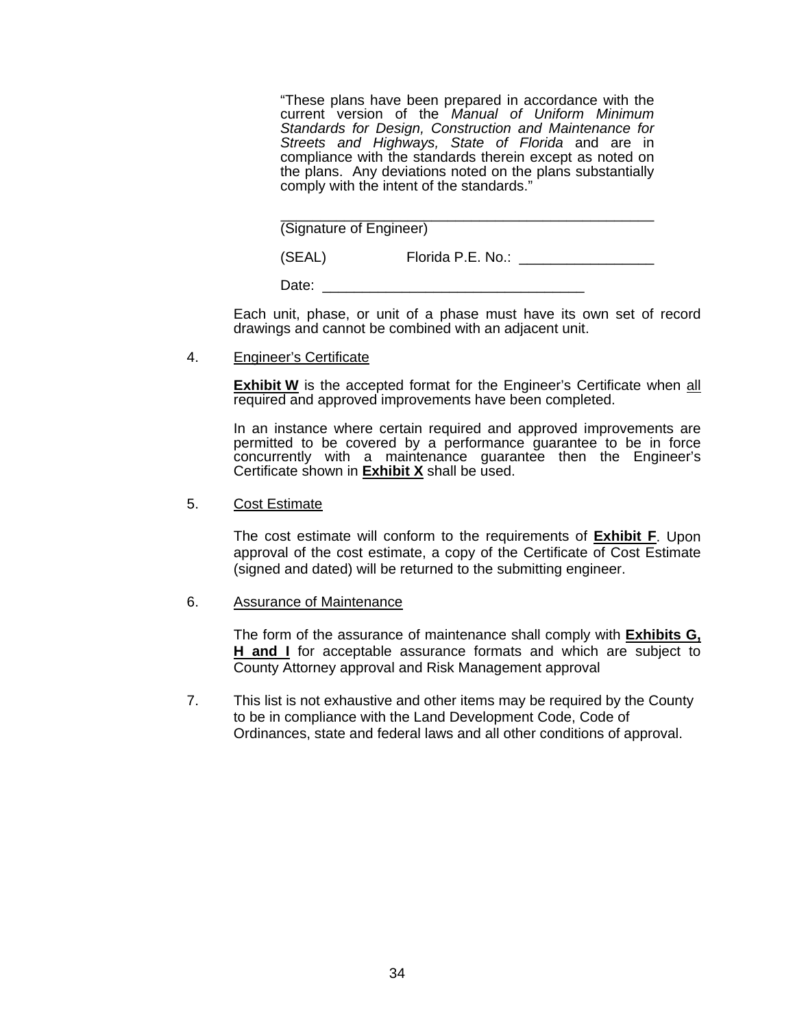> “These plans have been prepared in accordance with the current version of the *Manual of Uniform Minimum Standards for Design, Construction and Maintenance for Streets and Highways, State of Florida* and are in compliance with the standards therein except as noted on the plans. Any deviations noted on the plans substantially comply with the intent of the standards.”
>
> _______________________________________________
> (Signature of Engineer)
>
> (SEAL) Florida P.E. No.: _________________
>
> Date: _________________________________

Each unit, phase, or unit of a phase must have its own set of record drawings and cannot be combined with an adjacent unit.

4. Engineer’s Certificate

   **Exhibit W** is the accepted format for the Engineer’s Certificate when all required and approved improvements have been completed.

   In an instance where certain required and approved improvements are permitted to be covered by a performance guarantee to be in force concurrently with a maintenance guarantee then the Engineer’s Certificate shown in **Exhibit X** shall be used.

5. Cost Estimate

   The cost estimate will conform to the requirements of **Exhibit F**. Upon approval of the cost estimate, a copy of the Certificate of Cost Estimate (signed and dated) will be returned to the submitting engineer.

6. Assurance of Maintenance

   The form of the assurance of maintenance shall comply with **Exhibits G, H and I** for acceptable assurance formats and which are subject to County Attorney approval and Risk Management approval

7. This list is not exhaustive and other items may be required by the County to be in compliance with the Land Development Code, Code of Ordinances, state and federal laws and all other conditions of approval.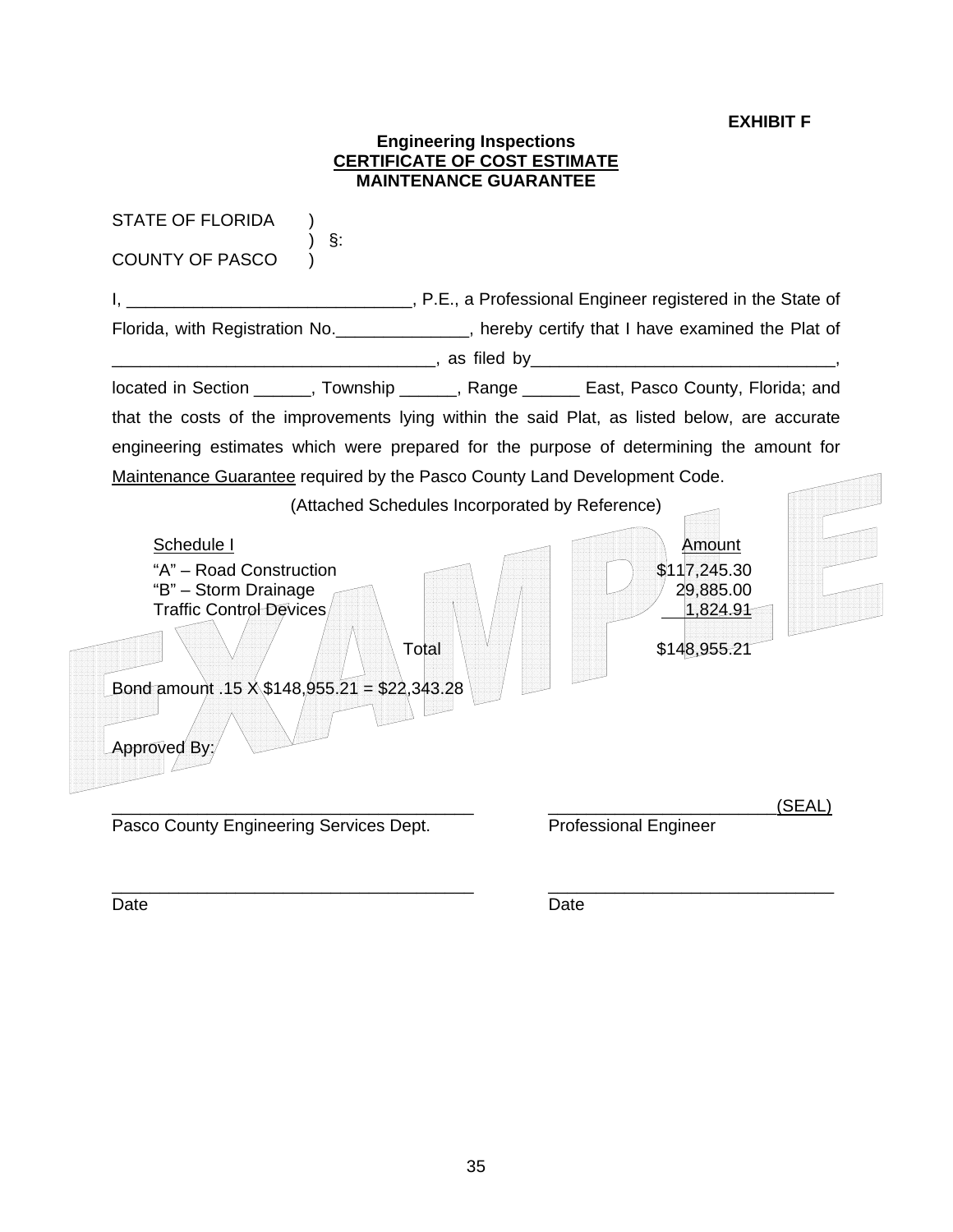**EXHIBIT F**

**Engineering Inspections**
**CERTIFICATE OF COST ESTIMATE**
**MAINTENANCE GUARANTEE**

STATE OF FLORIDA )
) §:
COUNTY OF PASCO )

I, ______________________________, P.E., a Professional Engineer registered in the State of Florida, with Registration No.______________, hereby certify that I have examined the Plat of __________________________________, as filed by________________________________, located in Section ______, Township ______, Range ______ East, Pasco County, Florida; and that the costs of the improvements lying within the said Plat, as listed below, are accurate engineering estimates which were prepared for the purpose of determining the amount for Maintenance Guarantee required by the Pasco County Land Development Code.

(Attached Schedules Incorporated by Reference)

| Schedule I | Amount |
|---|---|
| "A" – Road Construction | $117,245.30 |
| "B" – Storm Drainage | 29,885.00 |
| Traffic Control Devices | 1,824.91 |
| Total | $148,955.21 |

Bond amount .15 X $148,955.21 = $22,343.28

EXAMPLE

Approved By:

_______________________________________
Pasco County Engineering Services Dept.

_______________________________________
Date

________________________(SEAL)
Professional Engineer

_______________________________
Date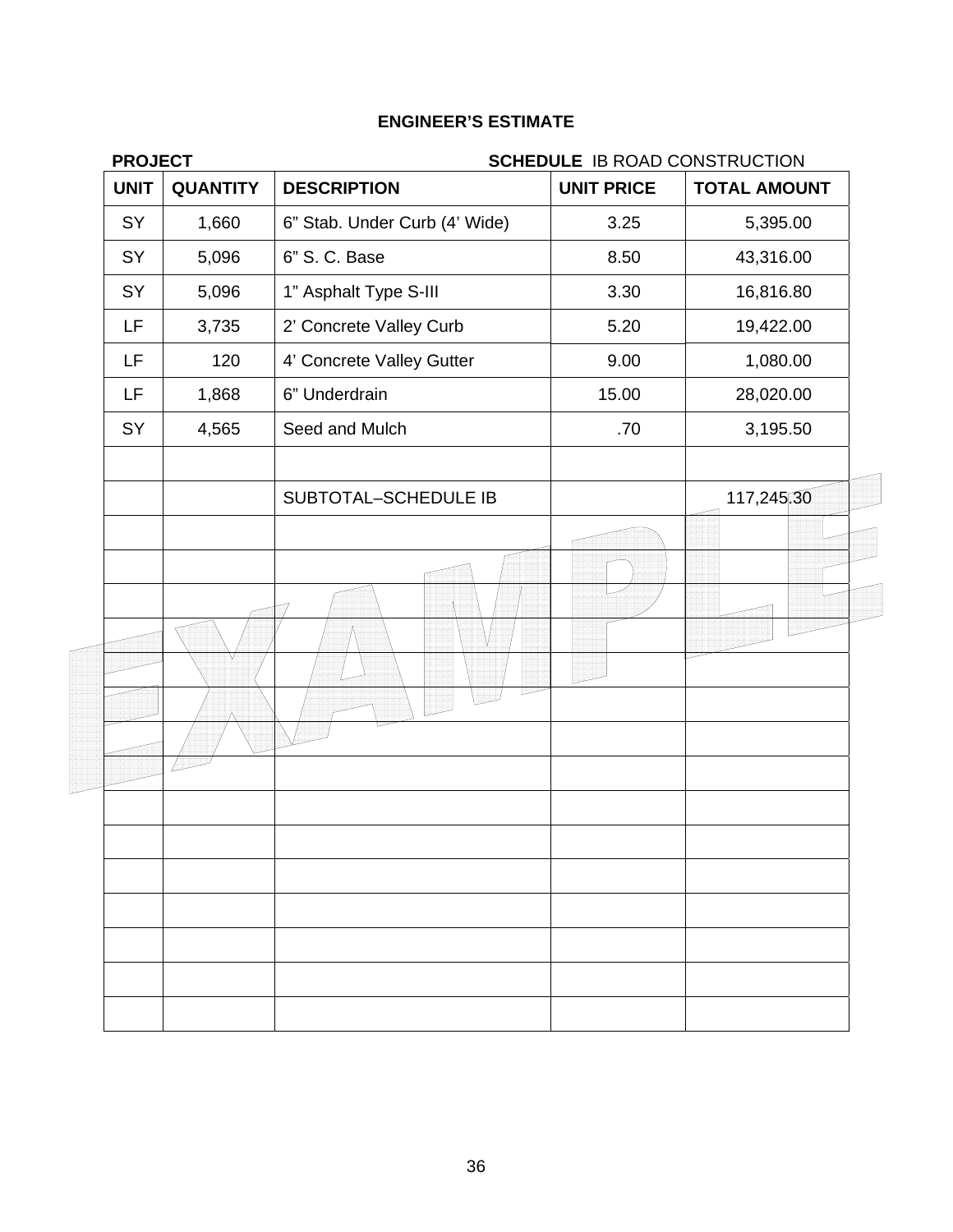**ENGINEER'S ESTIMATE**

**PROJECT** **SCHEDULE** IB ROAD CONSTRUCTION

| UNIT | QUANTITY | DESCRIPTION | UNIT PRICE | TOTAL AMOUNT |
|---|---|---|---|---|
| SY | 1,660 | 6" Stab. Under Curb (4' Wide) | 3.25 | 5,395.00 |
| SY | 5,096 | 6" S. C. Base | 8.50 | 43,316.00 |
| SY | 5,096 | 1" Asphalt Type S-III | 3.30 | 16,816.80 |
| LF | 3,735 | 2' Concrete Valley Curb | 5.20 | 19,422.00 |
| LF | 120 | 4' Concrete Valley Gutter | 9.00 | 1,080.00 |
| LF | 1,868 | 6" Underdrain | 15.00 | 28,020.00 |
| SY | 4,565 | Seed and Mulch | .70 | 3,195.50 |
| | | | | |
| | | SUBTOTAL–SCHEDULE IB | | 117,245.30 |
| | | | | |
| | | | | |
| | | | | |
| | | | | |
| | | | | |
| | | | | |
| | | | | |
| | | | | |
| | | | | |
| | | | | |
| | | | | |
| | | | | |
| | | | | |
| | | | | |
| | | | | |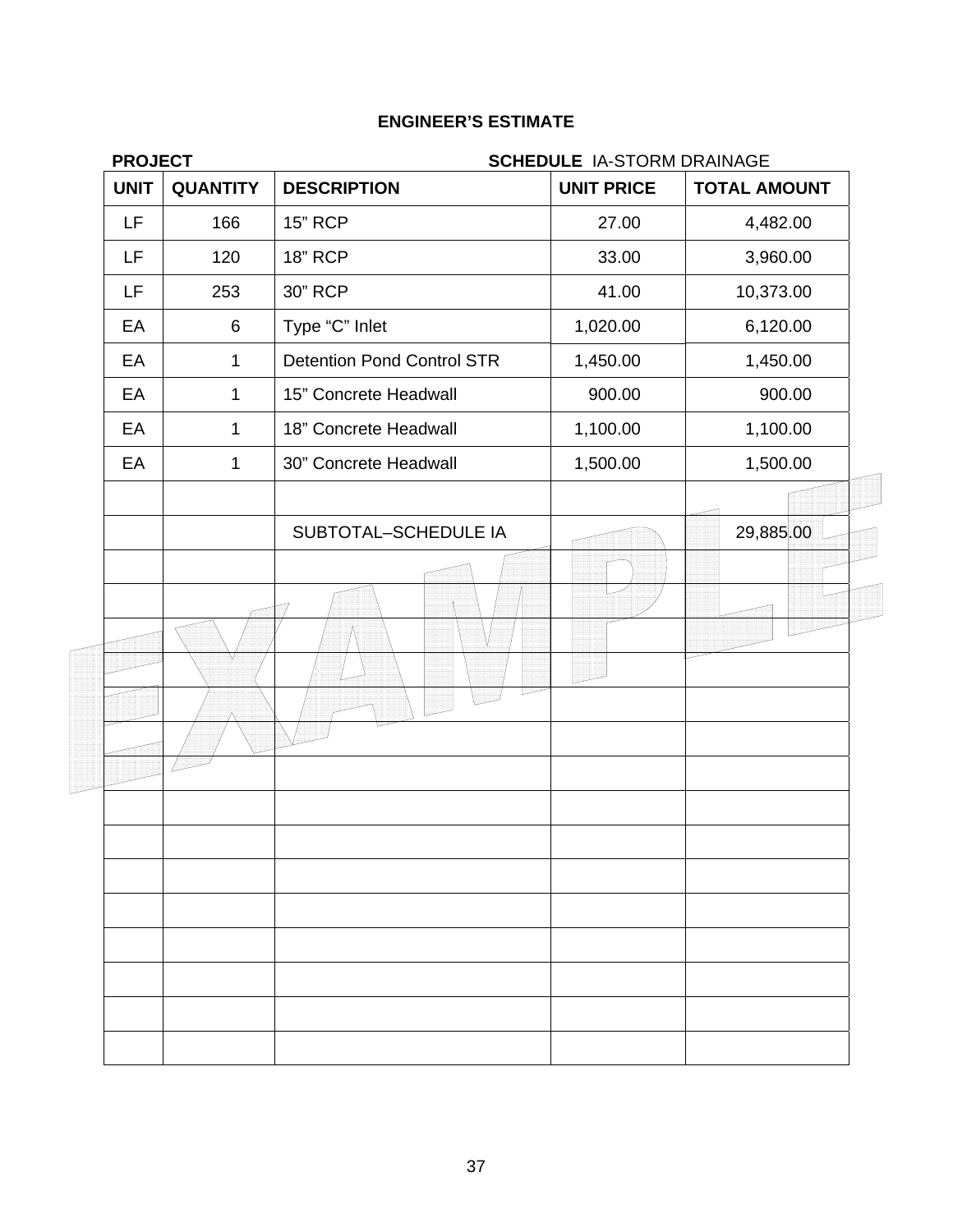**ENGINEER'S ESTIMATE**

**PROJECT** **SCHEDULE** IA-STORM DRAINAGE

| UNIT | QUANTITY | DESCRIPTION | UNIT PRICE | TOTAL AMOUNT |
|---|---|---|---|---|
| LF | 166 | 15" RCP | 27.00 | 4,482.00 |
| LF | 120 | 18" RCP | 33.00 | 3,960.00 |
| LF | 253 | 30" RCP | 41.00 | 10,373.00 |
| EA | 6 | Type "C" Inlet | 1,020.00 | 6,120.00 |
| EA | 1 | Detention Pond Control STR | 1,450.00 | 1,450.00 |
| EA | 1 | 15" Concrete Headwall | 900.00 | 900.00 |
| EA | 1 | 18" Concrete Headwall | 1,100.00 | 1,100.00 |
| EA | 1 | 30" Concrete Headwall | 1,500.00 | 1,500.00 |
| | | | | |
| | | SUBTOTAL–SCHEDULE IA | | 29,885.00 |
| | | | | |
| | | | | |
| | | | | |
| | | | | |
| | | | | |
| | | | | |
| | | | | |
| | | | | |
| | | | | |
| | | | | |
| | | | | |
| | | | | |
| | | | | |
| | | | | |

EXAMPLE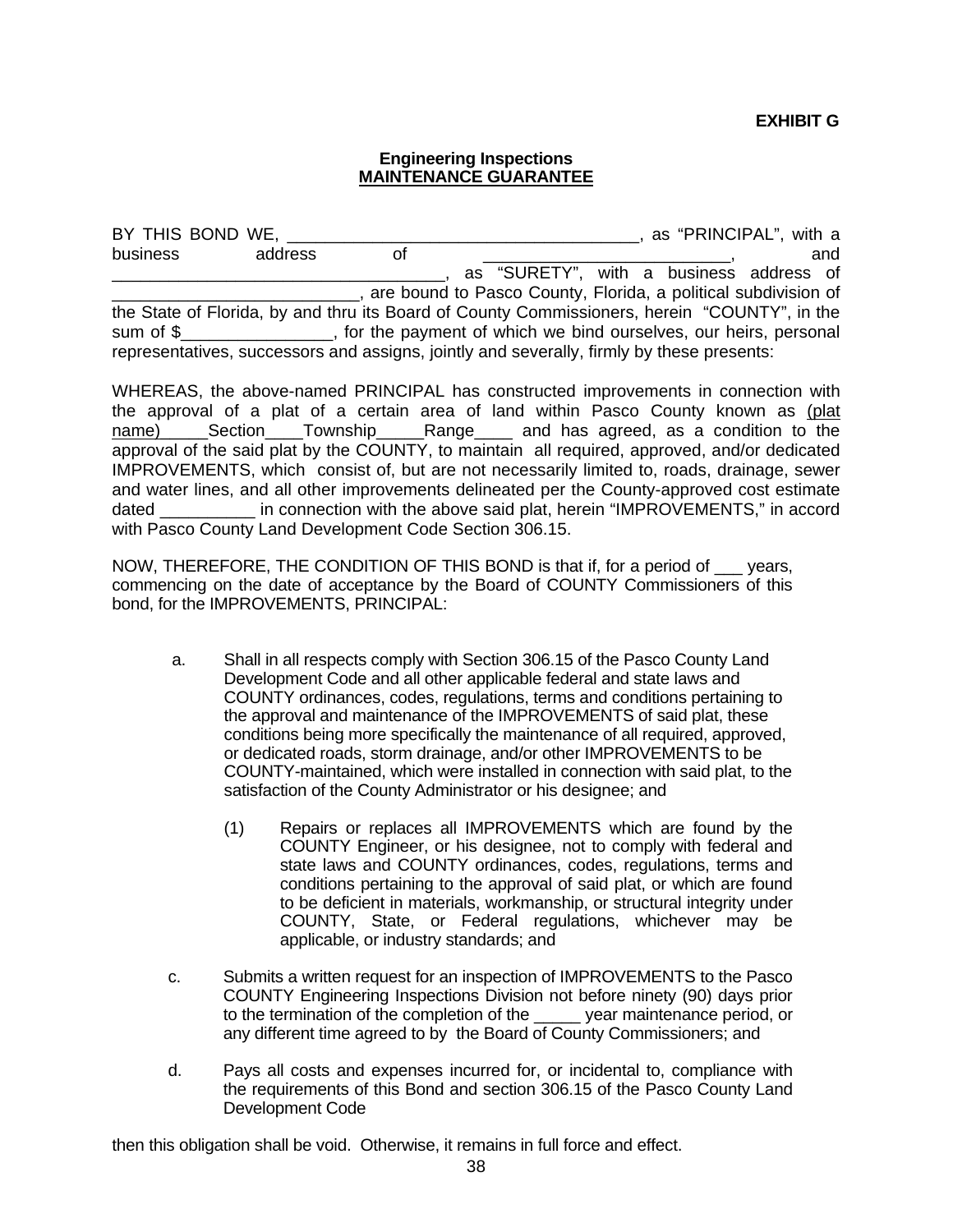**EXHIBIT G**

**Engineering Inspections**
**MAINTENANCE GUARANTEE**

BY THIS BOND WE, _____________________________________, as "PRINCIPAL", with a business address of __________________________, and ___________________________________, as "SURETY", with a business address of __________________________, are bound to Pasco County, Florida, a political subdivision of the State of Florida, by and thru its Board of County Commissioners, herein "COUNTY", in the sum of $________________, for the payment of which we bind ourselves, our heirs, personal representatives, successors and assigns, jointly and severally, firmly by these presents:

WHEREAS, the above-named PRINCIPAL has constructed improvements in connection with the approval of a plat of a certain area of land within Pasco County known as (plat name)_____Section____Township_____Range____ and has agreed, as a condition to the approval of the said plat by the COUNTY, to maintain all required, approved, and/or dedicated IMPROVEMENTS, which consist of, but are not necessarily limited to, roads, drainage, sewer and water lines, and all other improvements delineated per the County-approved cost estimate dated __________ in connection with the above said plat, herein "IMPROVEMENTS," in accord with Pasco County Land Development Code Section 306.15.

NOW, THEREFORE, THE CONDITION OF THIS BOND is that if, for a period of ___ years, commencing on the date of acceptance by the Board of COUNTY Commissioners of this bond, for the IMPROVEMENTS, PRINCIPAL:

a. Shall in all respects comply with Section 306.15 of the Pasco County Land Development Code and all other applicable federal and state laws and COUNTY ordinances, codes, regulations, terms and conditions pertaining to the approval and maintenance of the IMPROVEMENTS of said plat, these conditions being more specifically the maintenance of all required, approved, or dedicated roads, storm drainage, and/or other IMPROVEMENTS to be COUNTY-maintained, which were installed in connection with said plat, to the satisfaction of the County Administrator or his designee; and

   (1) Repairs or replaces all IMPROVEMENTS which are found by the COUNTY Engineer, or his designee, not to comply with federal and state laws and COUNTY ordinances, codes, regulations, terms and conditions pertaining to the approval of said plat, or which are found to be deficient in materials, workmanship, or structural integrity under COUNTY, State, or Federal regulations, whichever may be applicable, or industry standards; and

c. Submits a written request for an inspection of IMPROVEMENTS to the Pasco COUNTY Engineering Inspections Division not before ninety (90) days prior to the termination of the completion of the _____ year maintenance period, or any different time agreed to by the Board of County Commissioners; and

d. Pays all costs and expenses incurred for, or incidental to, compliance with the requirements of this Bond and section 306.15 of the Pasco County Land Development Code

then this obligation shall be void. Otherwise, it remains in full force and effect.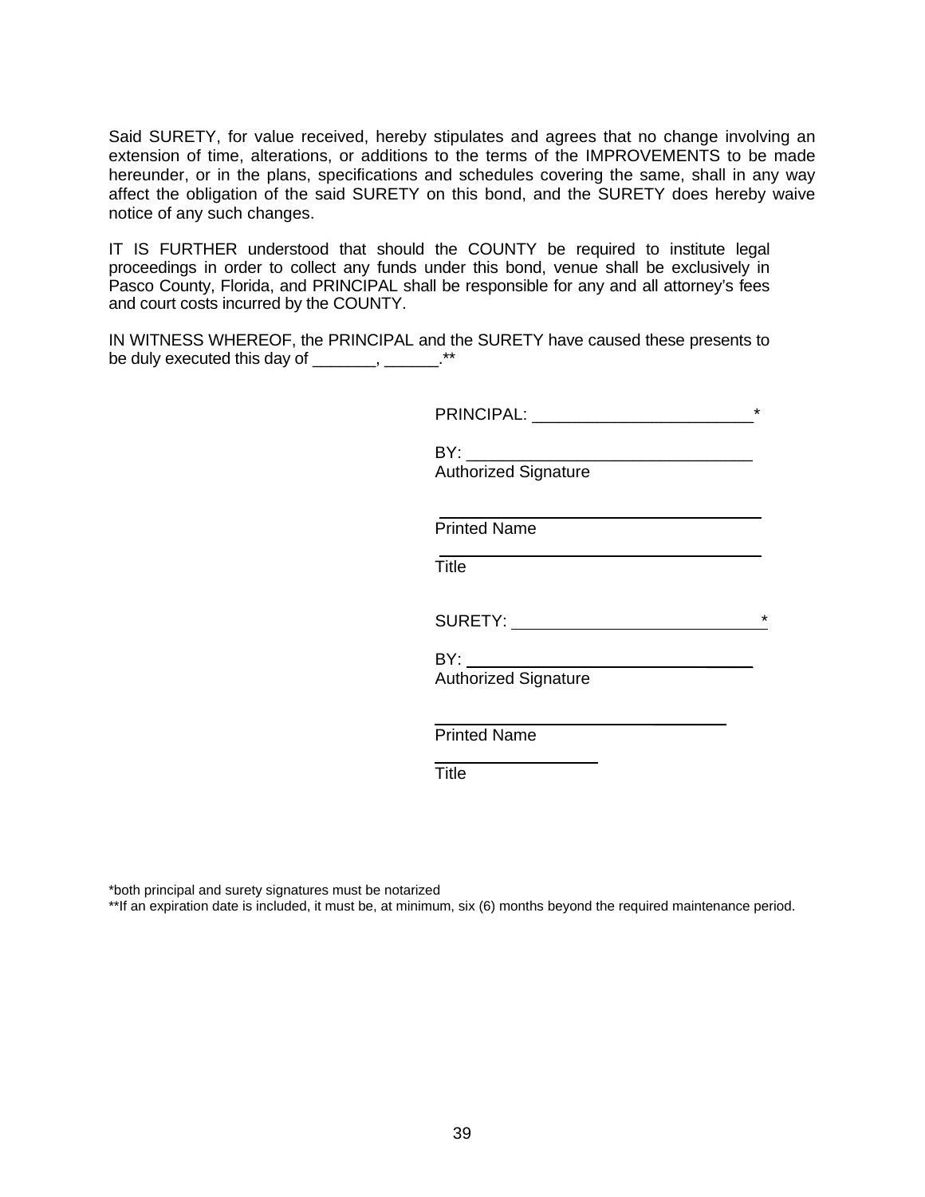Said SURETY, for value received, hereby stipulates and agrees that no change involving an extension of time, alterations, or additions to the terms of the IMPROVEMENTS to be made hereunder, or in the plans, specifications and schedules covering the same, shall in any way affect the obligation of the said SURETY on this bond, and the SURETY does hereby waive notice of any such changes.

IT IS FURTHER understood that should the COUNTY be required to institute legal proceedings in order to collect any funds under this bond, venue shall be exclusively in Pasco County, Florida, and PRINCIPAL shall be responsible for any and all attorney's fees and court costs incurred by the COUNTY.

IN WITNESS WHEREOF, the PRINCIPAL and the SURETY have caused these presents to be duly executed this day of _______, ______.**

PRINCIPAL: ________________________*

BY: ______________________________
Authorized Signature

______________________________
Printed Name

______________________________
Title

SURETY: ___________________________*

BY: ______________________________
Authorized Signature

______________________________
Printed Name

________________
Title

*both principal and surety signatures must be notarized
**If an expiration date is included, it must be, at minimum, six (6) months beyond the required maintenance period.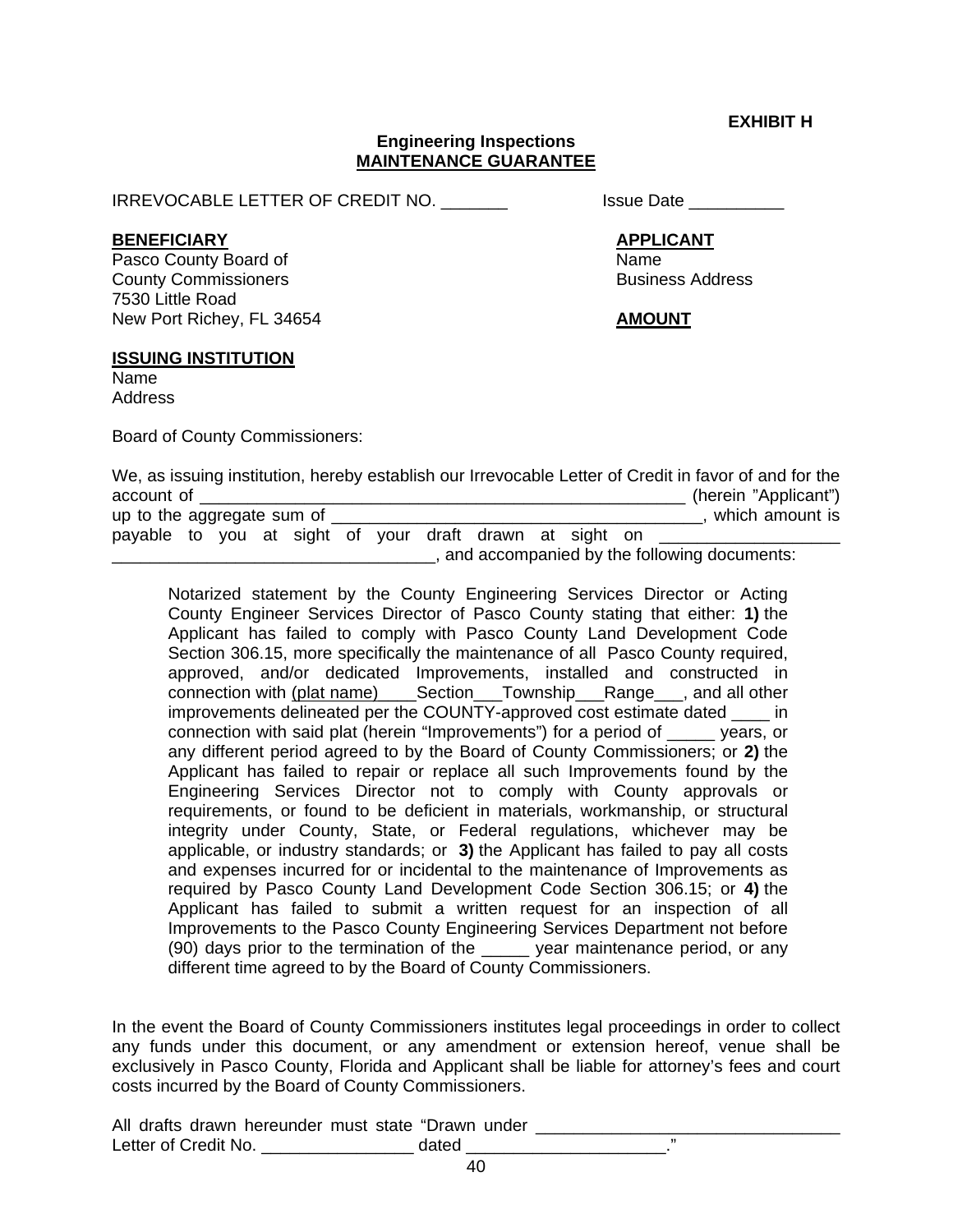**EXHIBIT H**

**Engineering Inspections**
**MAINTENANCE GUARANTEE**

IRREVOCABLE LETTER OF CREDIT NO. _______ Issue Date __________

**BENEFICIARY**
Pasco County Board of
County Commissioners
7530 Little Road
New Port Richey, FL 34654

**APPLICANT**
Name
Business Address

**AMOUNT**

**ISSUING INSTITUTION**
Name
Address

Board of County Commissioners:

We, as issuing institution, hereby establish our Irrevocable Letter of Credit in favor of and for the account of _____________________________________________________ (herein "Applicant") up to the aggregate sum of _______________________________________, which amount is payable to you at sight of your draft drawn at sight on ___________________ ___________________________________, and accompanied by the following documents:

> Notarized statement by the County Engineering Services Director or Acting County Engineer Services Director of Pasco County stating that either: **1)** the Applicant has failed to comply with Pasco County Land Development Code Section 306.15, more specifically the maintenance of all Pasco County required, approved, and/or dedicated Improvements, installed and constructed in connection with (plat name)____Section___Township___Range___, and all other improvements delineated per the COUNTY-approved cost estimate dated ____ in connection with said plat (herein "Improvements") for a period of _____ years, or any different period agreed to by the Board of County Commissioners; or **2)** the Applicant has failed to repair or replace all such Improvements found by the Engineering Services Director not to comply with County approvals or requirements, or found to be deficient in materials, workmanship, or structural integrity under County, State, or Federal regulations, whichever may be applicable, or industry standards; or **3)** the Applicant has failed to pay all costs and expenses incurred for or incidental to the maintenance of Improvements as required by Pasco County Land Development Code Section 306.15; or **4)** the Applicant has failed to submit a written request for an inspection of all Improvements to the Pasco County Engineering Services Department not before (90) days prior to the termination of the _____ year maintenance period, or any different time agreed to by the Board of County Commissioners.

In the event the Board of County Commissioners institutes legal proceedings in order to collect any funds under this document, or any amendment or extension hereof, venue shall be exclusively in Pasco County, Florida and Applicant shall be liable for attorney's fees and court costs incurred by the Board of County Commissioners.

All drafts drawn hereunder must state "Drawn under _______________________________ Letter of Credit No. ________________ dated ____________________."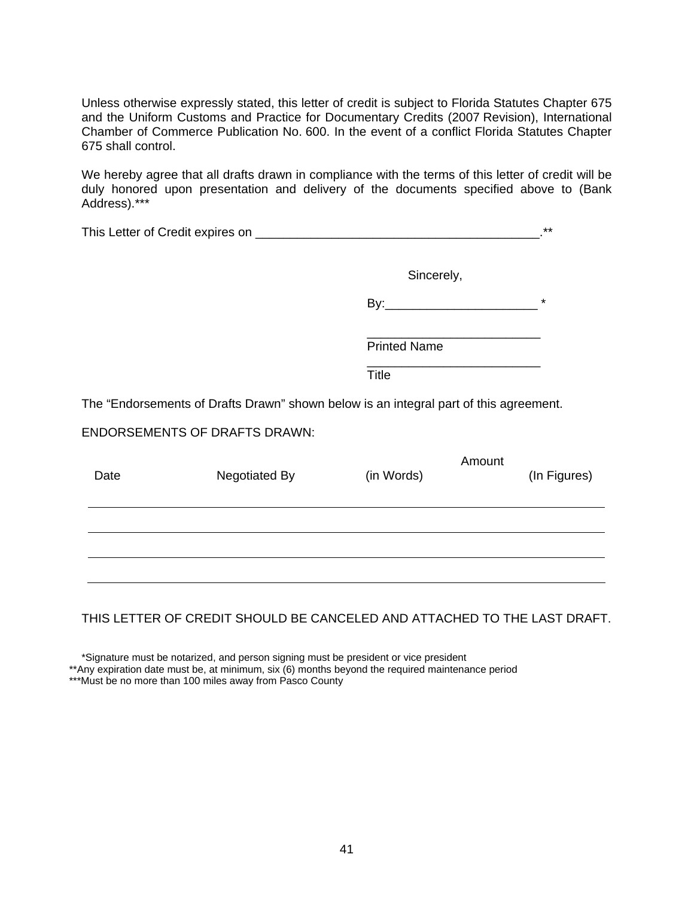Unless otherwise expressly stated, this letter of credit is subject to Florida Statutes Chapter 675 and the Uniform Customs and Practice for Documentary Credits (2007 Revision), International Chamber of Commerce Publication No. 600. In the event of a conflict Florida Statutes Chapter 675 shall control.

We hereby agree that all drafts drawn in compliance with the terms of this letter of credit will be duly honored upon presentation and delivery of the documents specified above to (Bank Address).***

This Letter of Credit expires on _________________________________________.**

Sincerely,

By:______________________ *

_________________________
Printed Name

_________________________
Title

The "Endorsements of Drafts Drawn" shown below is an integral part of this agreement.

ENDORSEMENTS OF DRAFTS DRAWN:

| Date | Negotiated By | Amount (in Words) | Amount (In Figures) |
|---|---|---|---|
| | | | |
| | | | |
| | | | |
| | | | |

THIS LETTER OF CREDIT SHOULD BE CANCELED AND ATTACHED TO THE LAST DRAFT.

*Signature must be notarized, and person signing must be president or vice president
**Any expiration date must be, at minimum, six (6) months beyond the required maintenance period
***Must be no more than 100 miles away from Pasco County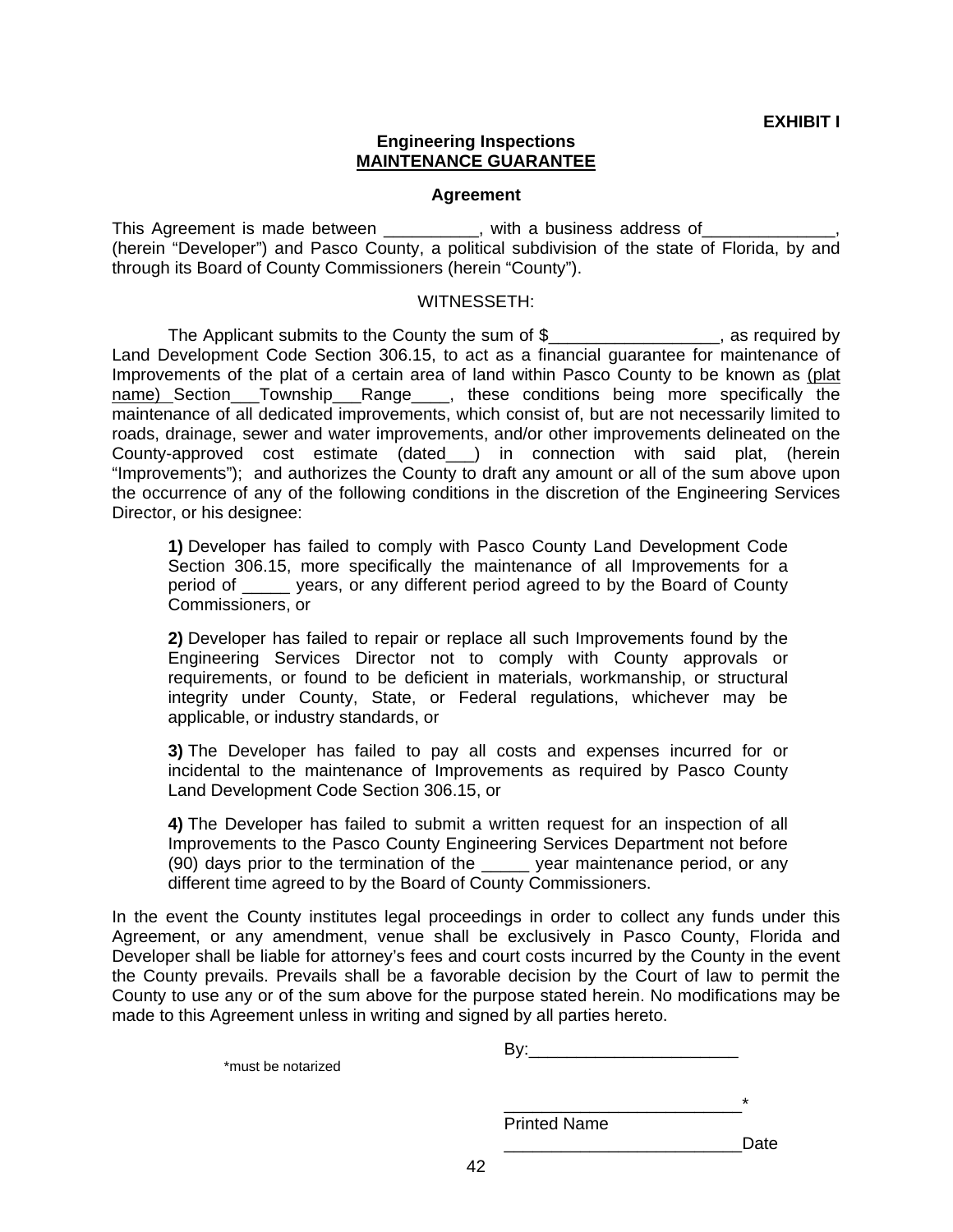**EXHIBIT I**

**Engineering Inspections**
**MAINTENANCE GUARANTEE**

**Agreement**

This Agreement is made between __________, with a business address of______________, (herein "Developer") and Pasco County, a political subdivision of the state of Florida, by and through its Board of County Commissioners (herein "County").

WITNESSETH:

The Applicant submits to the County the sum of $__________________, as required by Land Development Code Section 306.15, to act as a financial guarantee for maintenance of Improvements of the plat of a certain area of land within Pasco County to be known as (plat name) Section___Township___Range____, these conditions being more specifically the maintenance of all dedicated improvements, which consist of, but are not necessarily limited to roads, drainage, sewer and water improvements, and/or other improvements delineated on the County-approved cost estimate (dated___) in connection with said plat, (herein "Improvements"); and authorizes the County to draft any amount or all of the sum above upon the occurrence of any of the following conditions in the discretion of the Engineering Services Director, or his designee:

**1)** Developer has failed to comply with Pasco County Land Development Code Section 306.15, more specifically the maintenance of all Improvements for a period of _____ years, or any different period agreed to by the Board of County Commissioners, or

**2)** Developer has failed to repair or replace all such Improvements found by the Engineering Services Director not to comply with County approvals or requirements, or found to be deficient in materials, workmanship, or structural integrity under County, State, or Federal regulations, whichever may be applicable, or industry standards, or

**3)** The Developer has failed to pay all costs and expenses incurred for or incidental to the maintenance of Improvements as required by Pasco County Land Development Code Section 306.15, or

**4)** The Developer has failed to submit a written request for an inspection of all Improvements to the Pasco County Engineering Services Department not before (90) days prior to the termination of the _____ year maintenance period, or any different time agreed to by the Board of County Commissioners.

In the event the County institutes legal proceedings in order to collect any funds under this Agreement, or any amendment, venue shall be exclusively in Pasco County, Florida and Developer shall be liable for attorney's fees and court costs incurred by the County in the event the County prevails. Prevails shall be a favorable decision by the Court of law to permit the County to use any or of the sum above for the purpose stated herein. No modifications may be made to this Agreement unless in writing and signed by all parties hereto.

By:______________________

*must be notarized

_________________________*
Printed Name

_________________________Date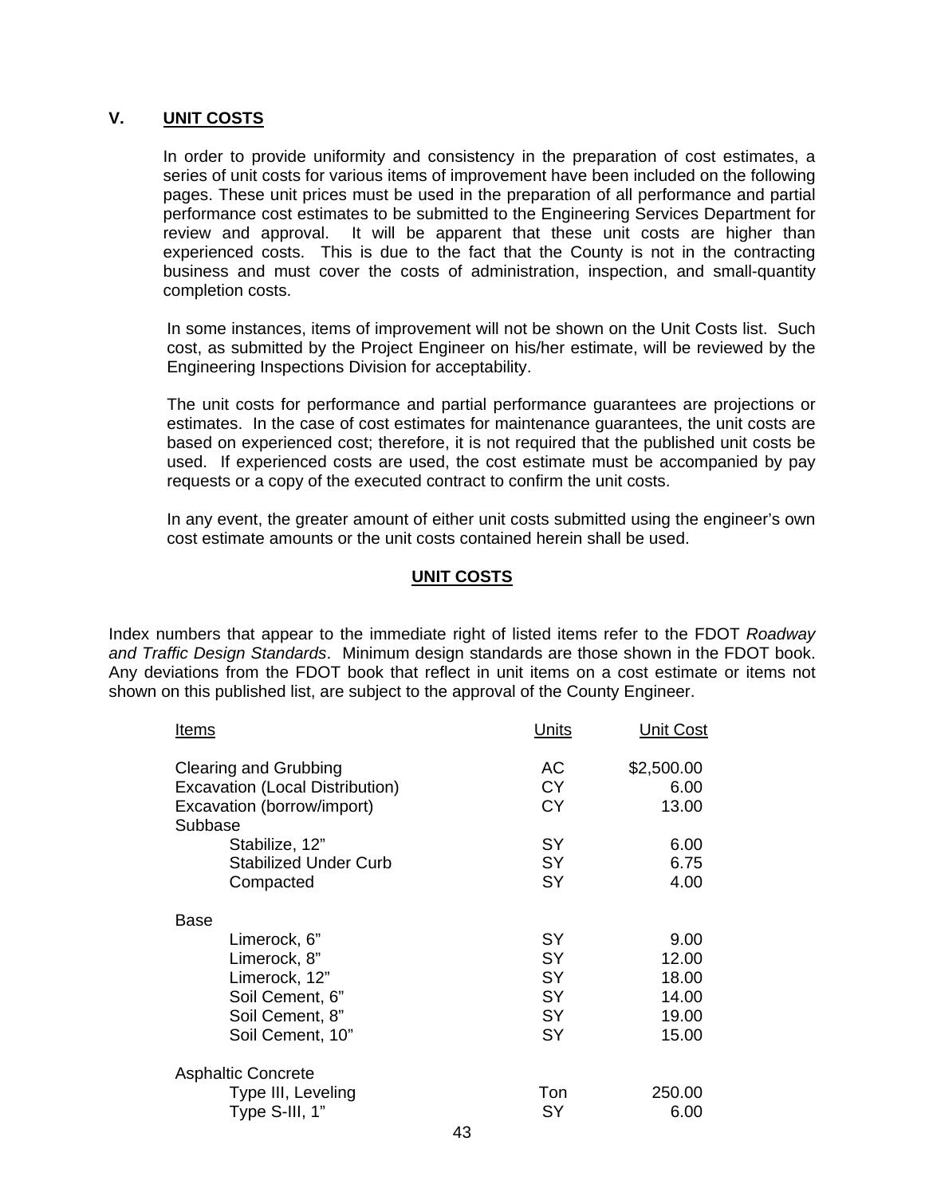## V. UNIT COSTS

In order to provide uniformity and consistency in the preparation of cost estimates, a series of unit costs for various items of improvement have been included on the following pages. These unit prices must be used in the preparation of all performance and partial performance cost estimates to be submitted to the Engineering Services Department for review and approval. It will be apparent that these unit costs are higher than experienced costs. This is due to the fact that the County is not in the contracting business and must cover the costs of administration, inspection, and small-quantity completion costs.

In some instances, items of improvement will not be shown on the Unit Costs list. Such cost, as submitted by the Project Engineer on his/her estimate, will be reviewed by the Engineering Inspections Division for acceptability.

The unit costs for performance and partial performance guarantees are projections or estimates. In the case of cost estimates for maintenance guarantees, the unit costs are based on experienced cost; therefore, it is not required that the published unit costs be used. If experienced costs are used, the cost estimate must be accompanied by pay requests or a copy of the executed contract to confirm the unit costs.

In any event, the greater amount of either unit costs submitted using the engineer's own cost estimate amounts or the unit costs contained herein shall be used.

### UNIT COSTS

Index numbers that appear to the immediate right of listed items refer to the FDOT *Roadway and Traffic Design Standards*. Minimum design standards are those shown in the FDOT book. Any deviations from the FDOT book that reflect in unit items on a cost estimate or items not shown on this published list, are subject to the approval of the County Engineer.

| Items | Units | Unit Cost |
|---|---|---|
| Clearing and Grubbing | AC | $2,500.00 |
| Excavation (Local Distribution) | CY | 6.00 |
| Excavation (borrow/import) | CY | 13.00 |
| Subbase | | |
| Stabilize, 12" | SY | 6.00 |
| Stabilized Under Curb | SY | 6.75 |
| Compacted | SY | 4.00 |
| Base | | |
| Limerock, 6" | SY | 9.00 |
| Limerock, 8" | SY | 12.00 |
| Limerock, 12" | SY | 18.00 |
| Soil Cement, 6" | SY | 14.00 |
| Soil Cement, 8" | SY | 19.00 |
| Soil Cement, 10" | SY | 15.00 |
| Asphaltic Concrete | | |
| Type III, Leveling | Ton | 250.00 |
| Type S-III, 1" | SY | 6.00 |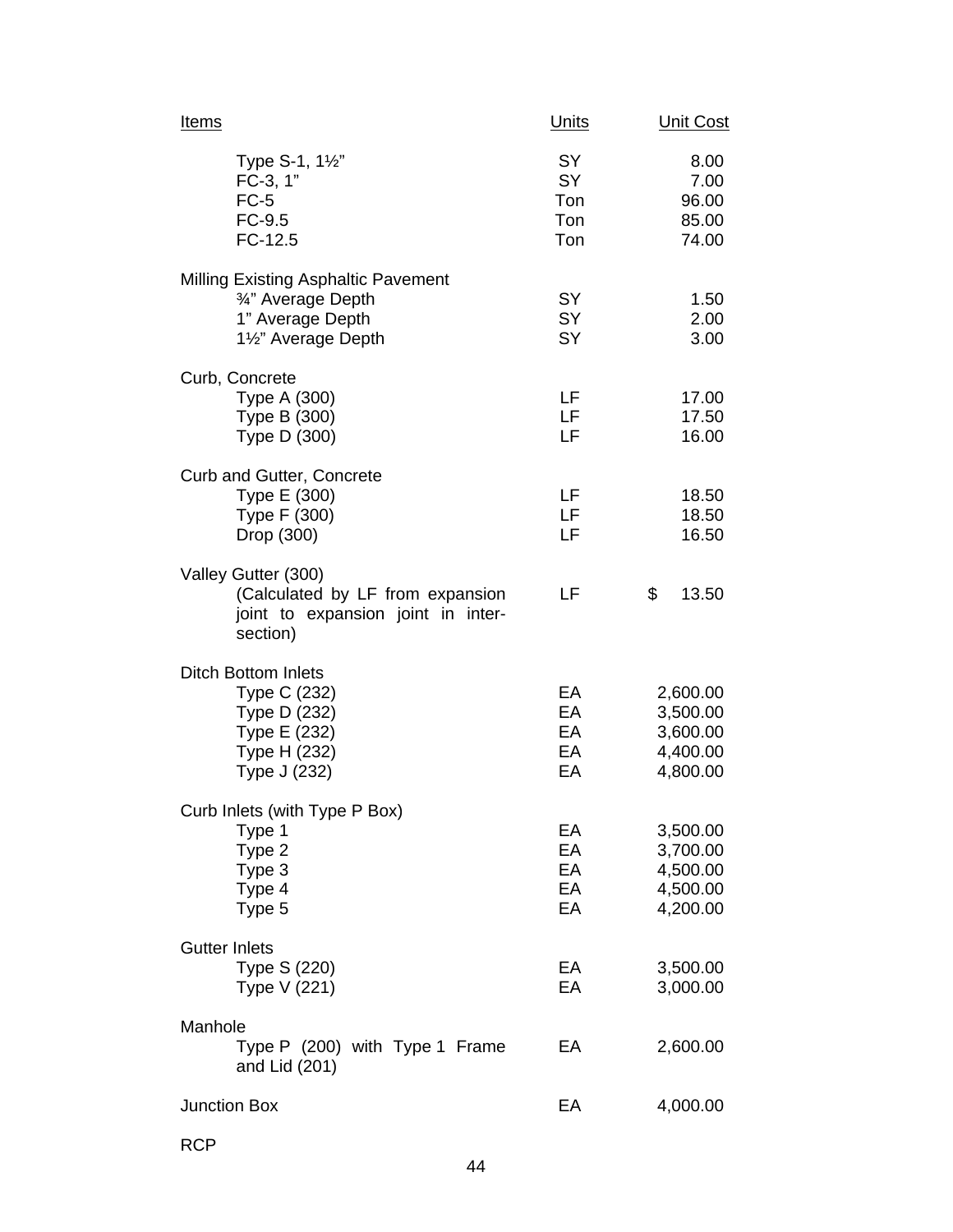| Items | Units | Unit Cost |
|---|---|---|
| Type S-1, 1½" | SY | 8.00 |
| FC-3, 1" | SY | 7.00 |
| FC-5 | Ton | 96.00 |
| FC-9.5 | Ton | 85.00 |
| FC-12.5 | Ton | 74.00 |
| Milling Existing Asphaltic Pavement | | |
| ¾" Average Depth | SY | 1.50 |
| 1" Average Depth | SY | 2.00 |
| 1½" Average Depth | SY | 3.00 |
| Curb, Concrete | | |
| Type A (300) | LF | 17.00 |
| Type B (300) | LF | 17.50 |
| Type D (300) | LF | 16.00 |
| Curb and Gutter, Concrete | | |
| Type E (300) | LF | 18.50 |
| Type F (300) | LF | 18.50 |
| Drop (300) | LF | 16.50 |
| Valley Gutter (300) (Calculated by LF from expansion joint to expansion joint in intersection) | LF | $ 13.50 |
| Ditch Bottom Inlets | | |
| Type C (232) | EA | 2,600.00 |
| Type D (232) | EA | 3,500.00 |
| Type E (232) | EA | 3,600.00 |
| Type H (232) | EA | 4,400.00 |
| Type J (232) | EA | 4,800.00 |
| Curb Inlets (with Type P Box) | | |
| Type 1 | EA | 3,500.00 |
| Type 2 | EA | 3,700.00 |
| Type 3 | EA | 4,500.00 |
| Type 4 | EA | 4,500.00 |
| Type 5 | EA | 4,200.00 |
| Gutter Inlets | | |
| Type S (220) | EA | 3,500.00 |
| Type V (221) | EA | 3,000.00 |
| Manhole | | |
| Type P (200) with Type 1 Frame and Lid (201) | EA | 2,600.00 |
| Junction Box | EA | 4,000.00 |
| RCP | | |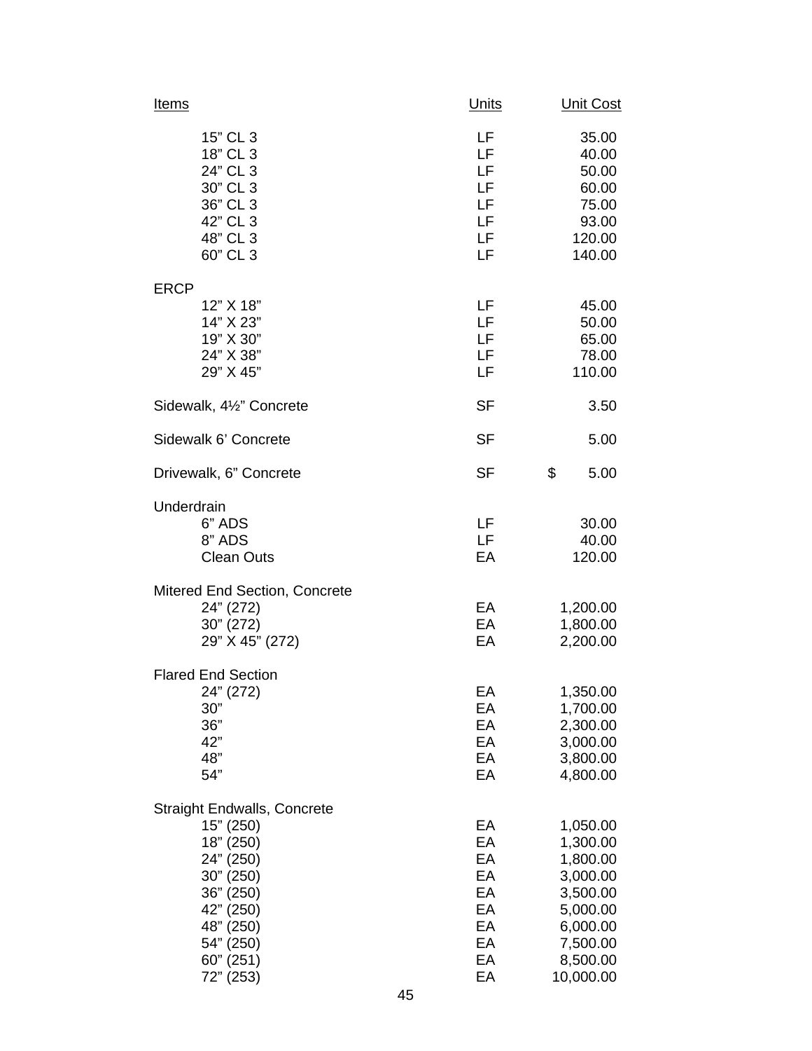| Items | Units | Unit Cost |
|---|---|---|
| 15” CL 3 | LF | 35.00 |
| 18” CL 3 | LF | 40.00 |
| 24” CL 3 | LF | 50.00 |
| 30” CL 3 | LF | 60.00 |
| 36” CL 3 | LF | 75.00 |
| 42” CL 3 | LF | 93.00 |
| 48” CL 3 | LF | 120.00 |
| 60” CL 3 | LF | 140.00 |
| ERCP | | |
| 12” X 18” | LF | 45.00 |
| 14” X 23” | LF | 50.00 |
| 19” X 30” | LF | 65.00 |
| 24” X 38” | LF | 78.00 |
| 29” X 45” | LF | 110.00 |
| Sidewalk, 4½” Concrete | SF | 3.50 |
| Sidewalk 6’ Concrete | SF | 5.00 |
| Drivewalk, 6” Concrete | SF | $ 5.00 |
| Underdrain | | |
| 6” ADS | LF | 30.00 |
| 8” ADS | LF | 40.00 |
| Clean Outs | EA | 120.00 |
| Mitered End Section, Concrete | | |
| 24” (272) | EA | 1,200.00 |
| 30” (272) | EA | 1,800.00 |
| 29” X 45” (272) | EA | 2,200.00 |
| Flared End Section | | |
| 24” (272) | EA | 1,350.00 |
| 30” | EA | 1,700.00 |
| 36” | EA | 2,300.00 |
| 42” | EA | 3,000.00 |
| 48” | EA | 3,800.00 |
| 54” | EA | 4,800.00 |
| Straight Endwalls, Concrete | | |
| 15” (250) | EA | 1,050.00 |
| 18” (250) | EA | 1,300.00 |
| 24” (250) | EA | 1,800.00 |
| 30” (250) | EA | 3,000.00 |
| 36” (250) | EA | 3,500.00 |
| 42” (250) | EA | 5,000.00 |
| 48” (250) | EA | 6,000.00 |
| 54” (250) | EA | 7,500.00 |
| 60” (251) | EA | 8,500.00 |
| 72” (253) | EA | 10,000.00 |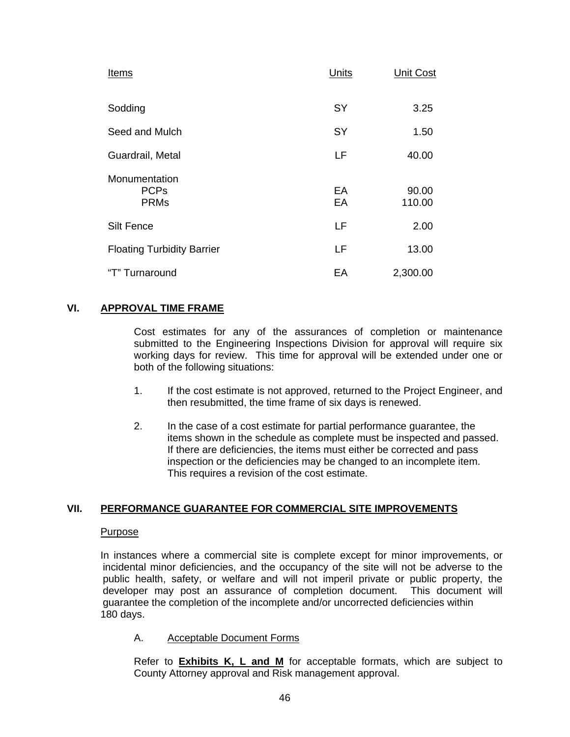| Items | Units | Unit Cost |
|---|---|---|
| Sodding | SY | 3.25 |
| Seed and Mulch | SY | 1.50 |
| Guardrail, Metal | LF | 40.00 |
| Monumentation | | |
| PCPs | EA | 90.00 |
| PRMs | EA | 110.00 |
| Silt Fence | LF | 2.00 |
| Floating Turbidity Barrier | LF | 13.00 |
| "T" Turnaround | EA | 2,300.00 |

## VI. APPROVAL TIME FRAME

Cost estimates for any of the assurances of completion or maintenance submitted to the Engineering Inspections Division for approval will require six working days for review. This time for approval will be extended under one or both of the following situations:

1. If the cost estimate is not approved, returned to the Project Engineer, and then resubmitted, the time frame of six days is renewed.

2. In the case of a cost estimate for partial performance guarantee, the items shown in the schedule as complete must be inspected and passed. If there are deficiencies, the items must either be corrected and pass inspection or the deficiencies may be changed to an incomplete item. This requires a revision of the cost estimate.

## VII. PERFORMANCE GUARANTEE FOR COMMERCIAL SITE IMPROVEMENTS

Purpose

In instances where a commercial site is complete except for minor improvements, or incidental minor deficiencies, and the occupancy of the site will not be adverse to the public health, safety, or welfare and will not imperil private or public property, the developer may post an assurance of completion document. This document will guarantee the completion of the incomplete and/or uncorrected deficiencies within 180 days.

A. Acceptable Document Forms

Refer to **Exhibits K, L and M** for acceptable formats, which are subject to County Attorney approval and Risk management approval.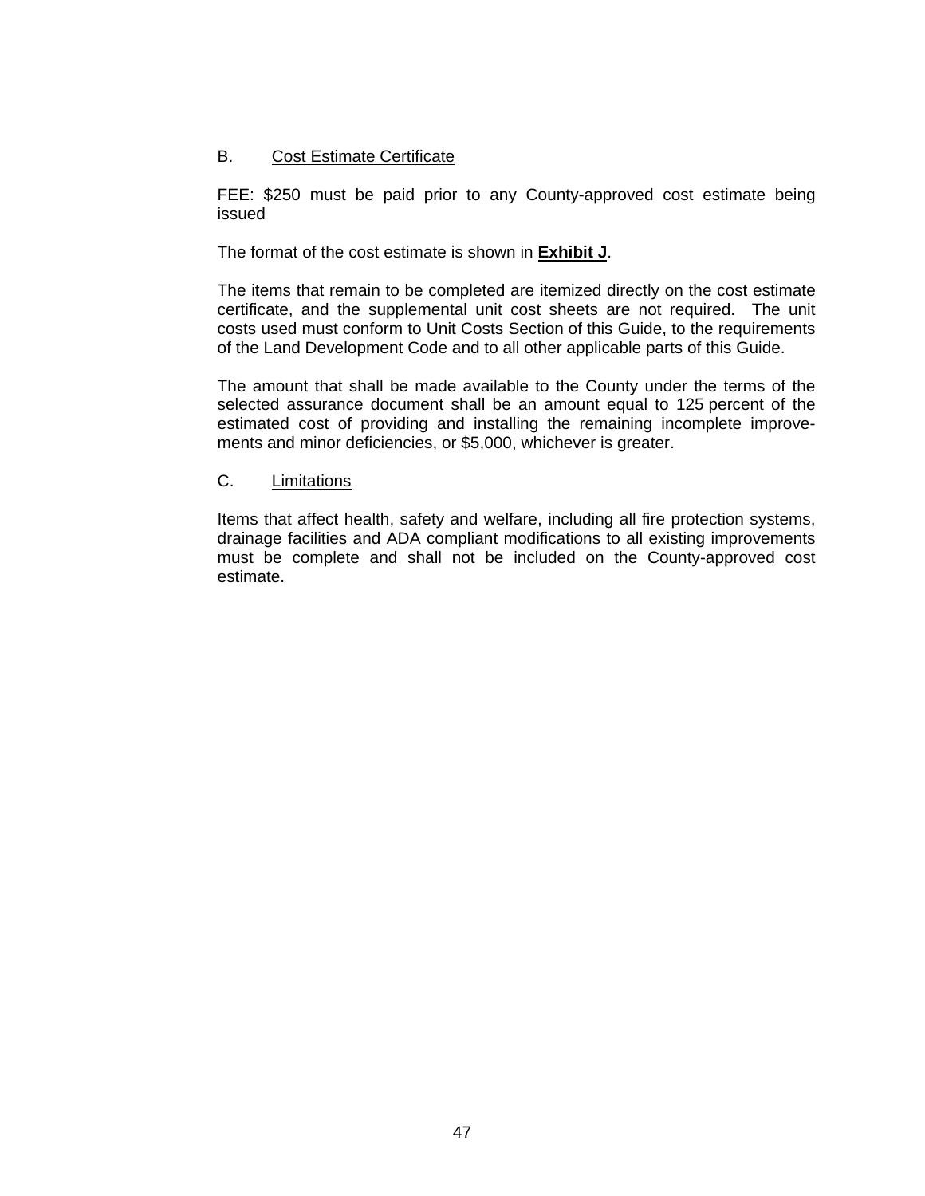B. Cost Estimate Certificate

FEE: $250 must be paid prior to any County-approved cost estimate being issued

The format of the cost estimate is shown in **Exhibit J**.

The items that remain to be completed are itemized directly on the cost estimate certificate, and the supplemental unit cost sheets are not required. The unit costs used must conform to Unit Costs Section of this Guide, to the requirements of the Land Development Code and to all other applicable parts of this Guide.

The amount that shall be made available to the County under the terms of the selected assurance document shall be an amount equal to 125 percent of the estimated cost of providing and installing the remaining incomplete improvements and minor deficiencies, or $5,000, whichever is greater.

C. Limitations

Items that affect health, safety and welfare, including all fire protection systems, drainage facilities and ADA compliant modifications to all existing improvements must be complete and shall not be included on the County-approved cost estimate.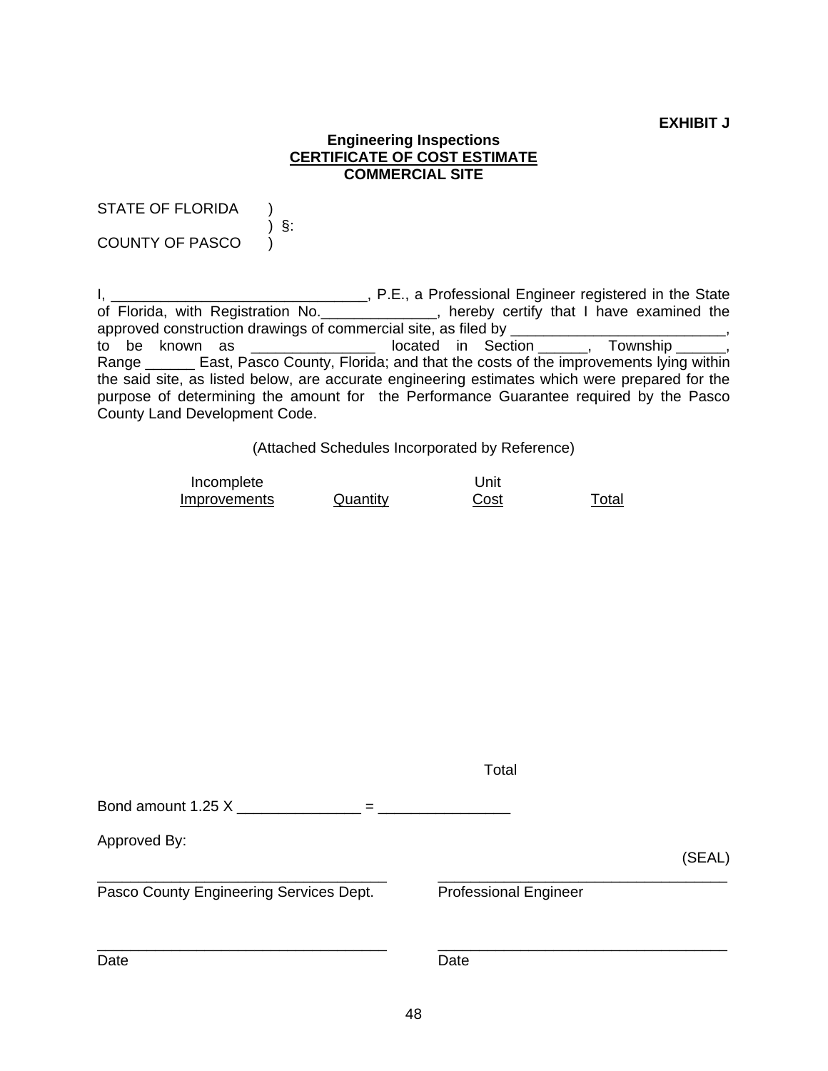**EXHIBIT J**

**Engineering Inspections**
**CERTIFICATE OF COST ESTIMATE**
**COMMERCIAL SITE**

STATE OF FLORIDA )
) §:
COUNTY OF PASCO )

I, _______________________________, P.E., a Professional Engineer registered in the State of Florida, with Registration No.______________, hereby certify that I have examined the approved construction drawings of commercial site, as filed by __________________________, to be known as _______________ located in Section ______, Township ______, Range ______ East, Pasco County, Florida; and that the costs of the improvements lying within the said site, as listed below, are accurate engineering estimates which were prepared for the purpose of determining the amount for the Performance Guarantee required by the Pasco County Land Development Code.

(Attached Schedules Incorporated by Reference)

| Incomplete Improvements | Quantity | Unit Cost | Total |
|---|---|---|---|

Total

Bond amount 1.25 X _______________ = ________________

Approved By:

(SEAL)

___________________________________
Pasco County Engineering Services Dept.

___________________________________
Professional Engineer

___________________________________
Date

___________________________________
Date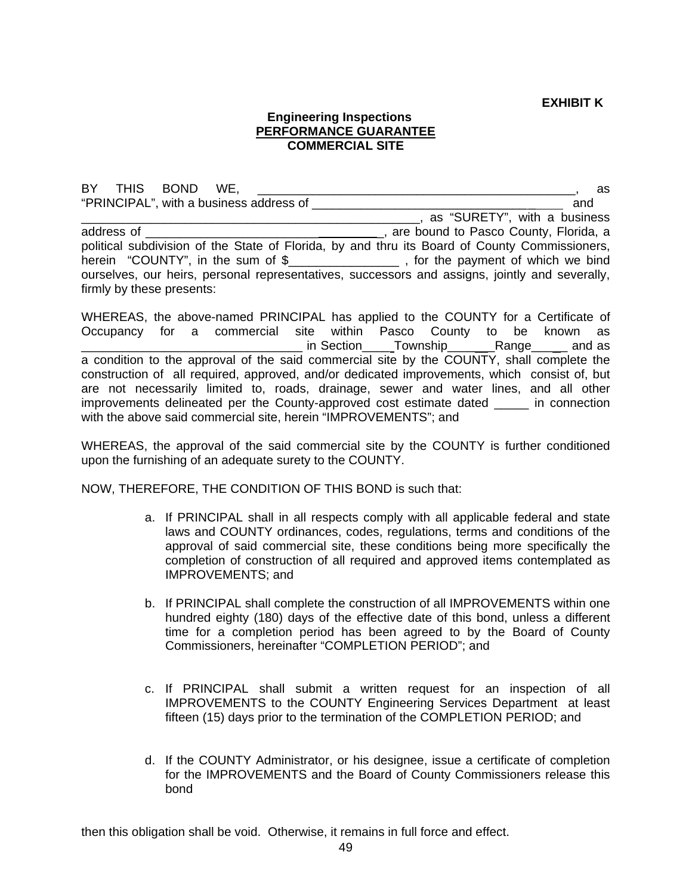**EXHIBIT K**

**Engineering Inspections**
**PERFORMANCE GUARANTEE**
**COMMERCIAL SITE**

BY THIS BOND WE, _______________________________________________, as "PRINCIPAL", with a business address of ___________________________________ and _________________________________________________, as "SURETY", with a business address of ___________________________________, are bound to Pasco County, Florida, a political subdivision of the State of Florida, by and thru its Board of County Commissioners, herein "COUNTY", in the sum of $________________ , for the payment of which we bind ourselves, our heirs, personal representatives, successors and assigns, jointly and severally, firmly by these presents:

WHEREAS, the above-named PRINCIPAL has applied to the COUNTY for a Certificate of Occupancy for a commercial site within Pasco County to be known as ________________________________ in Section____Township_______Range_____ and as a condition to the approval of the said commercial site by the COUNTY, shall complete the construction of all required, approved, and/or dedicated improvements, which consist of, but are not necessarily limited to, roads, drainage, sewer and water lines, and all other improvements delineated per the County-approved cost estimate dated _____ in connection with the above said commercial site, herein "IMPROVEMENTS"; and

WHEREAS, the approval of the said commercial site by the COUNTY is further conditioned upon the furnishing of an adequate surety to the COUNTY.

NOW, THEREFORE, THE CONDITION OF THIS BOND is such that:

a. If PRINCIPAL shall in all respects comply with all applicable federal and state laws and COUNTY ordinances, codes, regulations, terms and conditions of the approval of said commercial site, these conditions being more specifically the completion of construction of all required and approved items contemplated as IMPROVEMENTS; and

b. If PRINCIPAL shall complete the construction of all IMPROVEMENTS within one hundred eighty (180) days of the effective date of this bond, unless a different time for a completion period has been agreed to by the Board of County Commissioners, hereinafter "COMPLETION PERIOD"; and

c. If PRINCIPAL shall submit a written request for an inspection of all IMPROVEMENTS to the COUNTY Engineering Services Department at least fifteen (15) days prior to the termination of the COMPLETION PERIOD; and

d. If the COUNTY Administrator, or his designee, issue a certificate of completion for the IMPROVEMENTS and the Board of County Commissioners release this bond

then this obligation shall be void. Otherwise, it remains in full force and effect.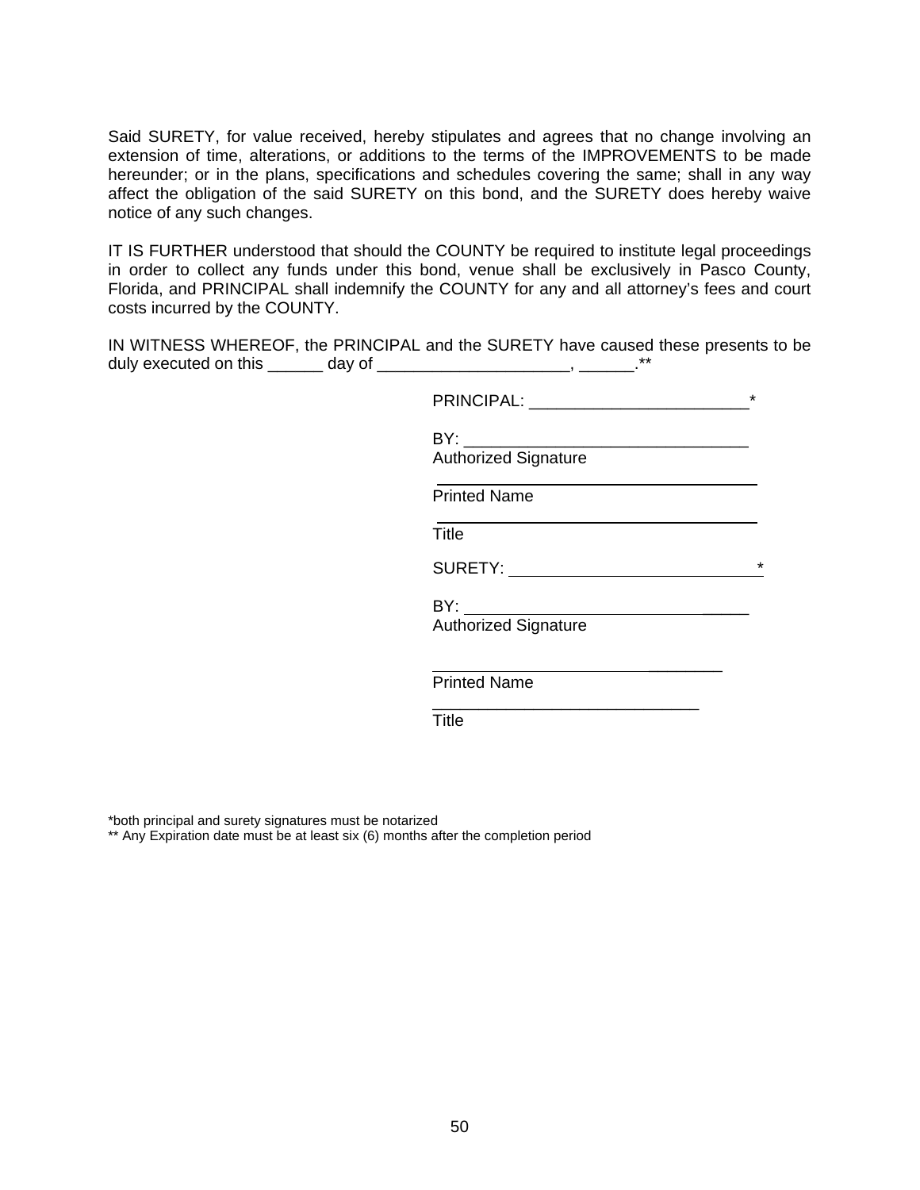Said SURETY, for value received, hereby stipulates and agrees that no change involving an extension of time, alterations, or additions to the terms of the IMPROVEMENTS to be made hereunder; or in the plans, specifications and schedules covering the same; shall in any way affect the obligation of the said SURETY on this bond, and the SURETY does hereby waive notice of any such changes.

IT IS FURTHER understood that should the COUNTY be required to institute legal proceedings in order to collect any funds under this bond, venue shall be exclusively in Pasco County, Florida, and PRINCIPAL shall indemnify the COUNTY for any and all attorney's fees and court costs incurred by the COUNTY.

IN WITNESS WHEREOF, the PRINCIPAL and the SURETY have caused these presents to be duly executed on this ______ day of _____________________, ______.**

PRINCIPAL: ________________________*

BY: _______________________________
Authorized Signature

___________________________________
Printed Name

___________________________________
Title

SURETY: ___________________________*

BY: _______________________________
Authorized Signature

___________________________________
Printed Name

_____________________________
Title

*both principal and surety signatures must be notarized
** Any Expiration date must be at least six (6) months after the completion period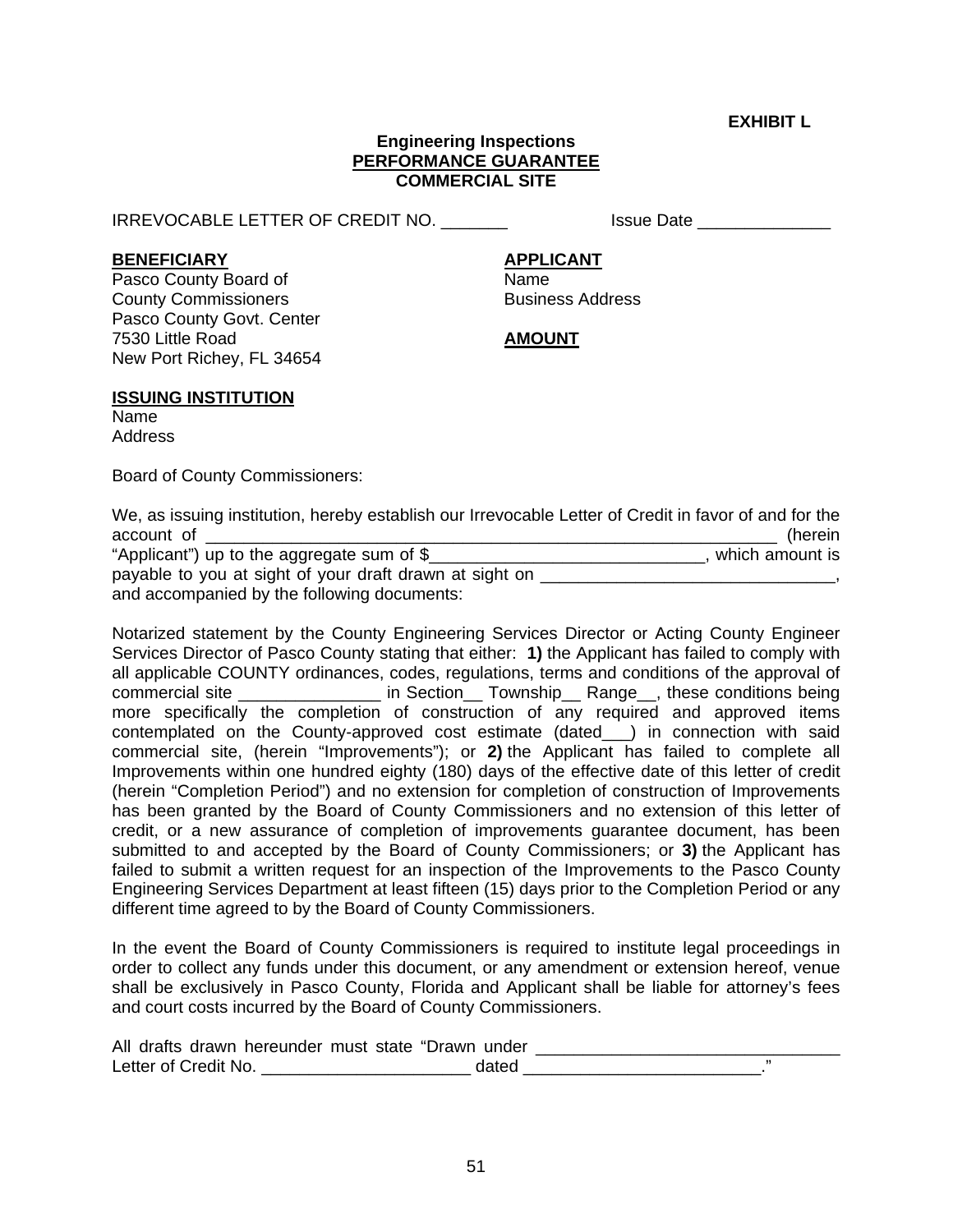**EXHIBIT L**

**Engineering Inspections**
**PERFORMANCE GUARANTEE**
**COMMERCIAL SITE**

IRREVOCABLE LETTER OF CREDIT NO. _______ Issue Date ______________

**BENEFICIARY**
Pasco County Board of
County Commissioners
Pasco County Govt. Center
7530 Little Road
New Port Richey, FL 34654

**APPLICANT**
Name
Business Address

**AMOUNT**

**ISSUING INSTITUTION**
Name
Address

Board of County Commissioners:

We, as issuing institution, hereby establish our Irrevocable Letter of Credit in favor of and for the account of ________________________________________________________________ (herein "Applicant") up to the aggregate sum of $_____________________________, which amount is payable to you at sight of your draft drawn at sight on _______________________________, and accompanied by the following documents:

Notarized statement by the County Engineering Services Director or Acting County Engineer Services Director of Pasco County stating that either: **1)** the Applicant has failed to comply with all applicable COUNTY ordinances, codes, regulations, terms and conditions of the approval of commercial site _______________ in Section__ Township__ Range__, these conditions being more specifically the completion of construction of any required and approved items contemplated on the County-approved cost estimate (dated___) in connection with said commercial site, (herein "Improvements"); or **2)** the Applicant has failed to complete all Improvements within one hundred eighty (180) days of the effective date of this letter of credit (herein "Completion Period") and no extension for completion of construction of Improvements has been granted by the Board of County Commissioners and no extension of this letter of credit, or a new assurance of completion of improvements guarantee document, has been submitted to and accepted by the Board of County Commissioners; or **3)** the Applicant has failed to submit a written request for an inspection of the Improvements to the Pasco County Engineering Services Department at least fifteen (15) days prior to the Completion Period or any different time agreed to by the Board of County Commissioners.

In the event the Board of County Commissioners is required to institute legal proceedings in order to collect any funds under this document, or any amendment or extension hereof, venue shall be exclusively in Pasco County, Florida and Applicant shall be liable for attorney's fees and court costs incurred by the Board of County Commissioners.

All drafts drawn hereunder must state "Drawn under ________________________________ Letter of Credit No. ______________________ dated _________________________."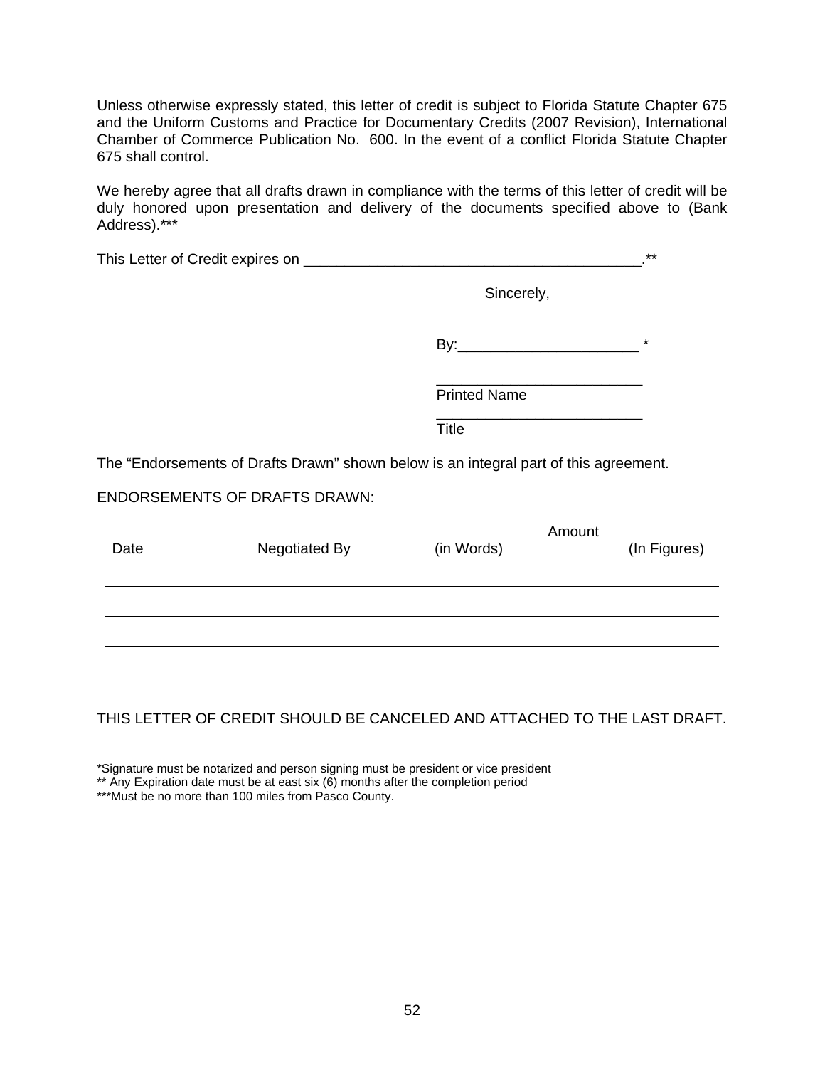Unless otherwise expressly stated, this letter of credit is subject to Florida Statute Chapter 675 and the Uniform Customs and Practice for Documentary Credits (2007 Revision), International Chamber of Commerce Publication No. 600. In the event of a conflict Florida Statute Chapter 675 shall control.

We hereby agree that all drafts drawn in compliance with the terms of this letter of credit will be duly honored upon presentation and delivery of the documents specified above to (Bank Address).***

This Letter of Credit expires on _________________________________________.**

Sincerely,

By:______________________ *

_________________________
Printed Name

_________________________
Title

The "Endorsements of Drafts Drawn" shown below is an integral part of this agreement.

ENDORSEMENTS OF DRAFTS DRAWN:

| Date | Negotiated By | Amount (in Words) | Amount (In Figures) |
|---|---|---|---|
| | | | |
| | | | |
| | | | |
| | | | |

THIS LETTER OF CREDIT SHOULD BE CANCELED AND ATTACHED TO THE LAST DRAFT.

*Signature must be notarized and person signing must be president or vice president
** Any Expiration date must be at east six (6) months after the completion period
***Must be no more than 100 miles from Pasco County.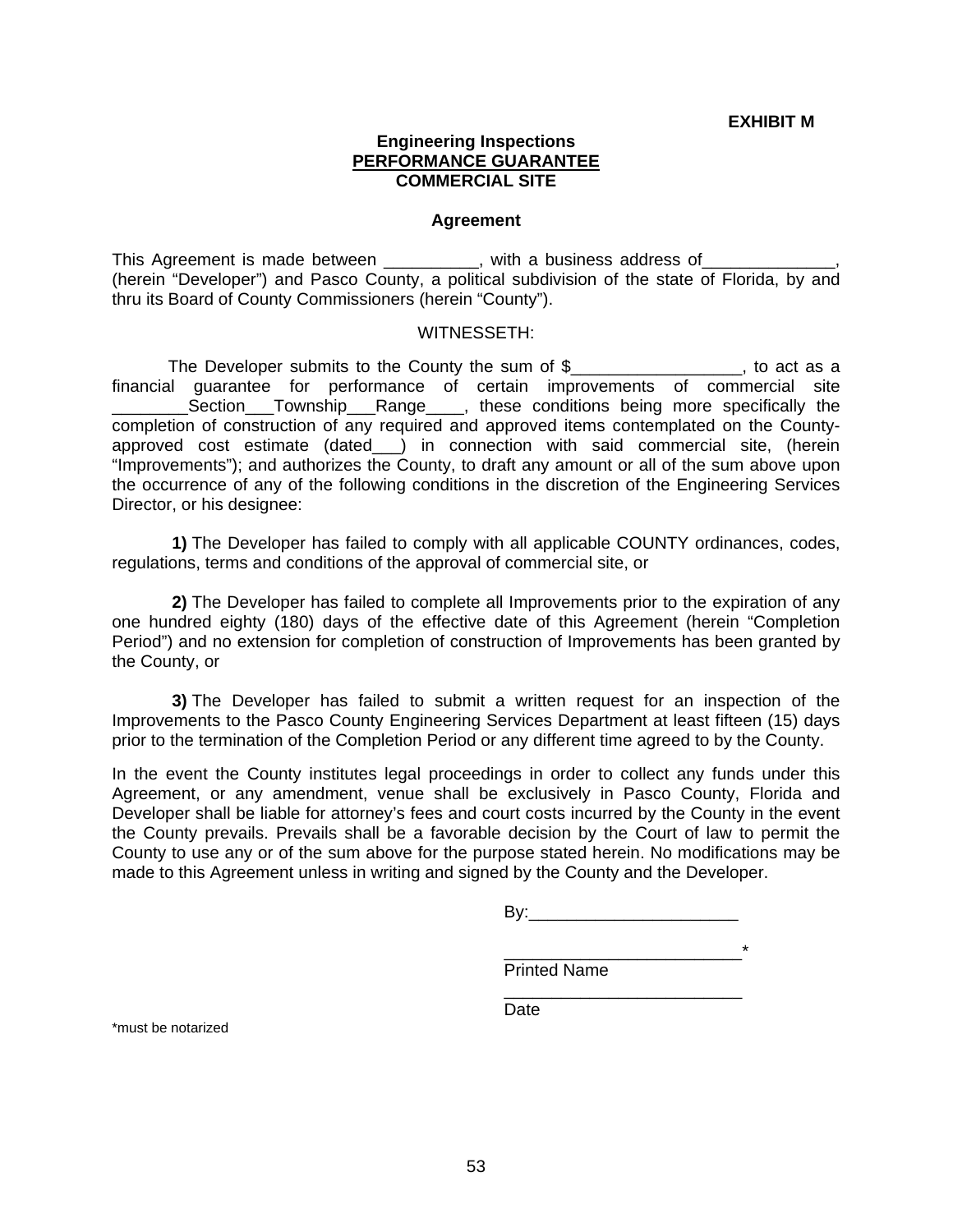**EXHIBIT M**

**Engineering Inspections**
**PERFORMANCE GUARANTEE**
**COMMERCIAL SITE**

**Agreement**

This Agreement is made between __________, with a business address of______________, (herein "Developer") and Pasco County, a political subdivision of the state of Florida, by and thru its Board of County Commissioners (herein "County").

WITNESSETH:

The Developer submits to the County the sum of $__________________, to act as a financial guarantee for performance of certain improvements of commercial site ________Section___Township___Range____, these conditions being more specifically the completion of construction of any required and approved items contemplated on the County-approved cost estimate (dated___) in connection with said commercial site, (herein "Improvements"); and authorizes the County, to draft any amount or all of the sum above upon the occurrence of any of the following conditions in the discretion of the Engineering Services Director, or his designee:

**1)** The Developer has failed to comply with all applicable COUNTY ordinances, codes, regulations, terms and conditions of the approval of commercial site, or

**2)** The Developer has failed to complete all Improvements prior to the expiration of any one hundred eighty (180) days of the effective date of this Agreement (herein "Completion Period") and no extension for completion of construction of Improvements has been granted by the County, or

**3)** The Developer has failed to submit a written request for an inspection of the Improvements to the Pasco County Engineering Services Department at least fifteen (15) days prior to the termination of the Completion Period or any different time agreed to by the County.

In the event the County institutes legal proceedings in order to collect any funds under this Agreement, or any amendment, venue shall be exclusively in Pasco County, Florida and Developer shall be liable for attorney's fees and court costs incurred by the County in the event the County prevails. Prevails shall be a favorable decision by the Court of law to permit the County to use any or of the sum above for the purpose stated herein. No modifications may be made to this Agreement unless in writing and signed by the County and the Developer.

By:______________________

_________________________*
Printed Name

_________________________
Date

*must be notarized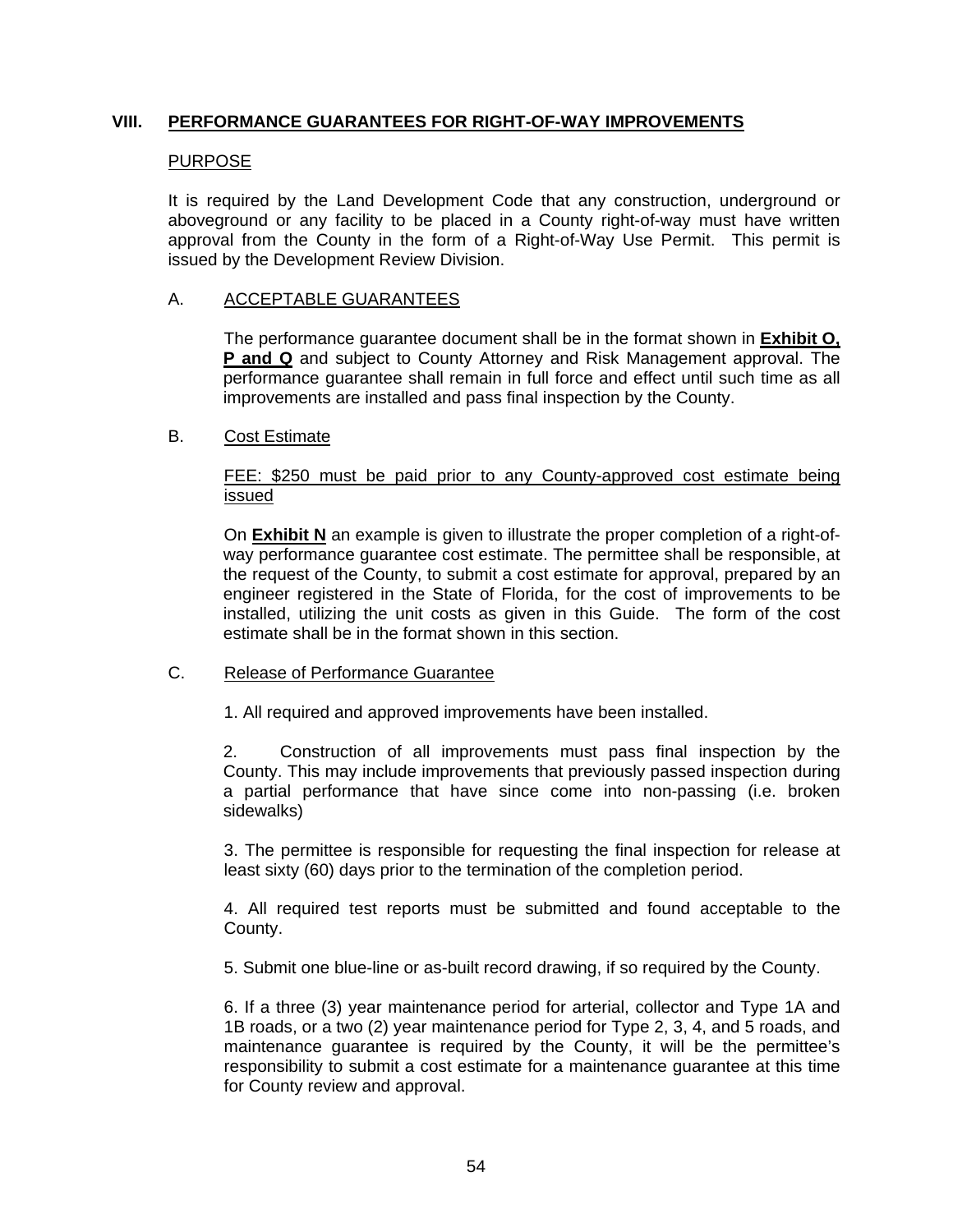## VIII. PERFORMANCE GUARANTEES FOR RIGHT-OF-WAY IMPROVEMENTS

PURPOSE

It is required by the Land Development Code that any construction, underground or aboveground or any facility to be placed in a County right-of-way must have written approval from the County in the form of a Right-of-Way Use Permit. This permit is issued by the Development Review Division.

### A. ACCEPTABLE GUARANTEES

The performance guarantee document shall be in the format shown in **Exhibit O, P and Q** and subject to County Attorney and Risk Management approval. The performance guarantee shall remain in full force and effect until such time as all improvements are installed and pass final inspection by the County.

### B. Cost Estimate

FEE: $250 must be paid prior to any County-approved cost estimate being issued

On **Exhibit N** an example is given to illustrate the proper completion of a right-of-way performance guarantee cost estimate. The permittee shall be responsible, at the request of the County, to submit a cost estimate for approval, prepared by an engineer registered in the State of Florida, for the cost of improvements to be installed, utilizing the unit costs as given in this Guide. The form of the cost estimate shall be in the format shown in this section.

### C. Release of Performance Guarantee

1. All required and approved improvements have been installed.

2. Construction of all improvements must pass final inspection by the County. This may include improvements that previously passed inspection during a partial performance that have since come into non-passing (i.e. broken sidewalks)

3. The permittee is responsible for requesting the final inspection for release at least sixty (60) days prior to the termination of the completion period.

4. All required test reports must be submitted and found acceptable to the County.

5. Submit one blue-line or as-built record drawing, if so required by the County.

6. If a three (3) year maintenance period for arterial, collector and Type 1A and 1B roads, or a two (2) year maintenance period for Type 2, 3, 4, and 5 roads, and maintenance guarantee is required by the County, it will be the permittee's responsibility to submit a cost estimate for a maintenance guarantee at this time for County review and approval.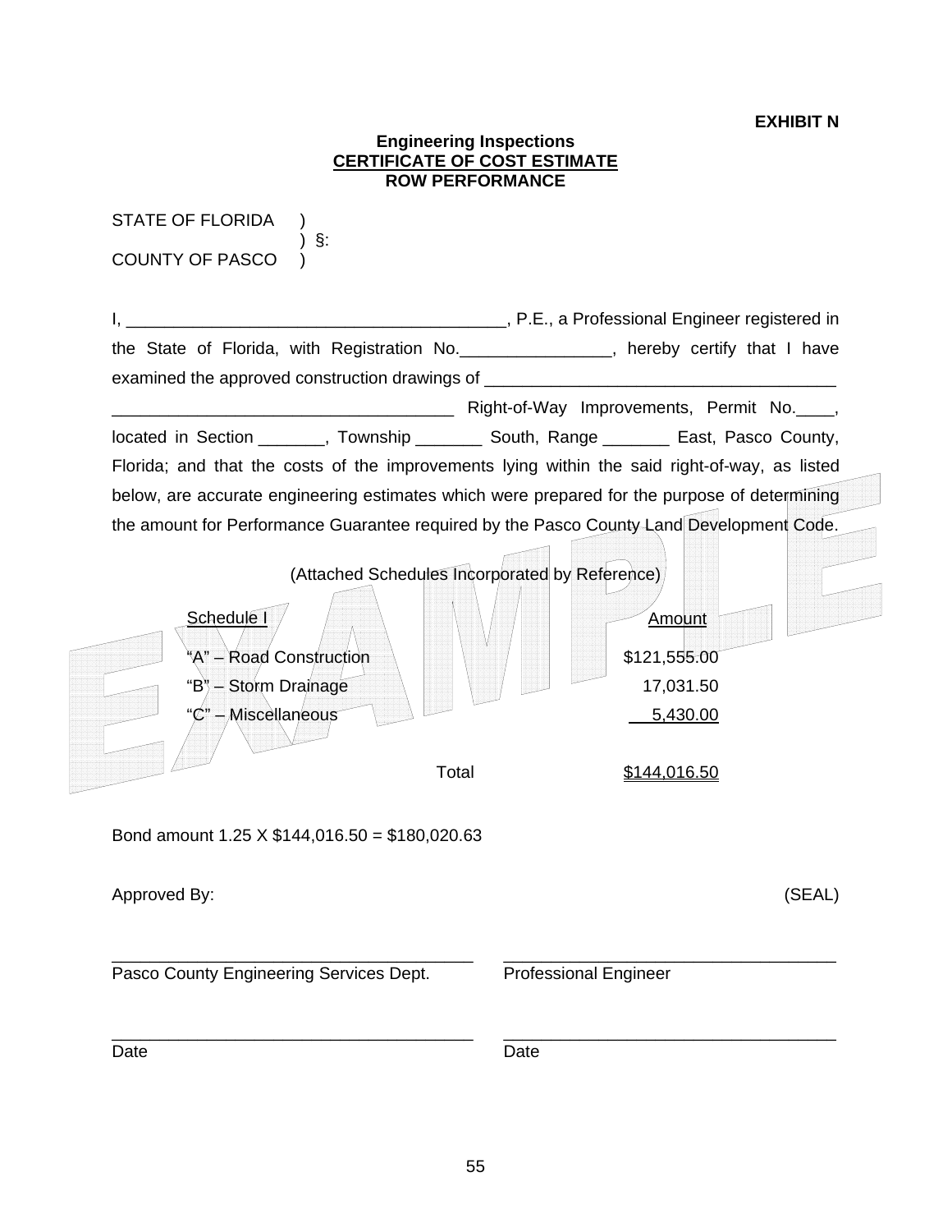**EXHIBIT N**

**Engineering Inspections**
**CERTIFICATE OF COST ESTIMATE**
**ROW PERFORMANCE**

STATE OF FLORIDA )
) §:
COUNTY OF PASCO )

I, ________________________________________, P.E., a Professional Engineer registered in the State of Florida, with Registration No.________________, hereby certify that I have examined the approved construction drawings of ____________________________________ ____________________________________ Right-of-Way Improvements, Permit No.____, located in Section _______, Township _______ South, Range _______ East, Pasco County, Florida; and that the costs of the improvements lying within the said right-of-way, as listed below, are accurate engineering estimates which were prepared for the purpose of determining the amount for Performance Guarantee required by the Pasco County Land Development Code.

(Attached Schedules Incorporated by Reference)

| Schedule I | Amount |
|---|---|
| "A" – Road Construction | $121,555.00 |
| "B" – Storm Drainage | 17,031.50 |
| "C" – Miscellaneous | 5,430.00 |
| Total | $144,016.50 |

Bond amount 1.25 X $144,016.50 = $180,020.63

Approved By: (SEAL)

_____________________________________ _____________________________________
Pasco County Engineering Services Dept. Professional Engineer

_____________________________________ _____________________________________
Date Date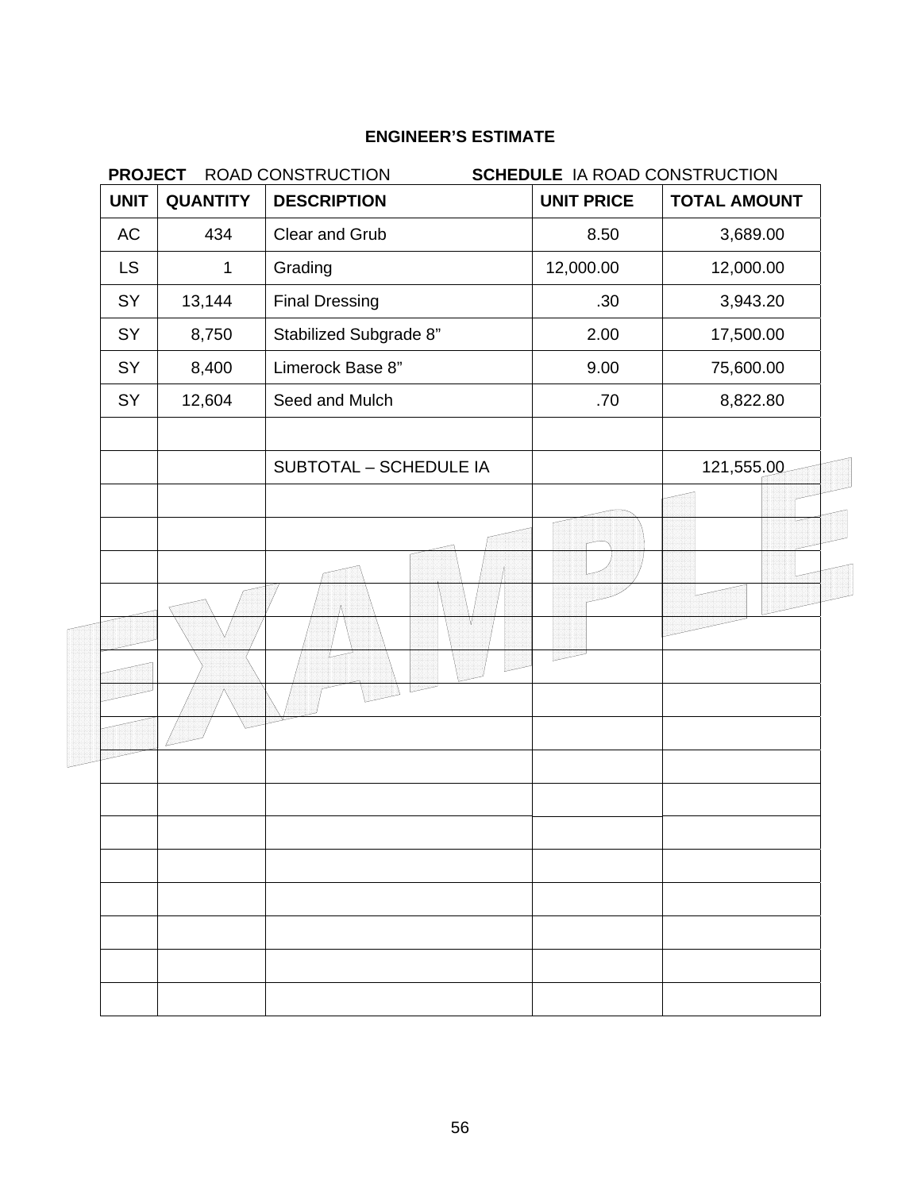## ENGINEER'S ESTIMATE

**PROJECT** ROAD CONSTRUCTION **SCHEDULE** IA ROAD CONSTRUCTION

| UNIT | QUANTITY | DESCRIPTION | UNIT PRICE | TOTAL AMOUNT |
|---|---|---|---|---|
| AC | 434 | Clear and Grub | 8.50 | 3,689.00 |
| LS | 1 | Grading | 12,000.00 | 12,000.00 |
| SY | 13,144 | Final Dressing | .30 | 3,943.20 |
| SY | 8,750 | Stabilized Subgrade 8" | 2.00 | 17,500.00 |
| SY | 8,400 | Limerock Base 8" | 9.00 | 75,600.00 |
| SY | 12,604 | Seed and Mulch | .70 | 8,822.80 |
| | | | | |
| | | SUBTOTAL – SCHEDULE IA | | 121,555.00 |
| | | | | |
| | | | | |
| | | | | |
| | | | | |
| | | | | |
| | | | | |
| | | | | |
| | | | | |
| | | | | |
| | | | | |
| | | | | |
| | | | | |
| | | | | |
| | | | | |
| | | | | |

EXAMPLE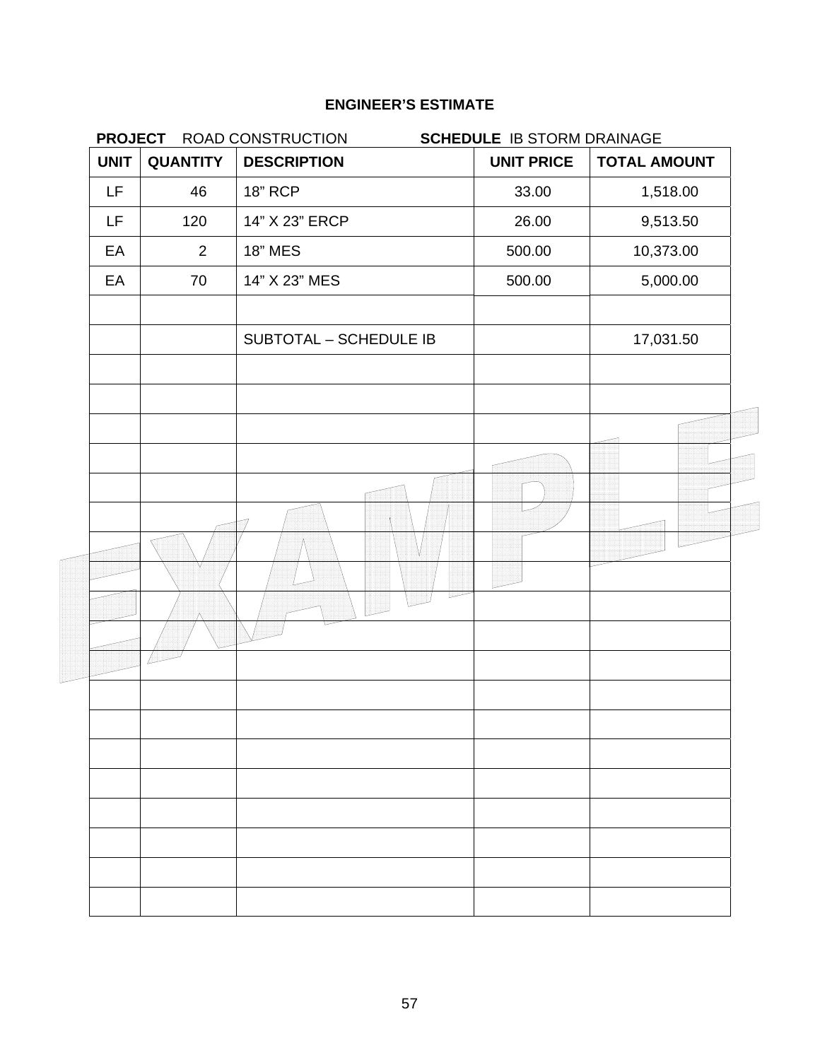**ENGINEER'S ESTIMATE**

**PROJECT** ROAD CONSTRUCTION **SCHEDULE** IB STORM DRAINAGE

| UNIT | QUANTITY | DESCRIPTION | UNIT PRICE | TOTAL AMOUNT |
|---|---|---|---|---|
| LF | 46 | 18" RCP | 33.00 | 1,518.00 |
| LF | 120 | 14" X 23" ERCP | 26.00 | 9,513.50 |
| EA | 2 | 18" MES | 500.00 | 10,373.00 |
| EA | 70 | 14" X 23" MES | 500.00 | 5,000.00 |
| | | | | |
| | | SUBTOTAL – SCHEDULE IB | | 17,031.50 |
| | | | | |
| | | | | |
| | | | | |
| | | | | |
| | | | | |
| | | | | |
| | | | | |
| | | | | |
| | | | | |
| | | | | |
| | | | | |
| | | | | |
| | | | | |
| | | | | |
| | | | | |
| | | | | |
| | | | | |
| | | | | |
| | | | | |

EXAMPLE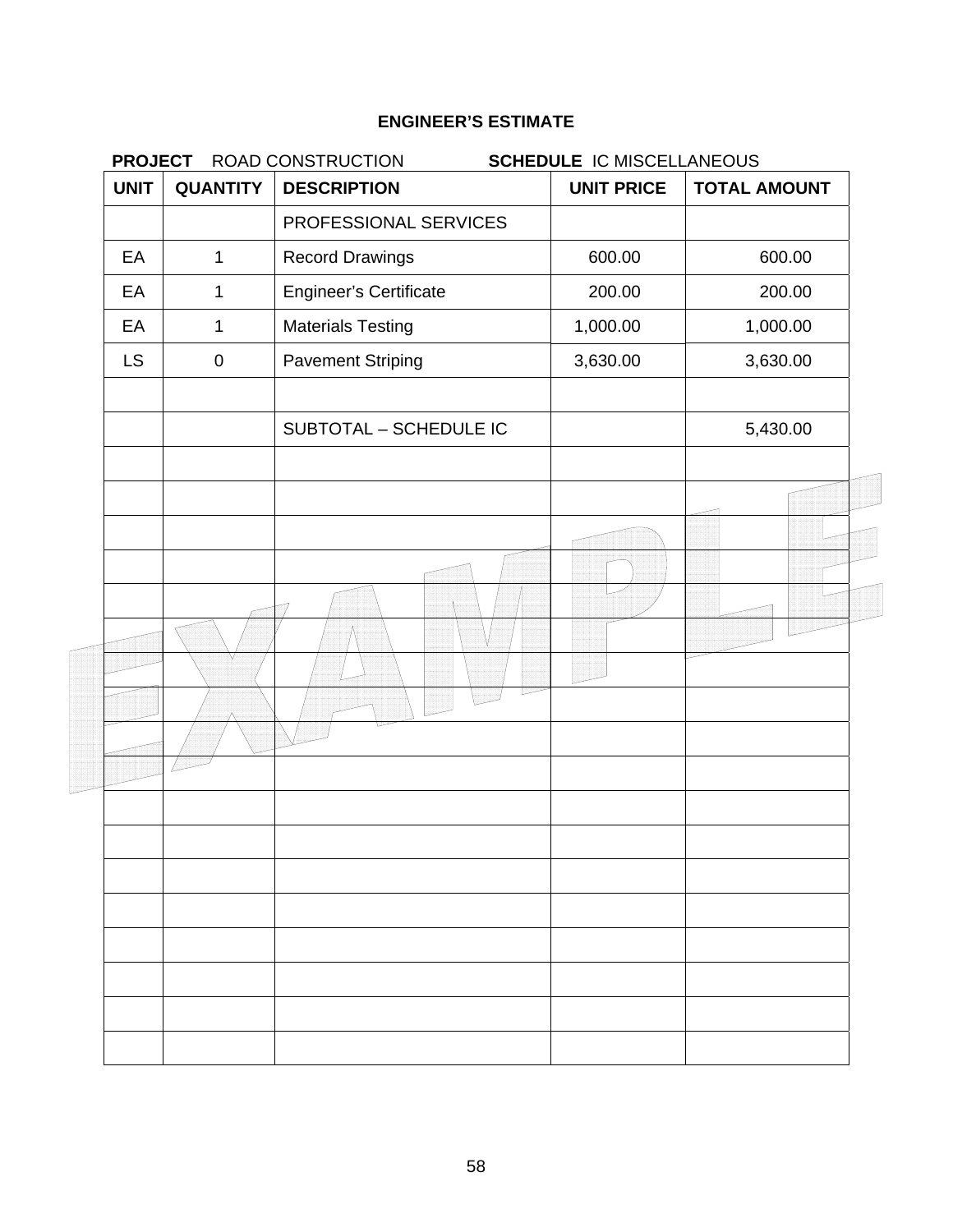**ENGINEER'S ESTIMATE**

**PROJECT** ROAD CONSTRUCTION **SCHEDULE** IC MISCELLANEOUS

| UNIT | QUANTITY | DESCRIPTION | UNIT PRICE | TOTAL AMOUNT |
|---|---|---|---|---|
| | | PROFESSIONAL SERVICES | | |
| EA | 1 | Record Drawings | 600.00 | 600.00 |
| EA | 1 | Engineer's Certificate | 200.00 | 200.00 |
| EA | 1 | Materials Testing | 1,000.00 | 1,000.00 |
| LS | 0 | Pavement Striping | 3,630.00 | 3,630.00 |
| | | | | |
| | | SUBTOTAL – SCHEDULE IC | | 5,430.00 |

EXAMPLE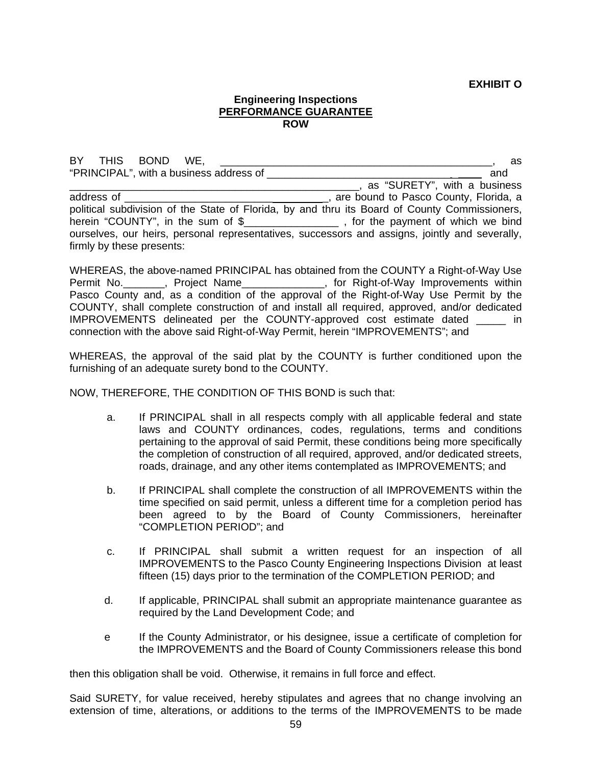**EXHIBIT O**

**Engineering Inspections**
**PERFORMANCE GUARANTEE**
**ROW**

BY THIS BOND WE, ________________________________________________, as "PRINCIPAL", with a business address of __________________________________ and ________________________________________________, as "SURETY", with a business address of __________________________________, are bound to Pasco County, Florida, a political subdivision of the State of Florida, by and thru its Board of County Commissioners, herein "COUNTY", in the sum of $________________ , for the payment of which we bind ourselves, our heirs, personal representatives, successors and assigns, jointly and severally, firmly by these presents:

WHEREAS, the above-named PRINCIPAL has obtained from the COUNTY a Right-of-Way Use Permit No._______, Project Name______________, for Right-of-Way Improvements within Pasco County and, as a condition of the approval of the Right-of-Way Use Permit by the COUNTY, shall complete construction of and install all required, approved, and/or dedicated IMPROVEMENTS delineated per the COUNTY-approved cost estimate dated _____ in connection with the above said Right-of-Way Permit, herein "IMPROVEMENTS"; and

WHEREAS, the approval of the said plat by the COUNTY is further conditioned upon the furnishing of an adequate surety bond to the COUNTY.

NOW, THEREFORE, THE CONDITION OF THIS BOND is such that:

a. If PRINCIPAL shall in all respects comply with all applicable federal and state laws and COUNTY ordinances, codes, regulations, terms and conditions pertaining to the approval of said Permit, these conditions being more specifically the completion of construction of all required, approved, and/or dedicated streets, roads, drainage, and any other items contemplated as IMPROVEMENTS; and

b. If PRINCIPAL shall complete the construction of all IMPROVEMENTS within the time specified on said permit, unless a different time for a completion period has been agreed to by the Board of County Commissioners, hereinafter "COMPLETION PERIOD"; and

c. If PRINCIPAL shall submit a written request for an inspection of all IMPROVEMENTS to the Pasco County Engineering Inspections Division at least fifteen (15) days prior to the termination of the COMPLETION PERIOD; and

d. If applicable, PRINCIPAL shall submit an appropriate maintenance guarantee as required by the Land Development Code; and

e If the County Administrator, or his designee, issue a certificate of completion for the IMPROVEMENTS and the Board of County Commissioners release this bond

then this obligation shall be void. Otherwise, it remains in full force and effect.

Said SURETY, for value received, hereby stipulates and agrees that no change involving an extension of time, alterations, or additions to the terms of the IMPROVEMENTS to be made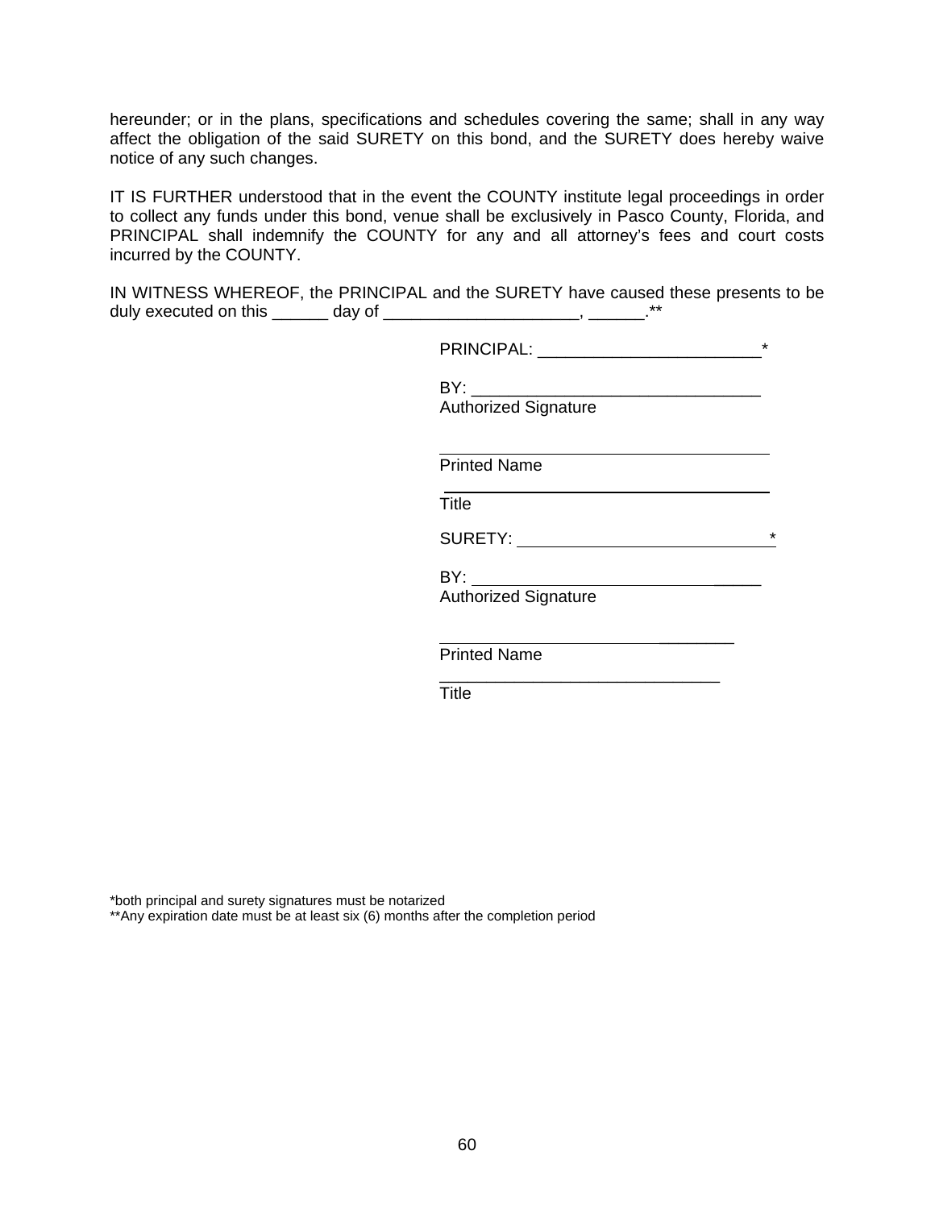hereunder; or in the plans, specifications and schedules covering the same; shall in any way affect the obligation of the said SURETY on this bond, and the SURETY does hereby waive notice of any such changes.

IT IS FURTHER understood that in the event the COUNTY institute legal proceedings in order to collect any funds under this bond, venue shall be exclusively in Pasco County, Florida, and PRINCIPAL shall indemnify the COUNTY for any and all attorney's fees and court costs incurred by the COUNTY.

IN WITNESS WHEREOF, the PRINCIPAL and the SURETY have caused these presents to be duly executed on this ______ day of _____________________, ______.**

PRINCIPAL: ________________________*

BY: ______________________________
Authorized Signature

______________________________
Printed Name

______________________________
Title

SURETY: ___________________________*

BY: ______________________________
Authorized Signature

______________________________
Printed Name

______________________________
Title

*both principal and surety signatures must be notarized
**Any expiration date must be at least six (6) months after the completion period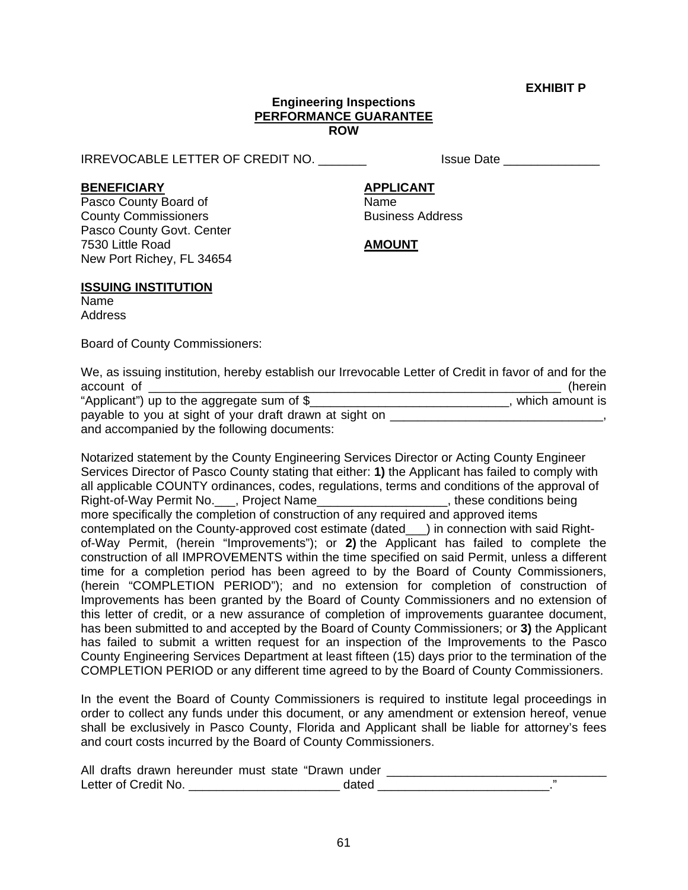**EXHIBIT P**

**Engineering Inspections**
**PERFORMANCE GUARANTEE**
**ROW**

IRREVOCABLE LETTER OF CREDIT NO. _______ Issue Date ______________

**BENEFICIARY**
Pasco County Board of
County Commissioners
Pasco County Govt. Center
7530 Little Road
New Port Richey, FL 34654

**APPLICANT**
Name
Business Address

**AMOUNT**

**ISSUING INSTITUTION**
Name
Address

Board of County Commissioners:

We, as issuing institution, hereby establish our Irrevocable Letter of Credit in favor of and for the account of _______________________________________________________________ (herein "Applicant") up to the aggregate sum of $______________________________, which amount is payable to you at sight of your draft drawn at sight on _______________________________, and accompanied by the following documents:

Notarized statement by the County Engineering Services Director or Acting County Engineer Services Director of Pasco County stating that either: **1)** the Applicant has failed to comply with all applicable COUNTY ordinances, codes, regulations, terms and conditions of the approval of Right-of-Way Permit No.___, Project Name___________________, these conditions being more specifically the completion of construction of any required and approved items contemplated on the County-approved cost estimate (dated___) in connection with said Right-of-Way Permit, (herein "Improvements"); or **2)** the Applicant has failed to complete the construction of all IMPROVEMENTS within the time specified on said Permit, unless a different time for a completion period has been agreed to by the Board of County Commissioners, (herein "COMPLETION PERIOD"); and no extension for completion of construction of Improvements has been granted by the Board of County Commissioners and no extension of this letter of credit, or a new assurance of completion of improvements guarantee document, has been submitted to and accepted by the Board of County Commissioners; or **3)** the Applicant has failed to submit a written request for an inspection of the Improvements to the Pasco County Engineering Services Department at least fifteen (15) days prior to the termination of the COMPLETION PERIOD or any different time agreed to by the Board of County Commissioners.

In the event the Board of County Commissioners is required to institute legal proceedings in order to collect any funds under this document, or any amendment or extension hereof, venue shall be exclusively in Pasco County, Florida and Applicant shall be liable for attorney's fees and court costs incurred by the Board of County Commissioners.

All drafts drawn hereunder must state "Drawn under _________________________________ Letter of Credit No. ______________________ dated _________________________."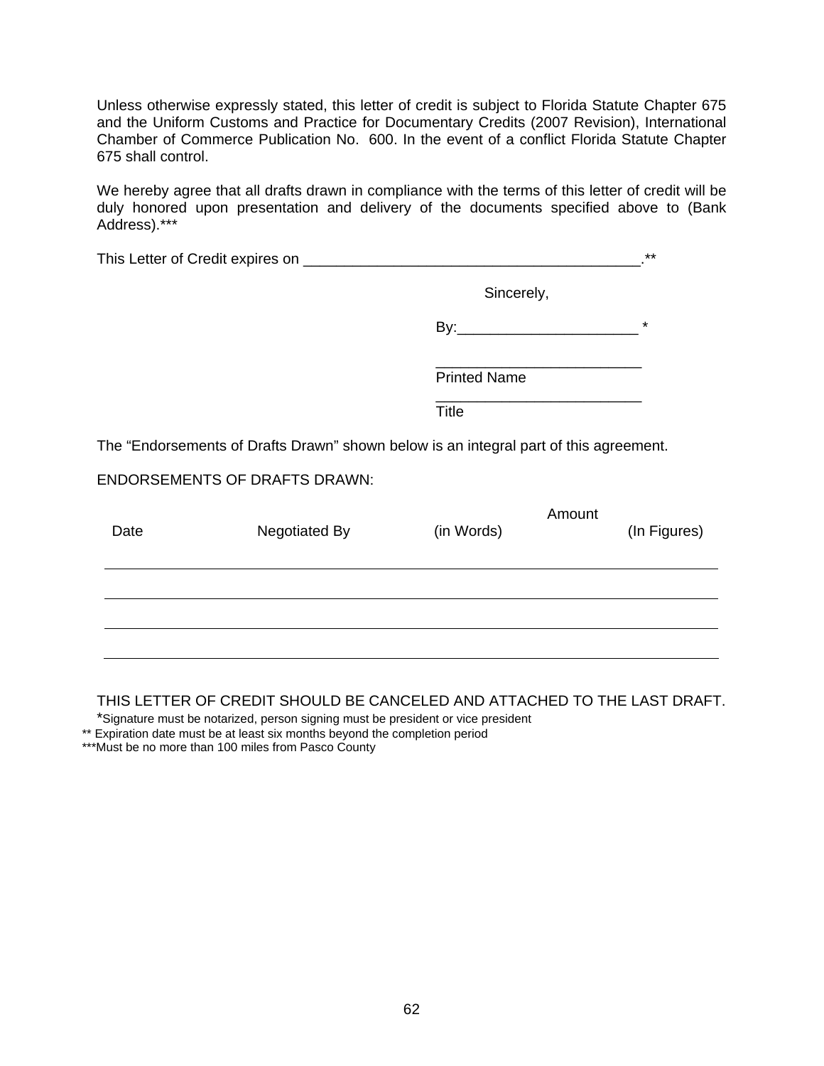Unless otherwise expressly stated, this letter of credit is subject to Florida Statute Chapter 675 and the Uniform Customs and Practice for Documentary Credits (2007 Revision), International Chamber of Commerce Publication No. 600. In the event of a conflict Florida Statute Chapter 675 shall control.

We hereby agree that all drafts drawn in compliance with the terms of this letter of credit will be duly honored upon presentation and delivery of the documents specified above to (Bank Address).***

This Letter of Credit expires on ________________________________________.**

Sincerely,

By:_____________________ *

_________________________
Printed Name

_________________________
Title

The "Endorsements of Drafts Drawn" shown below is an integral part of this agreement.

ENDORSEMENTS OF DRAFTS DRAWN:

| Date | Negotiated By | Amount (in Words) | Amount (In Figures) |
|---|---|---|---|
| | | | |
| | | | |
| | | | |
| | | | |

THIS LETTER OF CREDIT SHOULD BE CANCELED AND ATTACHED TO THE LAST DRAFT.

*Signature must be notarized, person signing must be president or vice president

** Expiration date must be at least six months beyond the completion period

***Must be no more than 100 miles from Pasco County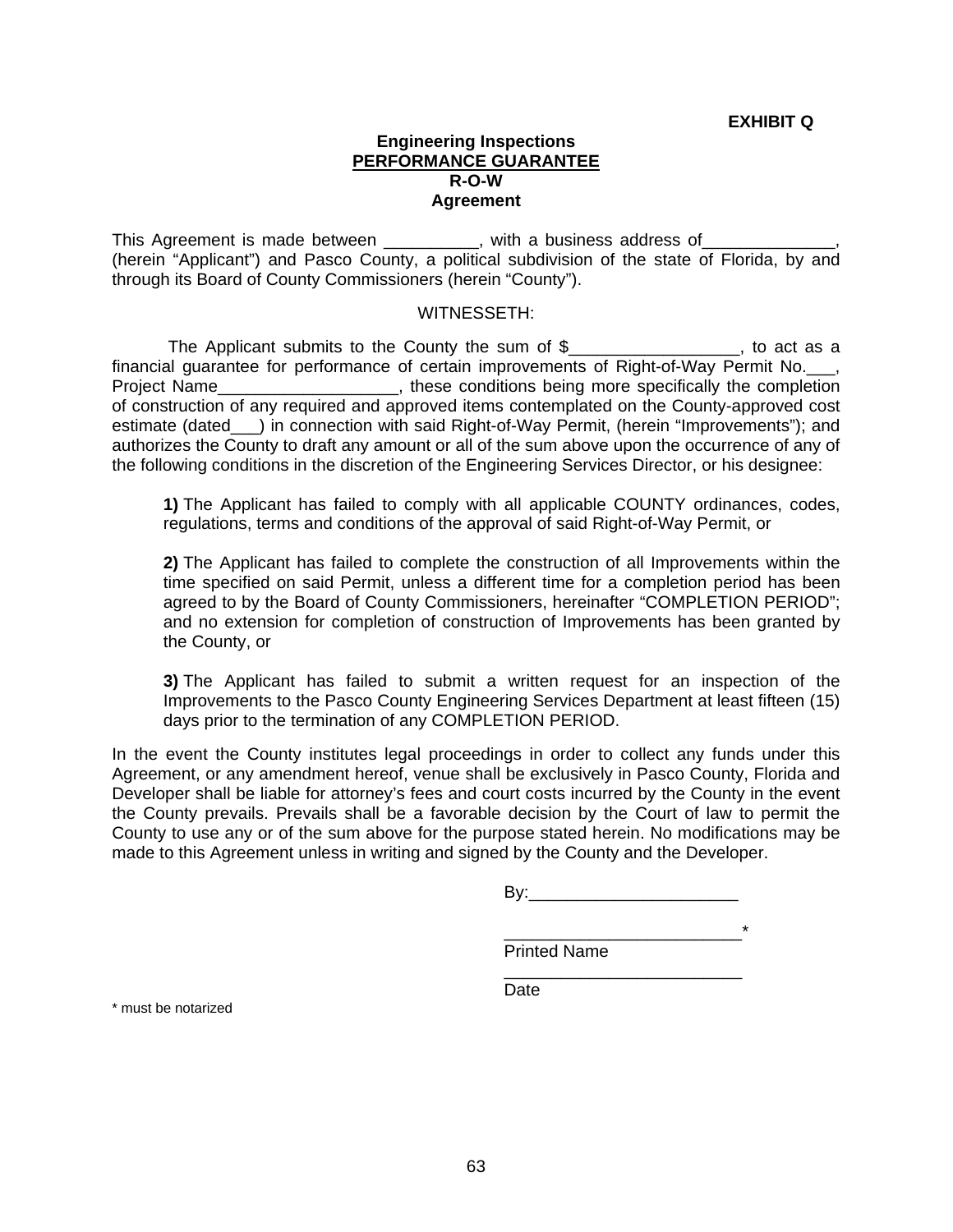**EXHIBIT Q**

**Engineering Inspections**
**PERFORMANCE GUARANTEE**
**R-O-W**
**Agreement**

This Agreement is made between __________, with a business address of______________, (herein "Applicant") and Pasco County, a political subdivision of the state of Florida, by and through its Board of County Commissioners (herein "County").

WITNESSETH:

The Applicant submits to the County the sum of $__________________, to act as a financial guarantee for performance of certain improvements of Right-of-Way Permit No.___, Project Name___________________, these conditions being more specifically the completion of construction of any required and approved items contemplated on the County-approved cost estimate (dated___) in connection with said Right-of-Way Permit, (herein "Improvements"); and authorizes the County to draft any amount or all of the sum above upon the occurrence of any of the following conditions in the discretion of the Engineering Services Director, or his designee:

**1)** The Applicant has failed to comply with all applicable COUNTY ordinances, codes, regulations, terms and conditions of the approval of said Right-of-Way Permit, or

**2)** The Applicant has failed to complete the construction of all Improvements within the time specified on said Permit, unless a different time for a completion period has been agreed to by the Board of County Commissioners, hereinafter "COMPLETION PERIOD"; and no extension for completion of construction of Improvements has been granted by the County, or

**3)** The Applicant has failed to submit a written request for an inspection of the Improvements to the Pasco County Engineering Services Department at least fifteen (15) days prior to the termination of any COMPLETION PERIOD.

In the event the County institutes legal proceedings in order to collect any funds under this Agreement, or any amendment hereof, venue shall be exclusively in Pasco County, Florida and Developer shall be liable for attorney's fees and court costs incurred by the County in the event the County prevails. Prevails shall be a favorable decision by the Court of law to permit the County to use any or of the sum above for the purpose stated herein. No modifications may be made to this Agreement unless in writing and signed by the County and the Developer.

By:______________________

_________________________*
Printed Name

_________________________
Date

\* must be notarized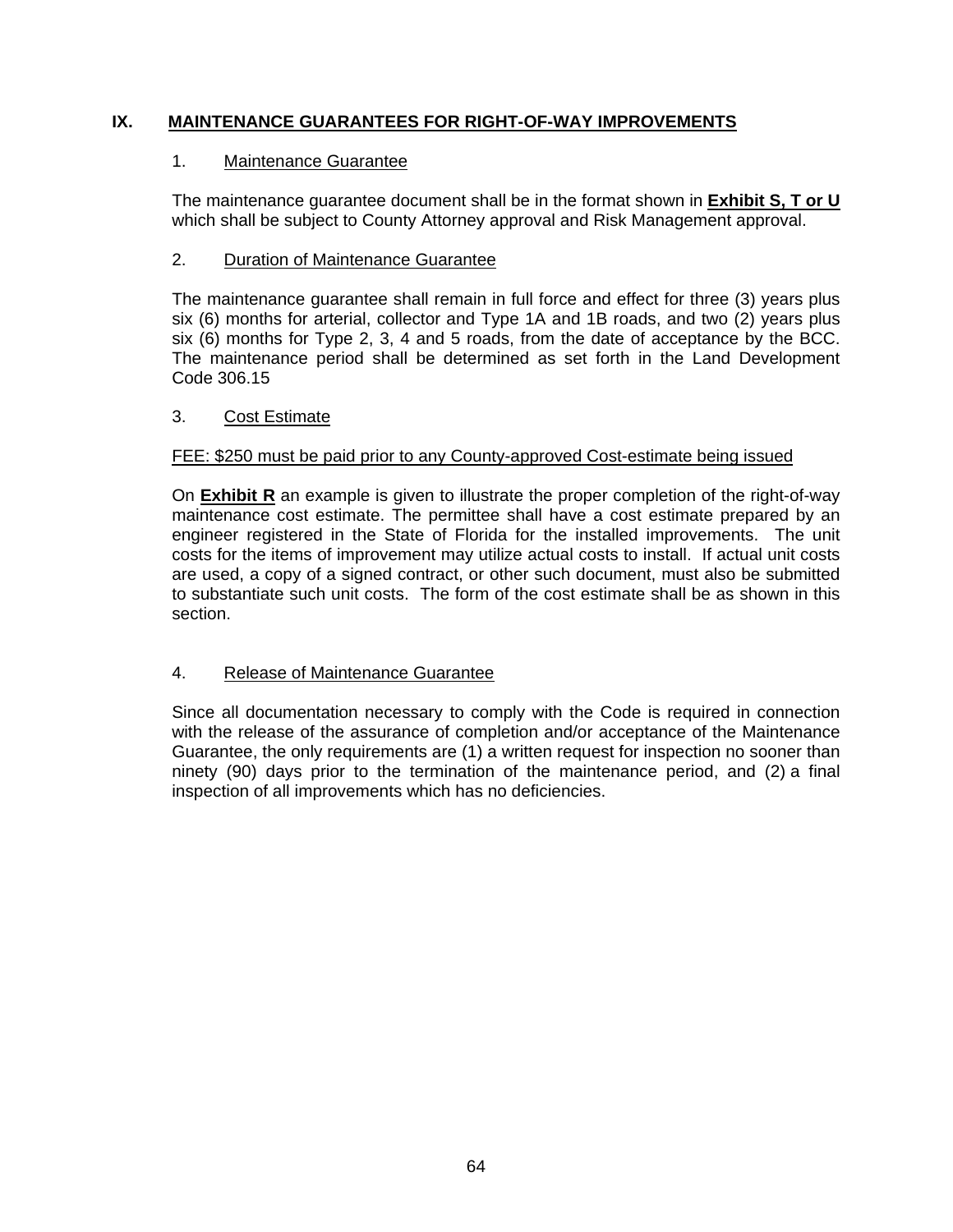## IX. MAINTENANCE GUARANTEES FOR RIGHT-OF-WAY IMPROVEMENTS

### 1. Maintenance Guarantee

The maintenance guarantee document shall be in the format shown in **Exhibit S, T or U** which shall be subject to County Attorney approval and Risk Management approval.

### 2. Duration of Maintenance Guarantee

The maintenance guarantee shall remain in full force and effect for three (3) years plus six (6) months for arterial, collector and Type 1A and 1B roads, and two (2) years plus six (6) months for Type 2, 3, 4 and 5 roads, from the date of acceptance by the BCC. The maintenance period shall be determined as set forth in the Land Development Code 306.15

### 3. Cost Estimate

FEE: $250 must be paid prior to any County-approved Cost-estimate being issued

On **Exhibit R** an example is given to illustrate the proper completion of the right-of-way maintenance cost estimate. The permittee shall have a cost estimate prepared by an engineer registered in the State of Florida for the installed improvements. The unit costs for the items of improvement may utilize actual costs to install. If actual unit costs are used, a copy of a signed contract, or other such document, must also be submitted to substantiate such unit costs. The form of the cost estimate shall be as shown in this section.

### 4. Release of Maintenance Guarantee

Since all documentation necessary to comply with the Code is required in connection with the release of the assurance of completion and/or acceptance of the Maintenance Guarantee, the only requirements are (1) a written request for inspection no sooner than ninety (90) days prior to the termination of the maintenance period, and (2) a final inspection of all improvements which has no deficiencies.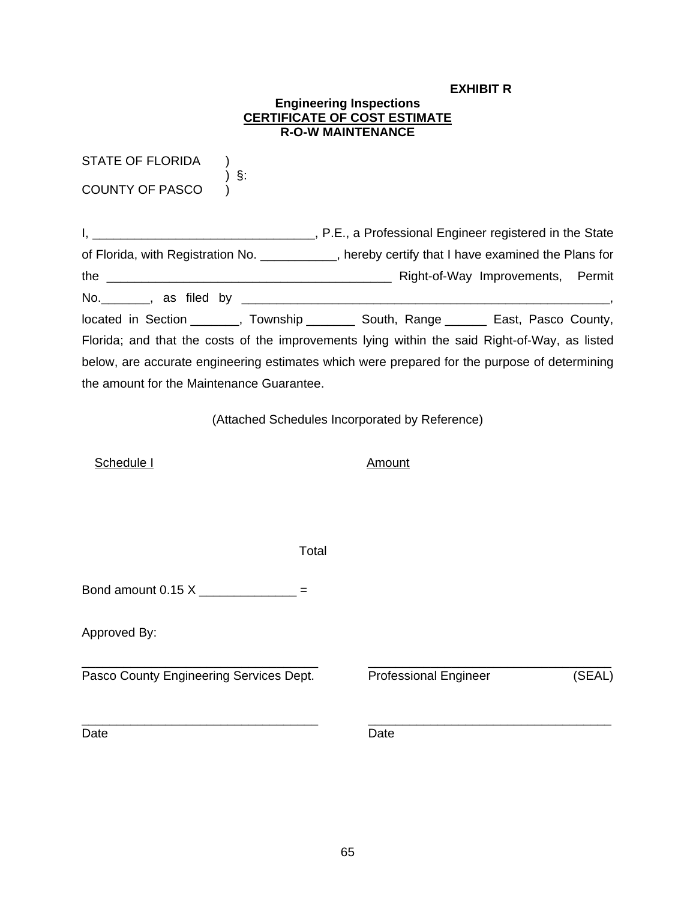**EXHIBIT R**

**Engineering Inspections**
**<u>CERTIFICATE OF COST ESTIMATE</u>**
**R-O-W MAINTENANCE**

STATE OF FLORIDA )
) §:
COUNTY OF PASCO )

I, ________________________________, P.E., a Professional Engineer registered in the State of Florida, with Registration No. ___________, hereby certify that I have examined the Plans for the __________________________________________ Right-of-Way Improvements, Permit No._______, as filed by ________________________________________________________, located in Section _______, Township _______ South, Range ______ East, Pasco County, Florida; and that the costs of the improvements lying within the said Right-of-Way, as listed below, are accurate engineering estimates which were prepared for the purpose of determining the amount for the Maintenance Guarantee.

(Attached Schedules Incorporated by Reference)

| <u>Schedule I</u> | <u>Amount</u> |
|---|---|
| | |
| Total | |

Bond amount 0.15 X ______________ =

Approved By:

| | |
|---|---|
| ___________________________________ | ___________________________________ |
| Pasco County Engineering Services Dept. | Professional Engineer (SEAL) |
| ___________________________________ | ___________________________________ |
| Date | Date |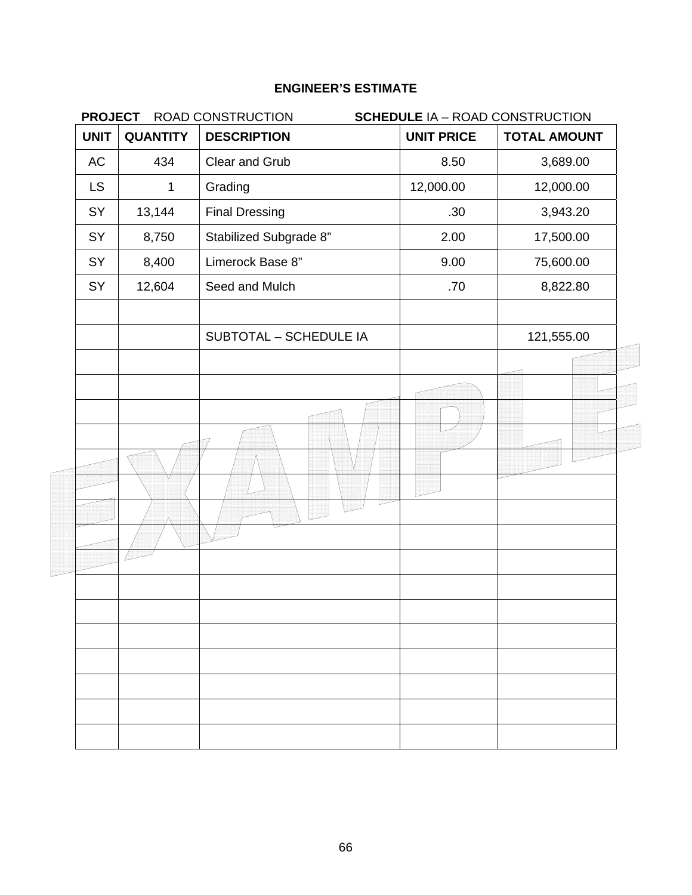**ENGINEER'S ESTIMATE**

**PROJECT** ROAD CONSTRUCTION **SCHEDULE** IA – ROAD CONSTRUCTION

| UNIT | QUANTITY | DESCRIPTION | UNIT PRICE | TOTAL AMOUNT |
|---|---|---|---|---|
| AC | 434 | Clear and Grub | 8.50 | 3,689.00 |
| LS | 1 | Grading | 12,000.00 | 12,000.00 |
| SY | 13,144 | Final Dressing | .30 | 3,943.20 |
| SY | 8,750 | Stabilized Subgrade 8" | 2.00 | 17,500.00 |
| SY | 8,400 | Limerock Base 8" | 9.00 | 75,600.00 |
| SY | 12,604 | Seed and Mulch | .70 | 8,822.80 |
| | | | | |
| | | SUBTOTAL – SCHEDULE IA | | 121,555.00 |
| | | | | |
| | | | | |
| | | | | |
| | | | | |
| | | | | |
| | | | | |
| | | | | |
| | | | | |
| | | | | |
| | | | | |
| | | | | |
| | | | | |
| | | | | |
| | | | | |
| | | | | |

EXAMPLE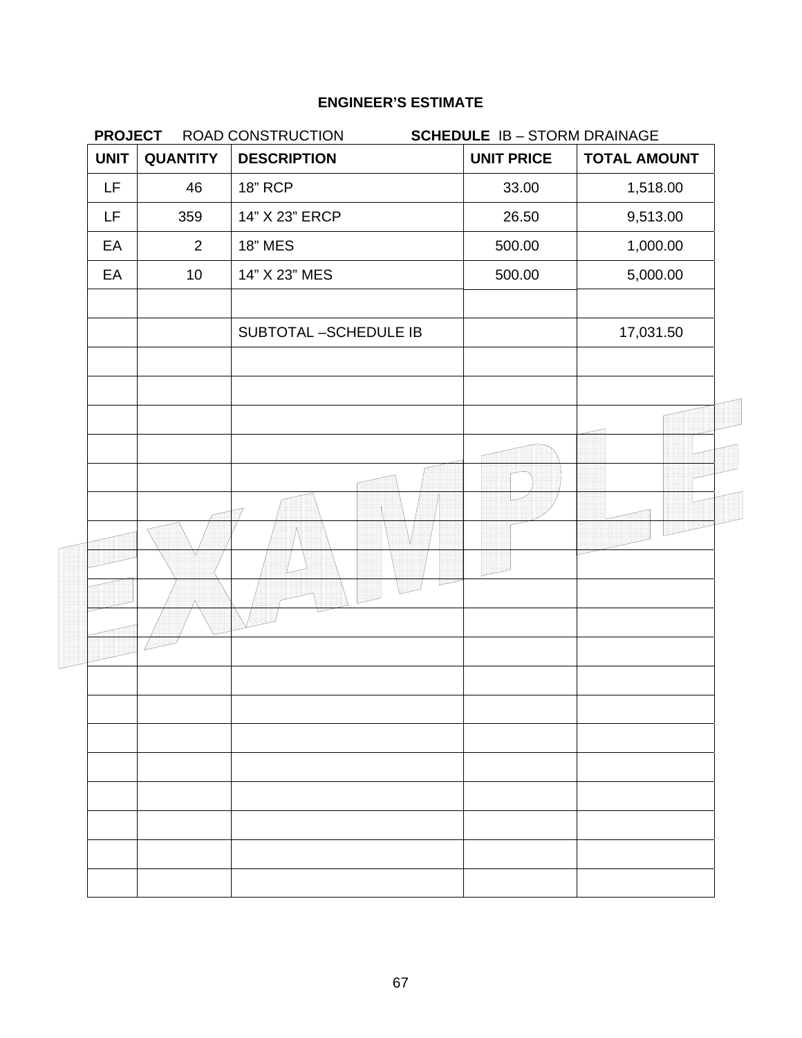# ENGINEER'S ESTIMATE

**PROJECT** ROAD CONSTRUCTION **SCHEDULE** IB – STORM DRAINAGE

| UNIT | QUANTITY | DESCRIPTION | UNIT PRICE | TOTAL AMOUNT |
|---|---|---|---|---|
| LF | 46 | 18" RCP | 33.00 | 1,518.00 |
| LF | 359 | 14" X 23" ERCP | 26.50 | 9,513.00 |
| EA | 2 | 18" MES | 500.00 | 1,000.00 |
| EA | 10 | 14" X 23" MES | 500.00 | 5,000.00 |
| | | | | |
| | | SUBTOTAL –SCHEDULE IB | | 17,031.50 |
| | | | | |
| | | | | |
| | | | | |
| | | | | |
| | | | | |
| | | | | |
| | | | | |
| | | | | |
| | | | | |
| | | | | |
| | | | | |
| | | | | |
| | | | | |
| | | | | |
| | | | | |
| | | | | |
| | | | | |
| | | | | |

EXAMPLE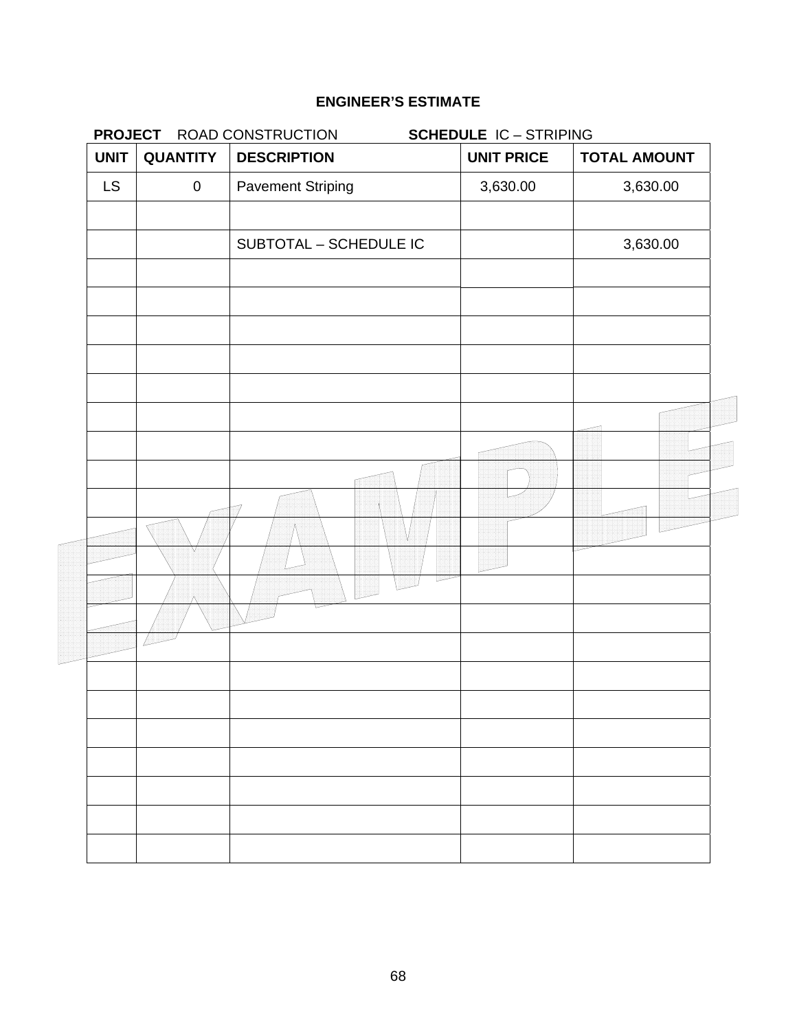**ENGINEER'S ESTIMATE**

**PROJECT** ROAD CONSTRUCTION **SCHEDULE** IC – STRIPING

| UNIT | QUANTITY | DESCRIPTION | UNIT PRICE | TOTAL AMOUNT |
|---|---|---|---|---|
| LS | 0 | Pavement Striping | 3,630.00 | 3,630.00 |
| | | | | |
| | | SUBTOTAL – SCHEDULE IC | | 3,630.00 |
| | | | | |
| | | | | |
| | | | | |
| | | | | |
| | | | | |
| | | | | |
| | | | | |
| | | | | |
| | | | | |
| | | | | |
| | | | | |
| | | | | |
| | | | | |
| | | | | |
| | | | | |
| | | | | |
| | | | | |
| | | | | |
| | | | | |
| | | | | |
| | | | | |

EXAMPLE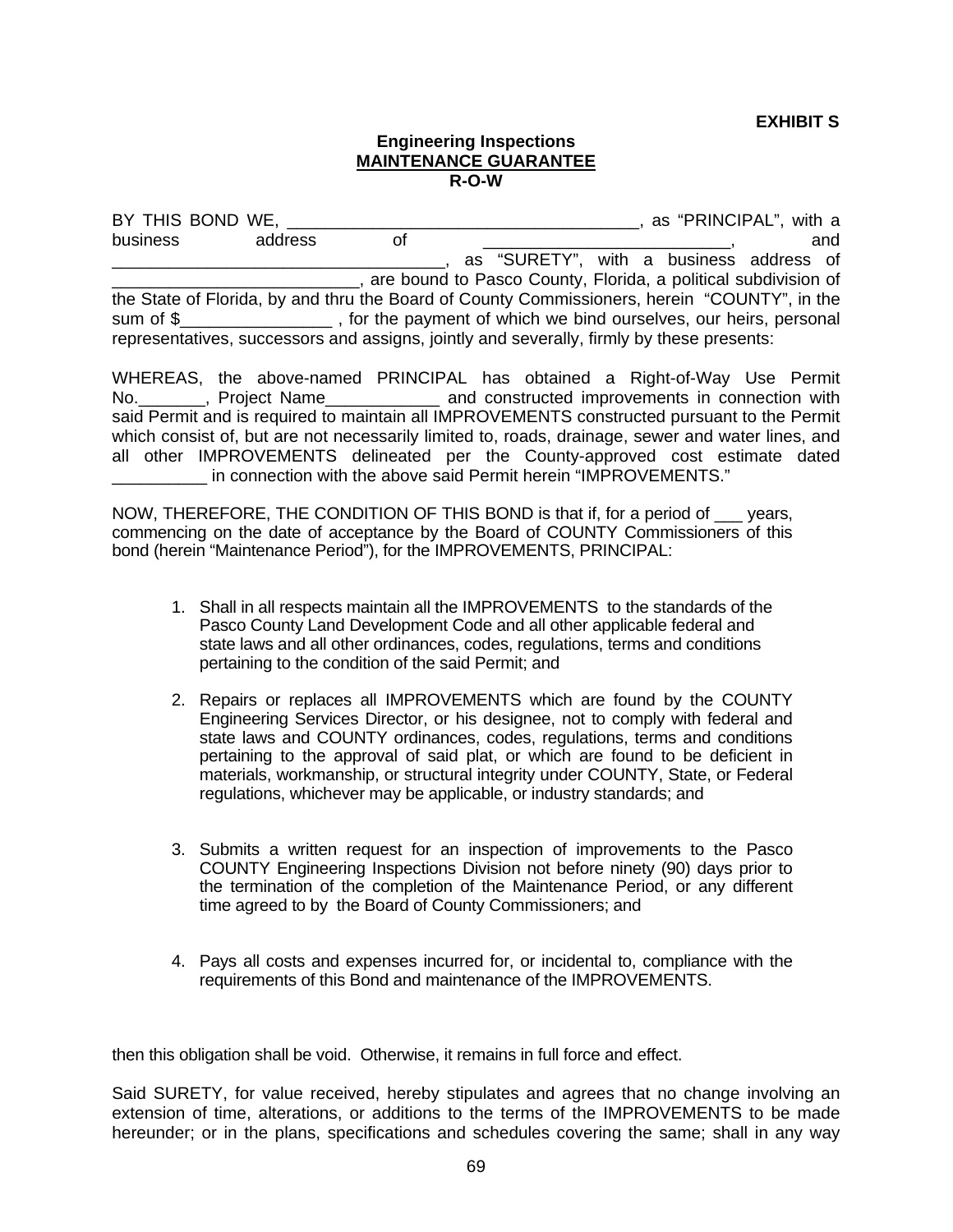**EXHIBIT S**

**Engineering Inspections**
**MAINTENANCE GUARANTEE**
**R-O-W**

BY THIS BOND WE, ______________________________________, as "PRINCIPAL", with a business address of ___________________________, and ____________________________________, as "SURETY", with a business address of __________________________, are bound to Pasco County, Florida, a political subdivision of the State of Florida, by and thru the Board of County Commissioners, herein "COUNTY", in the sum of $________________ , for the payment of which we bind ourselves, our heirs, personal representatives, successors and assigns, jointly and severally, firmly by these presents:

WHEREAS, the above-named PRINCIPAL has obtained a Right-of-Way Use Permit No._______, Project Name____________ and constructed improvements in connection with said Permit and is required to maintain all IMPROVEMENTS constructed pursuant to the Permit which consist of, but are not necessarily limited to, roads, drainage, sewer and water lines, and all other IMPROVEMENTS delineated per the County-approved cost estimate dated __________ in connection with the above said Permit herein "IMPROVEMENTS."

NOW, THEREFORE, THE CONDITION OF THIS BOND is that if, for a period of ___ years, commencing on the date of acceptance by the Board of COUNTY Commissioners of this bond (herein "Maintenance Period"), for the IMPROVEMENTS, PRINCIPAL:

1. Shall in all respects maintain all the IMPROVEMENTS to the standards of the Pasco County Land Development Code and all other applicable federal and state laws and all other ordinances, codes, regulations, terms and conditions pertaining to the condition of the said Permit; and

2. Repairs or replaces all IMPROVEMENTS which are found by the COUNTY Engineering Services Director, or his designee, not to comply with federal and state laws and COUNTY ordinances, codes, regulations, terms and conditions pertaining to the approval of said plat, or which are found to be deficient in materials, workmanship, or structural integrity under COUNTY, State, or Federal regulations, whichever may be applicable, or industry standards; and

3. Submits a written request for an inspection of improvements to the Pasco COUNTY Engineering Inspections Division not before ninety (90) days prior to the termination of the completion of the Maintenance Period, or any different time agreed to by the Board of County Commissioners; and

4. Pays all costs and expenses incurred for, or incidental to, compliance with the requirements of this Bond and maintenance of the IMPROVEMENTS.

then this obligation shall be void. Otherwise, it remains in full force and effect.

Said SURETY, for value received, hereby stipulates and agrees that no change involving an extension of time, alterations, or additions to the terms of the IMPROVEMENTS to be made hereunder; or in the plans, specifications and schedules covering the same; shall in any way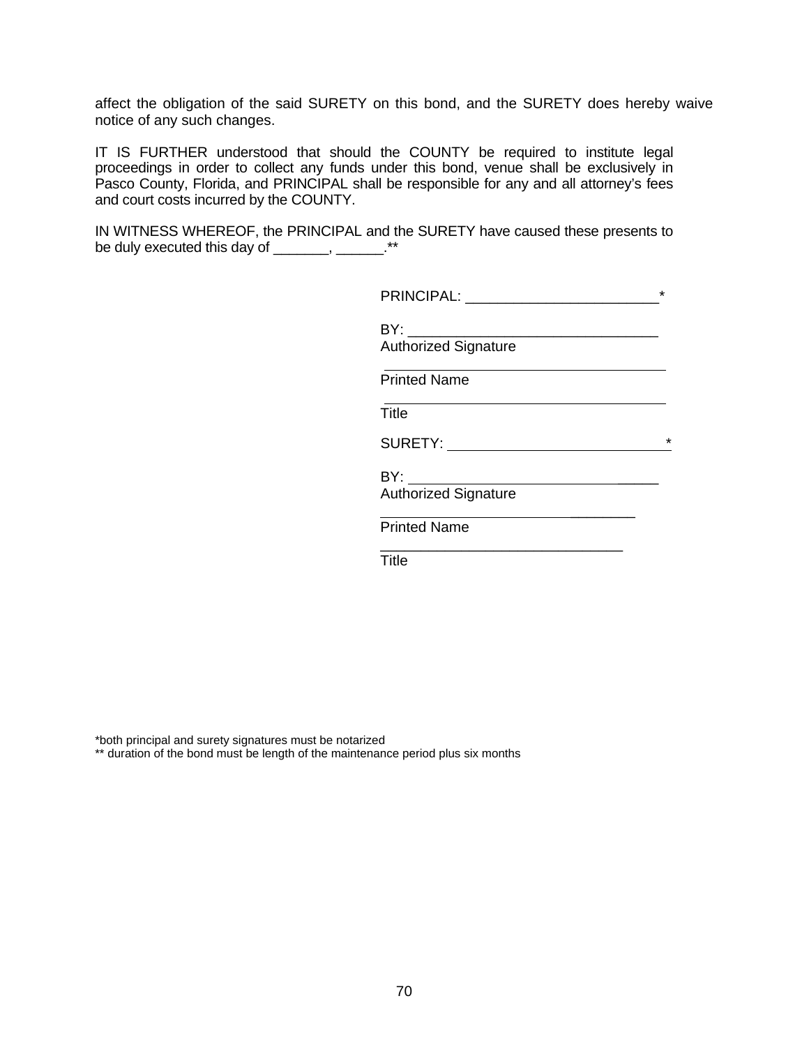affect the obligation of the said SURETY on this bond, and the SURETY does hereby waive notice of any such changes.

IT IS FURTHER understood that should the COUNTY be required to institute legal proceedings in order to collect any funds under this bond, venue shall be exclusively in Pasco County, Florida, and PRINCIPAL shall be responsible for any and all attorney's fees and court costs incurred by the COUNTY.

IN WITNESS WHEREOF, the PRINCIPAL and the SURETY have caused these presents to be duly executed this day of _______, ______.**

PRINCIPAL: ________________________*

BY: ______________________________
Authorized Signature

______________________________
Printed Name

______________________________
Title

SURETY: ____________________________*

BY: ______________________________
Authorized Signature

______________________________
Printed Name

______________________________
Title

*both principal and surety signatures must be notarized
** duration of the bond must be length of the maintenance period plus six months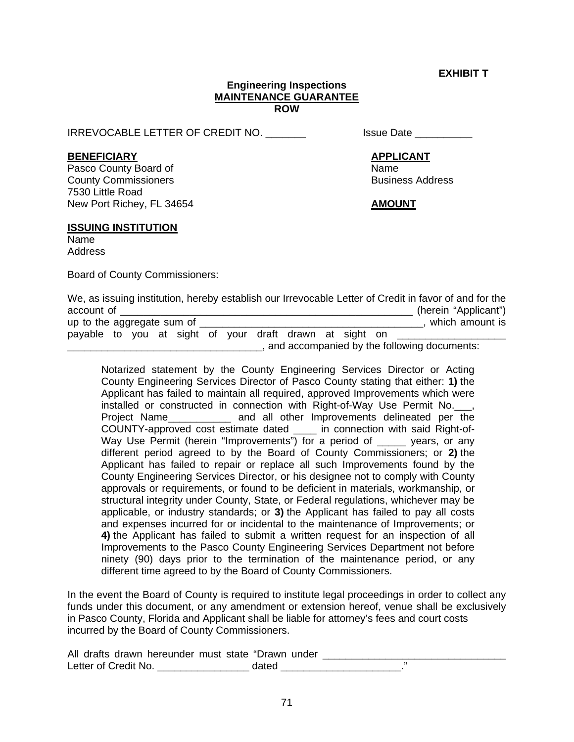**EXHIBIT T**

**Engineering Inspections**
**MAINTENANCE GUARANTEE**
**ROW**

IRREVOCABLE LETTER OF CREDIT NO. _______ Issue Date __________

**BENEFICIARY**
Pasco County Board of
County Commissioners
7530 Little Road
New Port Richey, FL 34654

**APPLICANT**
Name
Business Address

**AMOUNT**

**ISSUING INSTITUTION**
Name
Address

Board of County Commissioners:

We, as issuing institution, hereby establish our Irrevocable Letter of Credit in favor of and for the account of _____________________________________________________ (herein "Applicant") up to the aggregate sum of ________________________________________, which amount is payable to you at sight of your draft drawn at sight on ___________________ __________________________________, and accompanied by the following documents:

> Notarized statement by the County Engineering Services Director or Acting County Engineering Services Director of Pasco County stating that either: **1)** the Applicant has failed to maintain all required, approved Improvements which were installed or constructed in connection with Right-of-Way Use Permit No.___, Project Name___________ and all other Improvements delineated per the COUNTY-approved cost estimate dated ____ in connection with said Right-of-Way Use Permit (herein "Improvements") for a period of _____ years, or any different period agreed to by the Board of County Commissioners; or **2)** the Applicant has failed to repair or replace all such Improvements found by the County Engineering Services Director, or his designee not to comply with County approvals or requirements, or found to be deficient in materials, workmanship, or structural integrity under County, State, or Federal regulations, whichever may be applicable, or industry standards; or **3)** the Applicant has failed to pay all costs and expenses incurred for or incidental to the maintenance of Improvements; or **4)** the Applicant has failed to submit a written request for an inspection of all Improvements to the Pasco County Engineering Services Department not before ninety (90) days prior to the termination of the maintenance period, or any different time agreed to by the Board of County Commissioners.

In the event the Board of County is required to institute legal proceedings in order to collect any funds under this document, or any amendment or extension hereof, venue shall be exclusively in Pasco County, Florida and Applicant shall be liable for attorney's fees and court costs incurred by the Board of County Commissioners.

All drafts drawn hereunder must state "Drawn under ________________________________ Letter of Credit No. ________________ dated _____________________."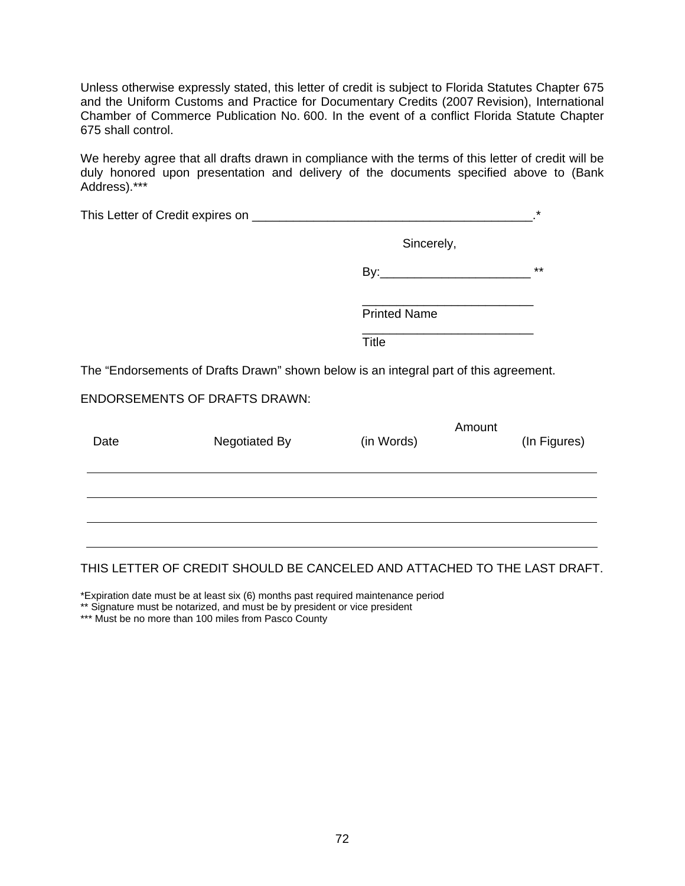Unless otherwise expressly stated, this letter of credit is subject to Florida Statutes Chapter 675 and the Uniform Customs and Practice for Documentary Credits (2007 Revision), International Chamber of Commerce Publication No. 600. In the event of a conflict Florida Statute Chapter 675 shall control.

We hereby agree that all drafts drawn in compliance with the terms of this letter of credit will be duly honored upon presentation and delivery of the documents specified above to (Bank Address).***

This Letter of Credit expires on ________________________________________.*

Sincerely,

By:______________________ **

_________________________
Printed Name

_________________________
Title

The "Endorsements of Drafts Drawn" shown below is an integral part of this agreement.

ENDORSEMENTS OF DRAFTS DRAWN:

| Date | Negotiated By | Amount (in Words) | Amount (In Figures) |
|---|---|---|---|
| | | | |
| | | | |
| | | | |
| | | | |

THIS LETTER OF CREDIT SHOULD BE CANCELED AND ATTACHED TO THE LAST DRAFT.

*Expiration date must be at least six (6) months past required maintenance period
** Signature must be notarized, and must be by president or vice president
*** Must be no more than 100 miles from Pasco County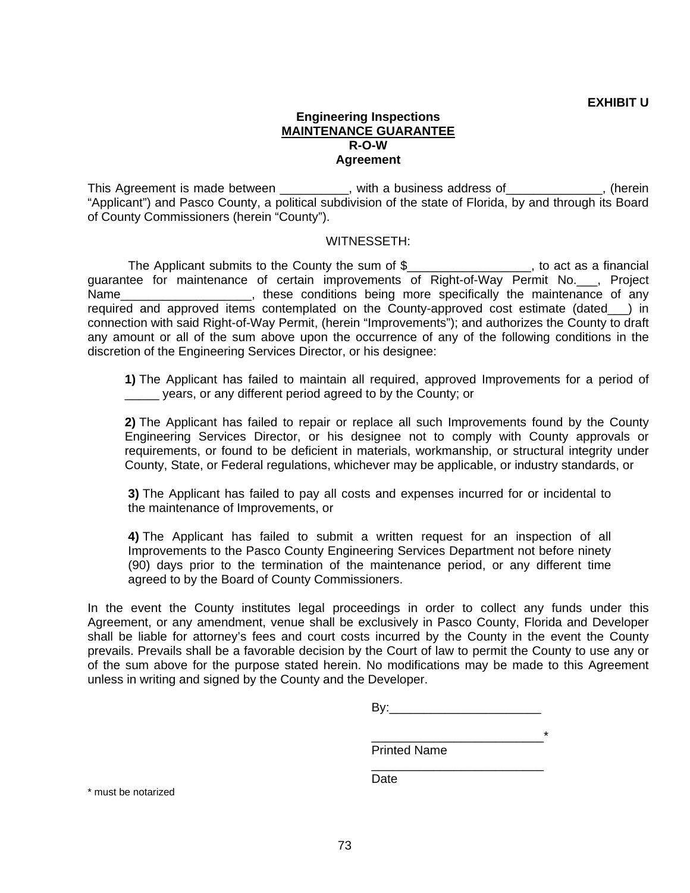**EXHIBIT U**

**Engineering Inspections**
**MAINTENANCE GUARANTEE**
**R-O-W**
**Agreement**

This Agreement is made between __________, with a business address of______________, (herein "Applicant") and Pasco County, a political subdivision of the state of Florida, by and through its Board of County Commissioners (herein "County").

WITNESSETH:

The Applicant submits to the County the sum of $__________________, to act as a financial guarantee for maintenance of certain improvements of Right-of-Way Permit No.___, Project Name___________________, these conditions being more specifically the maintenance of any required and approved items contemplated on the County-approved cost estimate (dated___) in connection with said Right-of-Way Permit, (herein "Improvements"); and authorizes the County to draft any amount or all of the sum above upon the occurrence of any of the following conditions in the discretion of the Engineering Services Director, or his designee:

**1)** The Applicant has failed to maintain all required, approved Improvements for a period of _____ years, or any different period agreed to by the County; or

**2)** The Applicant has failed to repair or replace all such Improvements found by the County Engineering Services Director, or his designee not to comply with County approvals or requirements, or found to be deficient in materials, workmanship, or structural integrity under County, State, or Federal regulations, whichever may be applicable, or industry standards, or

**3)** The Applicant has failed to pay all costs and expenses incurred for or incidental to the maintenance of Improvements, or

**4)** The Applicant has failed to submit a written request for an inspection of all Improvements to the Pasco County Engineering Services Department not before ninety (90) days prior to the termination of the maintenance period, or any different time agreed to by the Board of County Commissioners.

In the event the County institutes legal proceedings in order to collect any funds under this Agreement, or any amendment, venue shall be exclusively in Pasco County, Florida and Developer shall be liable for attorney's fees and court costs incurred by the County in the event the County prevails. Prevails shall be a favorable decision by the Court of law to permit the County to use any or of the sum above for the purpose stated herein. No modifications may be made to this Agreement unless in writing and signed by the County and the Developer.

By:______________________

_________________________*
Printed Name

_________________________
Date

* must be notarized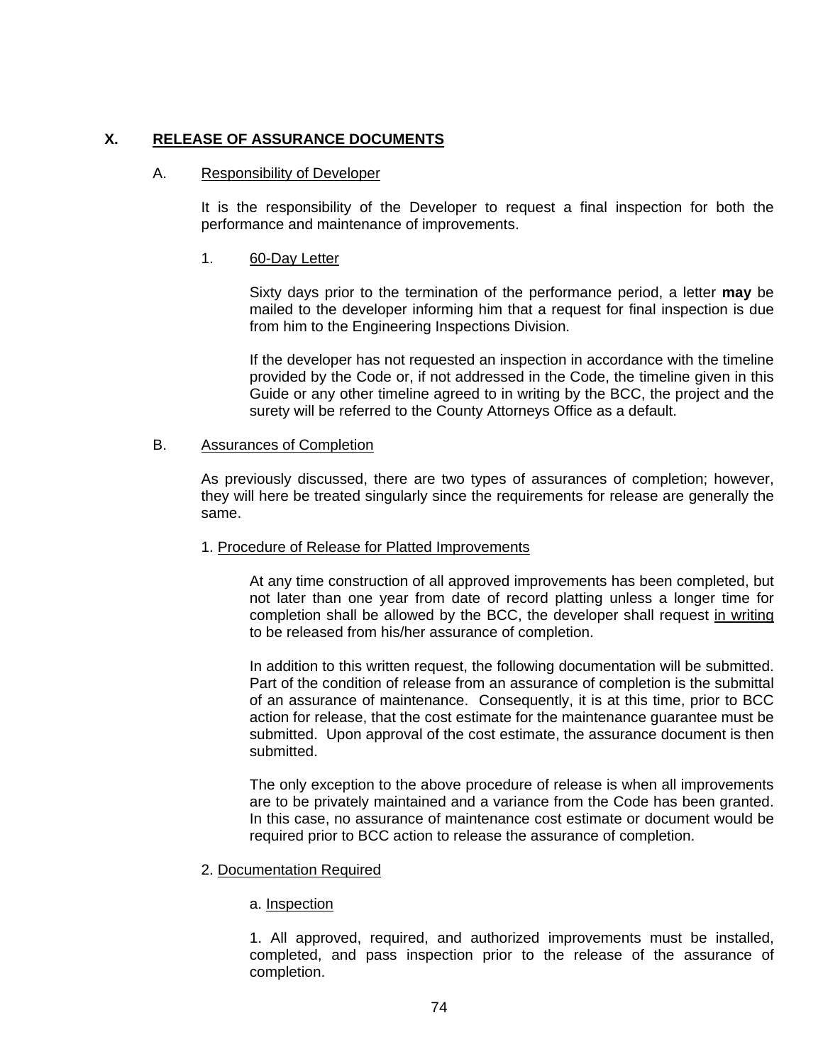## X. RELEASE OF ASSURANCE DOCUMENTS

### A. Responsibility of Developer

It is the responsibility of the Developer to request a final inspection for both the performance and maintenance of improvements.

#### 1. 60-Day Letter

Sixty days prior to the termination of the performance period, a letter **may** be mailed to the developer informing him that a request for final inspection is due from him to the Engineering Inspections Division.

If the developer has not requested an inspection in accordance with the timeline provided by the Code or, if not addressed in the Code, the timeline given in this Guide or any other timeline agreed to in writing by the BCC, the project and the surety will be referred to the County Attorneys Office as a default.

### B. Assurances of Completion

As previously discussed, there are two types of assurances of completion; however, they will here be treated singularly since the requirements for release are generally the same.

#### 1. Procedure of Release for Platted Improvements

At any time construction of all approved improvements has been completed, but not later than one year from date of record platting unless a longer time for completion shall be allowed by the BCC, the developer shall request in writing to be released from his/her assurance of completion.

In addition to this written request, the following documentation will be submitted. Part of the condition of release from an assurance of completion is the submittal of an assurance of maintenance. Consequently, it is at this time, prior to BCC action for release, that the cost estimate for the maintenance guarantee must be submitted. Upon approval of the cost estimate, the assurance document is then submitted.

The only exception to the above procedure of release is when all improvements are to be privately maintained and a variance from the Code has been granted. In this case, no assurance of maintenance cost estimate or document would be required prior to BCC action to release the assurance of completion.

#### 2. Documentation Required

a. Inspection

1. All approved, required, and authorized improvements must be installed, completed, and pass inspection prior to the release of the assurance of completion.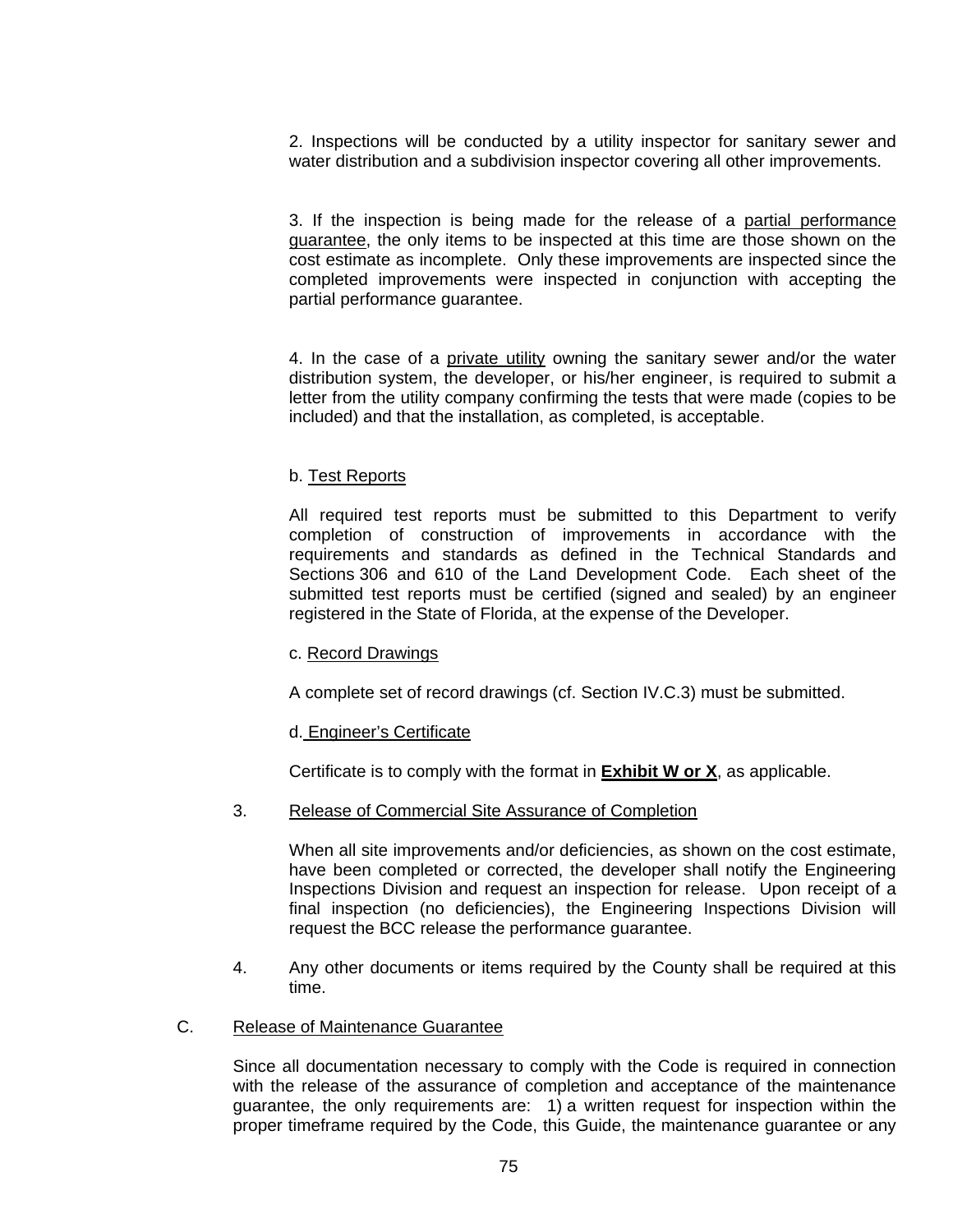2. Inspections will be conducted by a utility inspector for sanitary sewer and water distribution and a subdivision inspector covering all other improvements.

3. If the inspection is being made for the release of a partial performance guarantee, the only items to be inspected at this time are those shown on the cost estimate as incomplete. Only these improvements are inspected since the completed improvements were inspected in conjunction with accepting the partial performance guarantee.

4. In the case of a private utility owning the sanitary sewer and/or the water distribution system, the developer, or his/her engineer, is required to submit a letter from the utility company confirming the tests that were made (copies to be included) and that the installation, as completed, is acceptable.

b. Test Reports

All required test reports must be submitted to this Department to verify completion of construction of improvements in accordance with the requirements and standards as defined in the Technical Standards and Sections 306 and 610 of the Land Development Code. Each sheet of the submitted test reports must be certified (signed and sealed) by an engineer registered in the State of Florida, at the expense of the Developer.

c. Record Drawings

A complete set of record drawings (cf. Section IV.C.3) must be submitted.

d. Engineer's Certificate

Certificate is to comply with the format in **Exhibit W or X**, as applicable.

3. Release of Commercial Site Assurance of Completion

   When all site improvements and/or deficiencies, as shown on the cost estimate, have been completed or corrected, the developer shall notify the Engineering Inspections Division and request an inspection for release. Upon receipt of a final inspection (no deficiencies), the Engineering Inspections Division will request the BCC release the performance guarantee.

4. Any other documents or items required by the County shall be required at this time.

C. Release of Maintenance Guarantee

Since all documentation necessary to comply with the Code is required in connection with the release of the assurance of completion and acceptance of the maintenance guarantee, the only requirements are: 1) a written request for inspection within the proper timeframe required by the Code, this Guide, the maintenance guarantee or any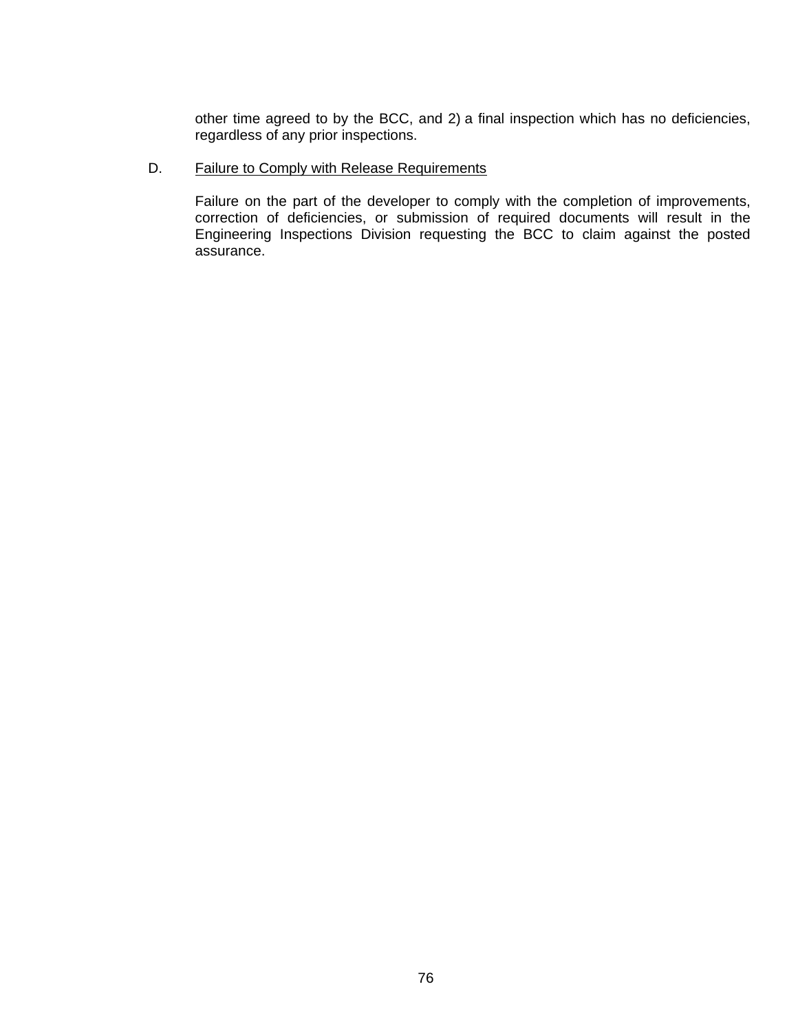other time agreed to by the BCC, and 2) a final inspection which has no deficiencies, regardless of any prior inspections.

D. Failure to Comply with Release Requirements

Failure on the part of the developer to comply with the completion of improvements, correction of deficiencies, or submission of required documents will result in the Engineering Inspections Division requesting the BCC to claim against the posted assurance.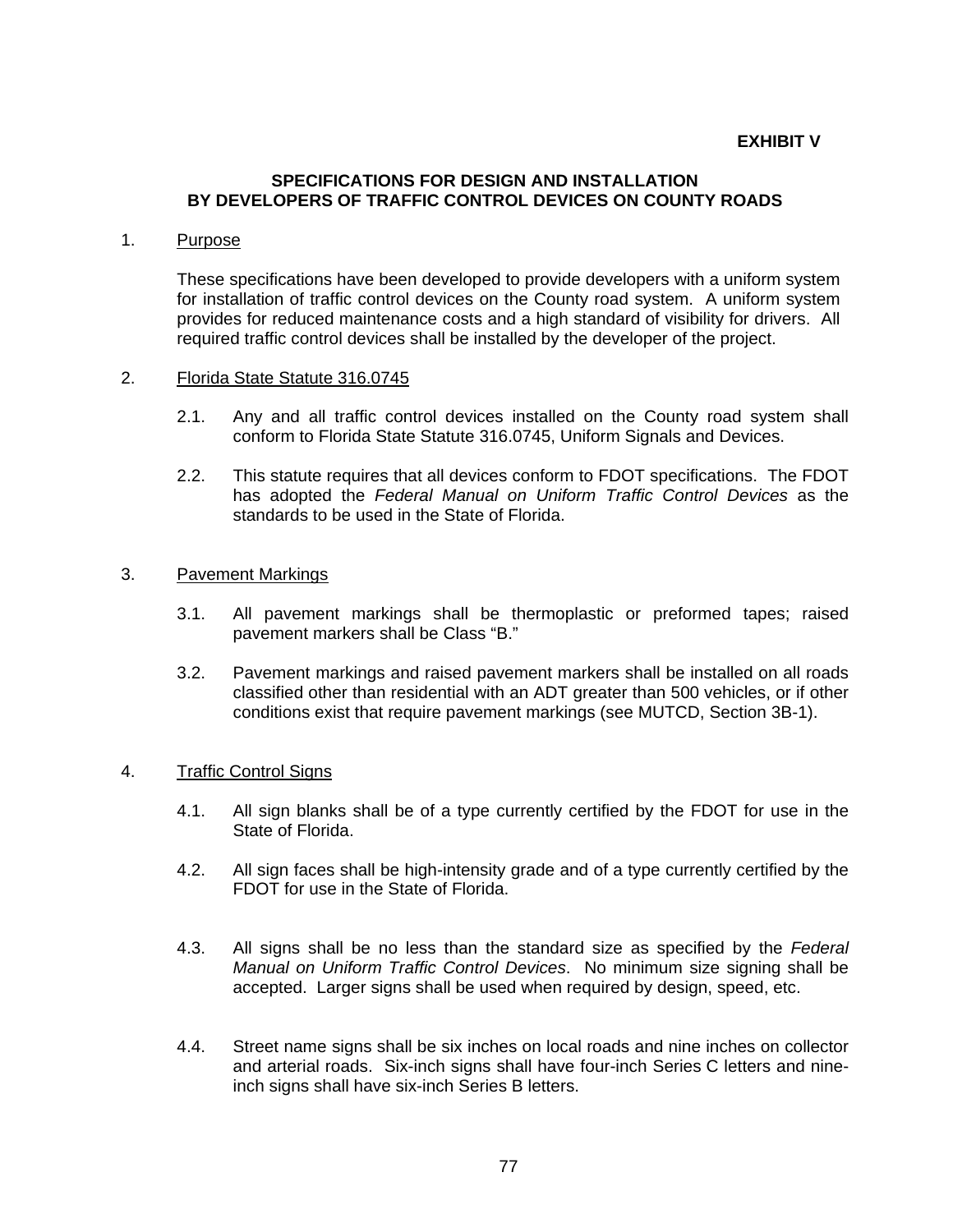**EXHIBIT V**

## SPECIFICATIONS FOR DESIGN AND INSTALLATION BY DEVELOPERS OF TRAFFIC CONTROL DEVICES ON COUNTY ROADS

1. Purpose

   These specifications have been developed to provide developers with a uniform system for installation of traffic control devices on the County road system. A uniform system provides for reduced maintenance costs and a high standard of visibility for drivers. All required traffic control devices shall be installed by the developer of the project.

2. Florida State Statute 316.0745

   2.1. Any and all traffic control devices installed on the County road system shall conform to Florida State Statute 316.0745, Uniform Signals and Devices.

   2.2. This statute requires that all devices conform to FDOT specifications. The FDOT has adopted the *Federal Manual on Uniform Traffic Control Devices* as the standards to be used in the State of Florida.

3. Pavement Markings

   3.1. All pavement markings shall be thermoplastic or preformed tapes; raised pavement markers shall be Class "B."

   3.2. Pavement markings and raised pavement markers shall be installed on all roads classified other than residential with an ADT greater than 500 vehicles, or if other conditions exist that require pavement markings (see MUTCD, Section 3B-1).

4. Traffic Control Signs

   4.1. All sign blanks shall be of a type currently certified by the FDOT for use in the State of Florida.

   4.2. All sign faces shall be high-intensity grade and of a type currently certified by the FDOT for use in the State of Florida.

   4.3. All signs shall be no less than the standard size as specified by the *Federal Manual on Uniform Traffic Control Devices*. No minimum size signing shall be accepted. Larger signs shall be used when required by design, speed, etc.

   4.4. Street name signs shall be six inches on local roads and nine inches on collector and arterial roads. Six-inch signs shall have four-inch Series C letters and nine-inch signs shall have six-inch Series B letters.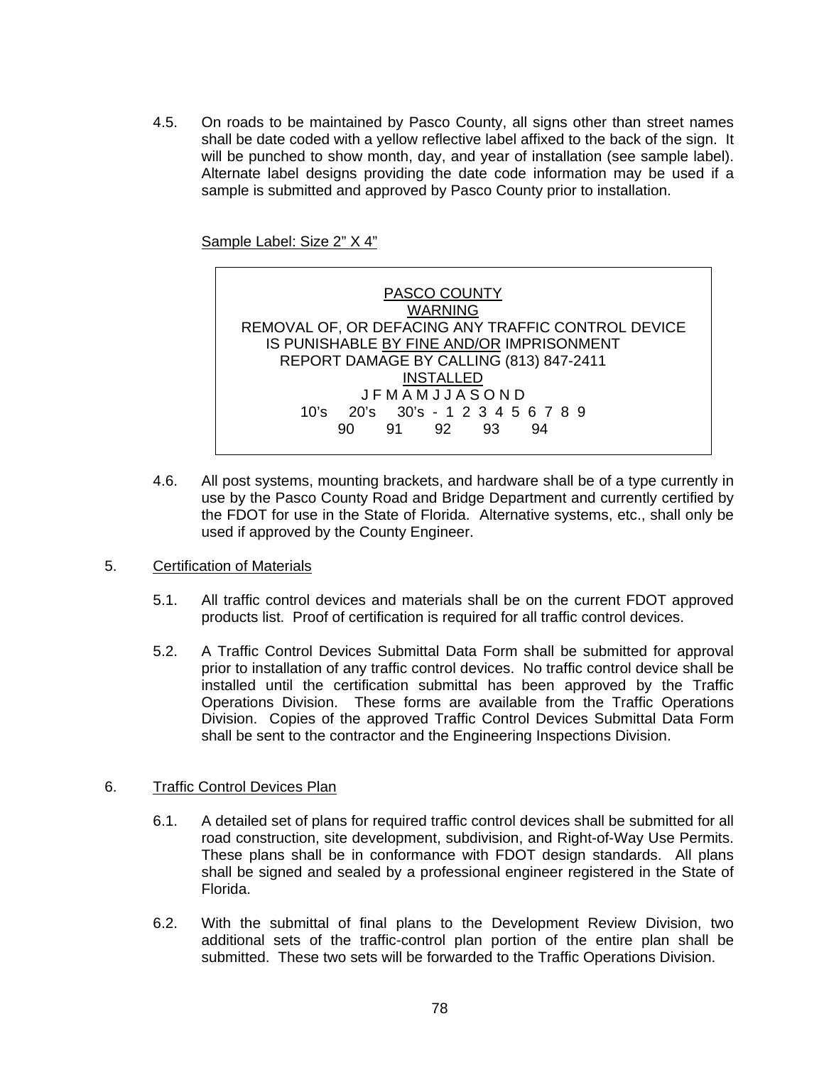4.5. On roads to be maintained by Pasco County, all signs other than street names shall be date coded with a yellow reflective label affixed to the back of the sign. It will be punched to show month, day, and year of installation (see sample label). Alternate label designs providing the date code information may be used if a sample is submitted and approved by Pasco County prior to installation.

<u>Sample Label: Size 2" X 4"</u>

```
                         PASCO COUNTY
                            WARNING
     REMOVAL OF, OR DEFACING ANY TRAFFIC CONTROL DEVICE
       IS PUNISHABLE BY FINE AND/OR IMPRISONMENT
            REPORT DAMAGE BY CALLING (813) 847-2411
                           INSTALLED
                     J F M A M J J A S O N D
           10's   20's   30's - 1 2 3 4 5 6 7 8 9
               90     91     92     93     94
```

4.6. All post systems, mounting brackets, and hardware shall be of a type currently in use by the Pasco County Road and Bridge Department and currently certified by the FDOT for use in the State of Florida. Alternative systems, etc., shall only be used if approved by the County Engineer.

5. <u>Certification of Materials</u>

5.1. All traffic control devices and materials shall be on the current FDOT approved products list. Proof of certification is required for all traffic control devices.

5.2. A Traffic Control Devices Submittal Data Form shall be submitted for approval prior to installation of any traffic control devices. No traffic control device shall be installed until the certification submittal has been approved by the Traffic Operations Division. These forms are available from the Traffic Operations Division. Copies of the approved Traffic Control Devices Submittal Data Form shall be sent to the contractor and the Engineering Inspections Division.

6. <u>Traffic Control Devices Plan</u>

6.1. A detailed set of plans for required traffic control devices shall be submitted for all road construction, site development, subdivision, and Right-of-Way Use Permits. These plans shall be in conformance with FDOT design standards. All plans shall be signed and sealed by a professional engineer registered in the State of Florida.

6.2. With the submittal of final plans to the Development Review Division, two additional sets of the traffic-control plan portion of the entire plan shall be submitted. These two sets will be forwarded to the Traffic Operations Division.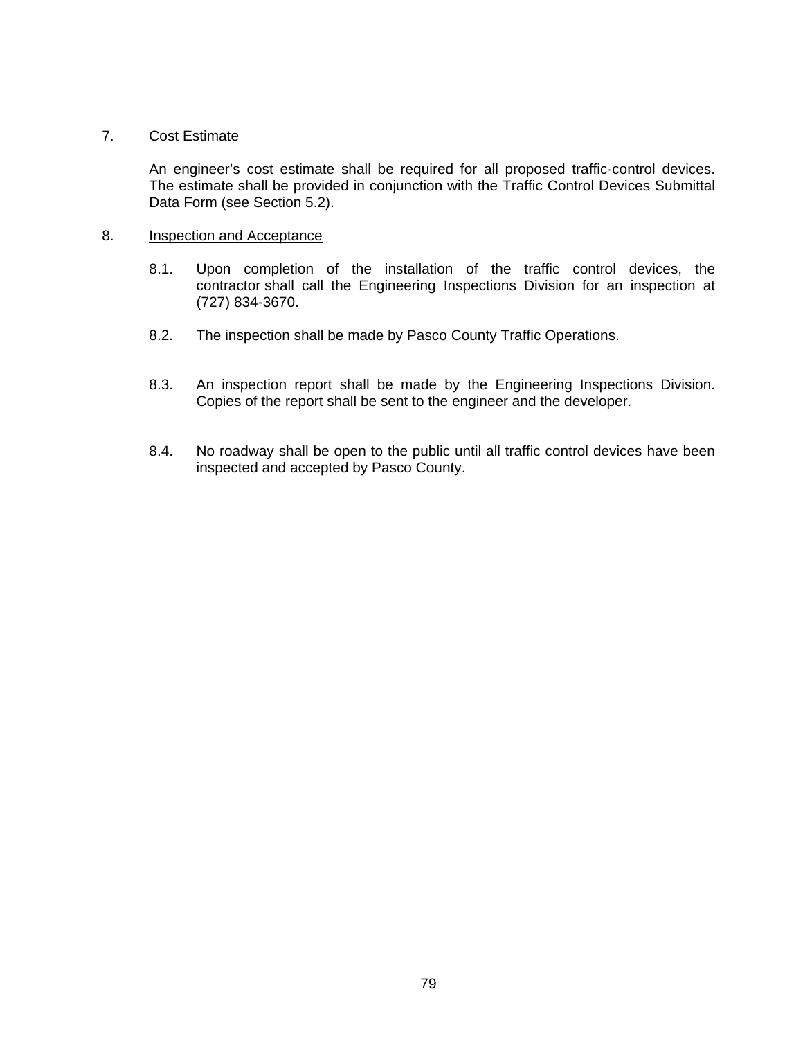7. <u>Cost Estimate</u>

An engineer's cost estimate shall be required for all proposed traffic-control devices. The estimate shall be provided in conjunction with the Traffic Control Devices Submittal Data Form (see Section 5.2).

8. <u>Inspection and Acceptance</u>

8.1. Upon completion of the installation of the traffic control devices, the contractor shall call the Engineering Inspections Division for an inspection at (727) 834-3670.

8.2. The inspection shall be made by Pasco County Traffic Operations.

8.3. An inspection report shall be made by the Engineering Inspections Division. Copies of the report shall be sent to the engineer and the developer.

8.4. No roadway shall be open to the public until all traffic control devices have been inspected and accepted by Pasco County.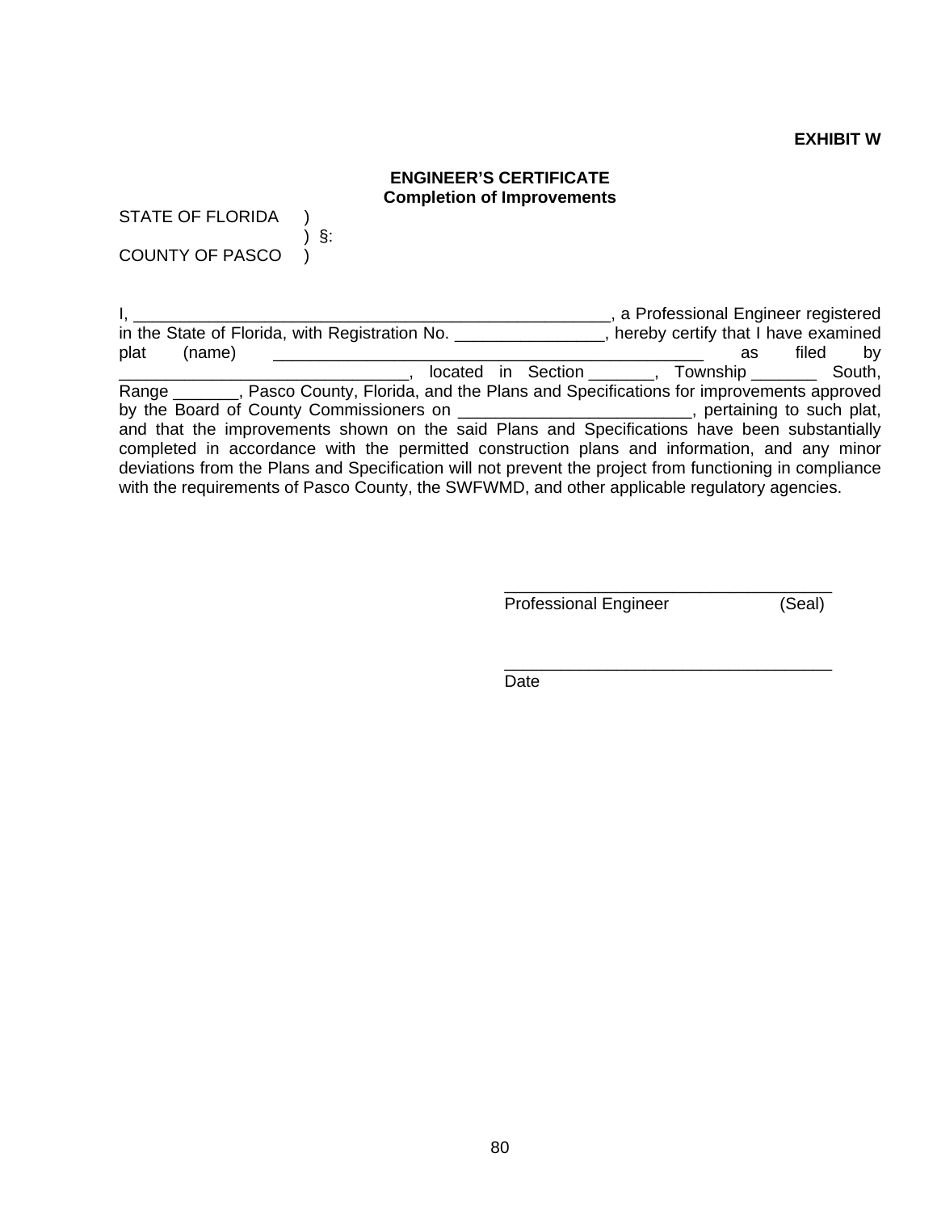**EXHIBIT W**

**ENGINEER'S CERTIFICATE**
**Completion of Improvements**

STATE OF FLORIDA )
) §:
COUNTY OF PASCO )

I, _____________________________________________________, a Professional Engineer registered in the State of Florida, with Registration No. ________________, hereby certify that I have examined plat (name) ________________________________________________ as filed by _______________________________, located in Section _______, Township _______ South, Range _______, Pasco County, Florida, and the Plans and Specifications for improvements approved by the Board of County Commissioners on _________________________, pertaining to such plat, and that the improvements shown on the said Plans and Specifications have been substantially completed in accordance with the permitted construction plans and information, and any minor deviations from the Plans and Specification will not prevent the project from functioning in compliance with the requirements of Pasco County, the SWFWMD, and other applicable regulatory agencies.

____________________________________
Professional Engineer (Seal)

____________________________________
Date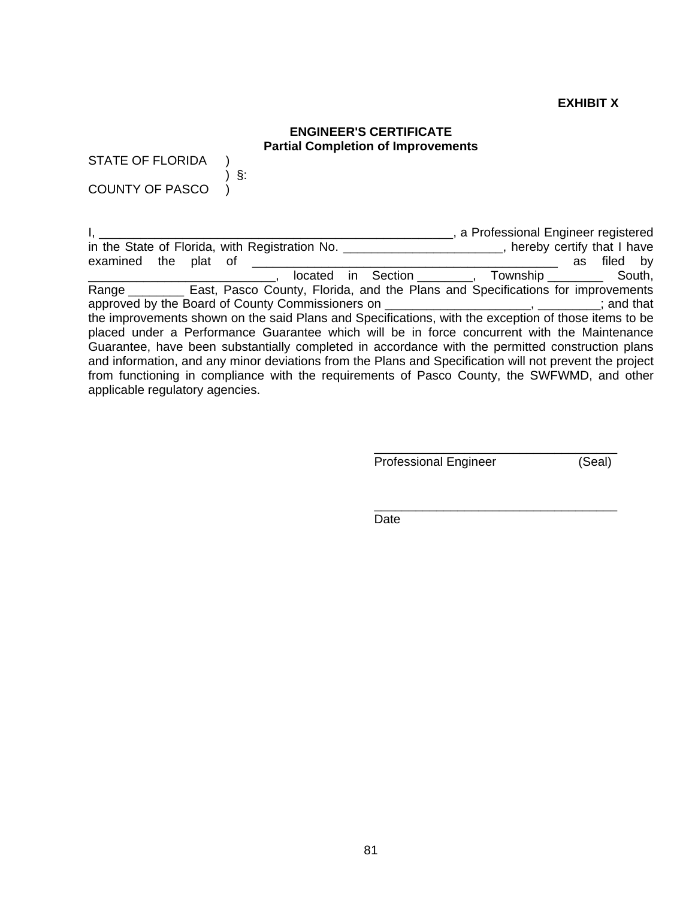**EXHIBIT X**

**ENGINEER'S CERTIFICATE**
**Partial Completion of Improvements**

STATE OF FLORIDA )
) §:
COUNTY OF PASCO )

I, ____________________________________________________, a Professional Engineer registered in the State of Florida, with Registration No. _______________________, hereby certify that I have examined the plat of ______________________________________________ as filed by ___________________________, located in Section ________, Township ________ South, Range ________ East, Pasco County, Florida, and the Plans and Specifications for improvements approved by the Board of County Commissioners on _____________________, _________; and that the improvements shown on the said Plans and Specifications, with the exception of those items to be placed under a Performance Guarantee which will be in force concurrent with the Maintenance Guarantee, have been substantially completed in accordance with the permitted construction plans and information, and any minor deviations from the Plans and Specification will not prevent the project from functioning in compliance with the requirements of Pasco County, the SWFWMD, and other applicable regulatory agencies.

___________________________________
Professional Engineer (Seal)

___________________________________
Date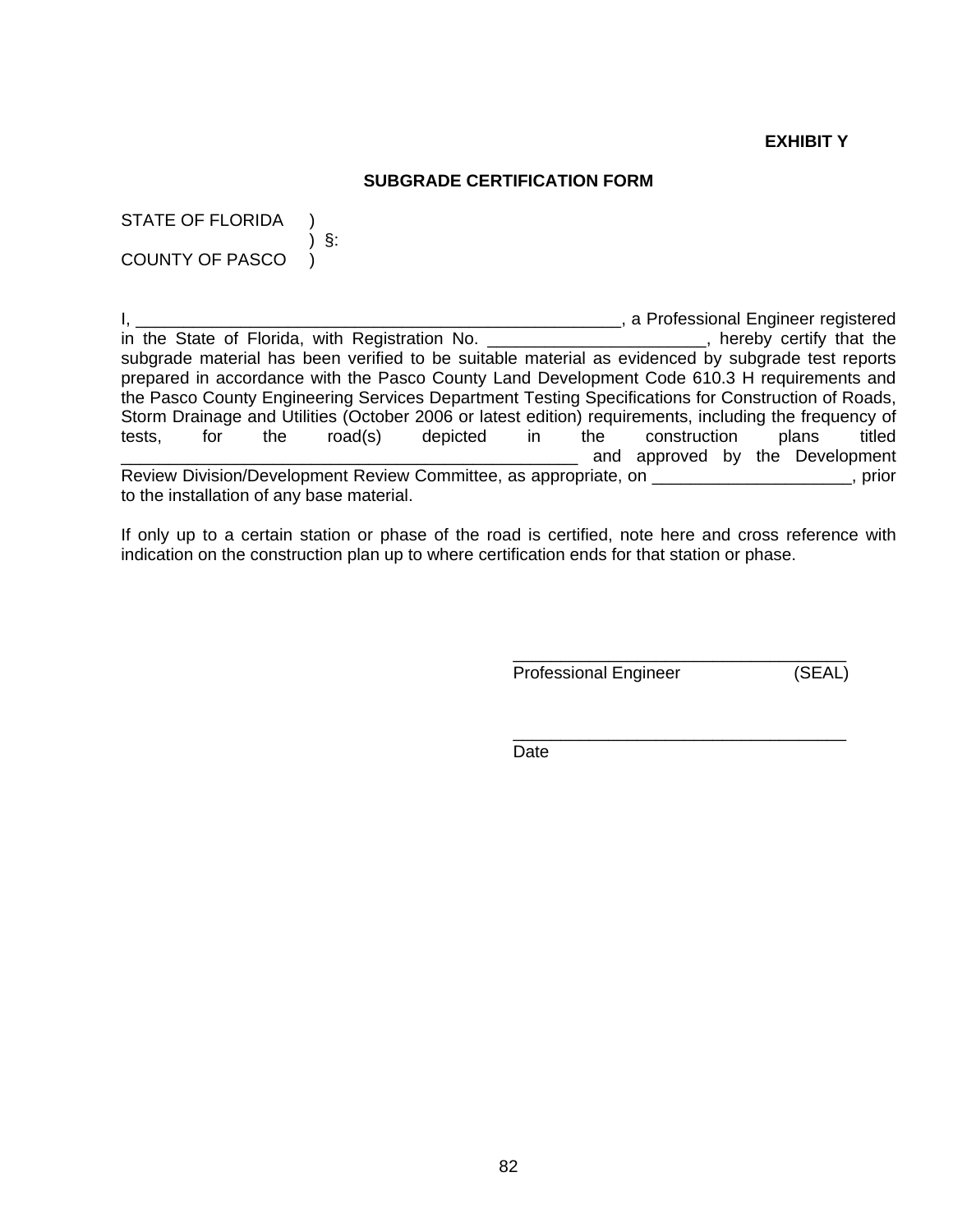**EXHIBIT Y**

**SUBGRADE CERTIFICATION FORM**

STATE OF FLORIDA )
) §:
COUNTY OF PASCO )

I, _____________________________________________________, a Professional Engineer registered in the State of Florida, with Registration No. _______________________, hereby certify that the subgrade material has been verified to be suitable material as evidenced by subgrade test reports prepared in accordance with the Pasco County Land Development Code 610.3 H requirements and the Pasco County Engineering Services Department Testing Specifications for Construction of Roads, Storm Drainage and Utilities (October 2006 or latest edition) requirements, including the frequency of tests, for the road(s) depicted in the construction plans titled ___________________________________________________ and approved by the Development Review Division/Development Review Committee, as appropriate, on _____________________, prior to the installation of any base material.

If only up to a certain station or phase of the road is certified, note here and cross reference with indication on the construction plan up to where certification ends for that station or phase.

___________________________________
Professional Engineer (SEAL)

___________________________________
Date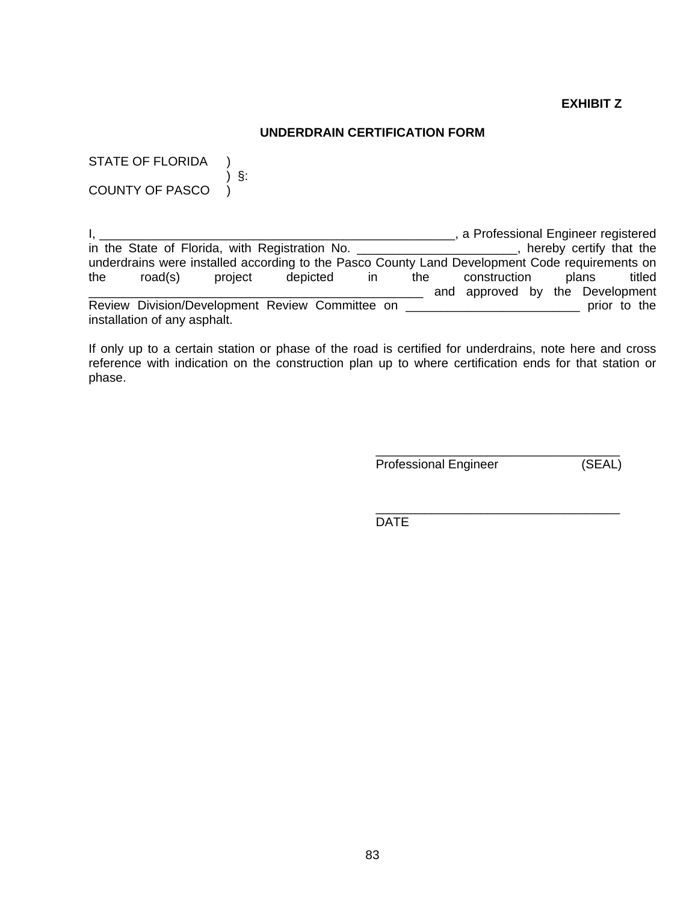**EXHIBIT Z**

**UNDERDRAIN CERTIFICATION FORM**

STATE OF FLORIDA )
) §:
COUNTY OF PASCO )

I, ______________________________________________________, a Professional Engineer registered in the State of Florida, with Registration No. _______________________, hereby certify that the underdrains were installed according to the Pasco County Land Development Code requirements on the road(s) project depicted in the construction plans titled ___________________________________________________ and approved by the Development Review Division/Development Review Committee on _________________________ prior to the installation of any asphalt.

If only up to a certain station or phase of the road is certified for underdrains, note here and cross reference with indication on the construction plan up to where certification ends for that station or phase.

___________________________________
Professional Engineer (SEAL)

___________________________________
DATE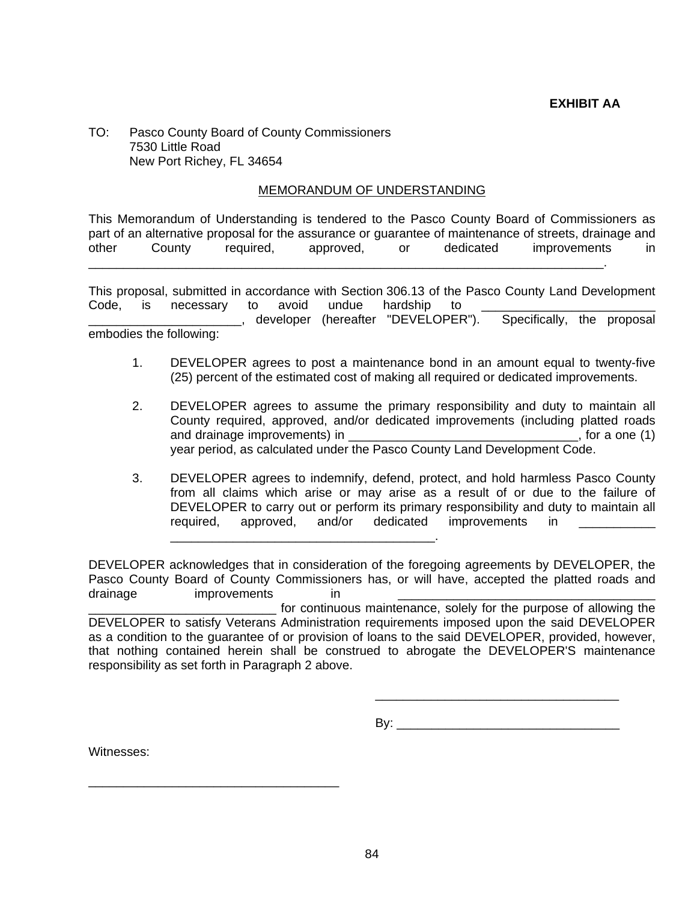**EXHIBIT AA**

TO: Pasco County Board of County Commissioners
7530 Little Road
New Port Richey, FL 34654

MEMORANDUM OF UNDERSTANDING

This Memorandum of Understanding is tendered to the Pasco County Board of Commissioners as part of an alternative proposal for the assurance or guarantee of maintenance of streets, drainage and other County required, approved, or dedicated improvements in ______________________________________________________________________________.

This proposal, submitted in accordance with Section 306.13 of the Pasco County Land Development Code, is necessary to avoid undue hardship to __________________________ ______________________, developer (hereafter "DEVELOPER"). Specifically, the proposal embodies the following:

1. DEVELOPER agrees to post a maintenance bond in an amount equal to twenty-five (25) percent of the estimated cost of making all required or dedicated improvements.

2. DEVELOPER agrees to assume the primary responsibility and duty to maintain all County required, approved, and/or dedicated improvements (including platted roads and drainage improvements) in _________________________________, for a one (1) year period, as calculated under the Pasco County Land Development Code.

3. DEVELOPER agrees to indemnify, defend, protect, and hold harmless Pasco County from all claims which arise or may arise as a result of or due to the failure of DEVELOPER to carry out or perform its primary responsibility and duty to maintain all required, approved, and/or dedicated improvements in ___________ ______________________________________.

DEVELOPER acknowledges that in consideration of the foregoing agreements by DEVELOPER, the Pasco County Board of County Commissioners has, or will have, accepted the platted roads and drainage improvements in ______________________________________ ___________________________ for continuous maintenance, solely for the purpose of allowing the DEVELOPER to satisfy Veterans Administration requirements imposed upon the said DEVELOPER as a condition to the guarantee of or provision of loans to the said DEVELOPER, provided, however, that nothing contained herein shall be construed to abrogate the DEVELOPER'S maintenance responsibility as set forth in Paragraph 2 above.

____________________________________

By: _________________________________

Witnesses:

____________________________________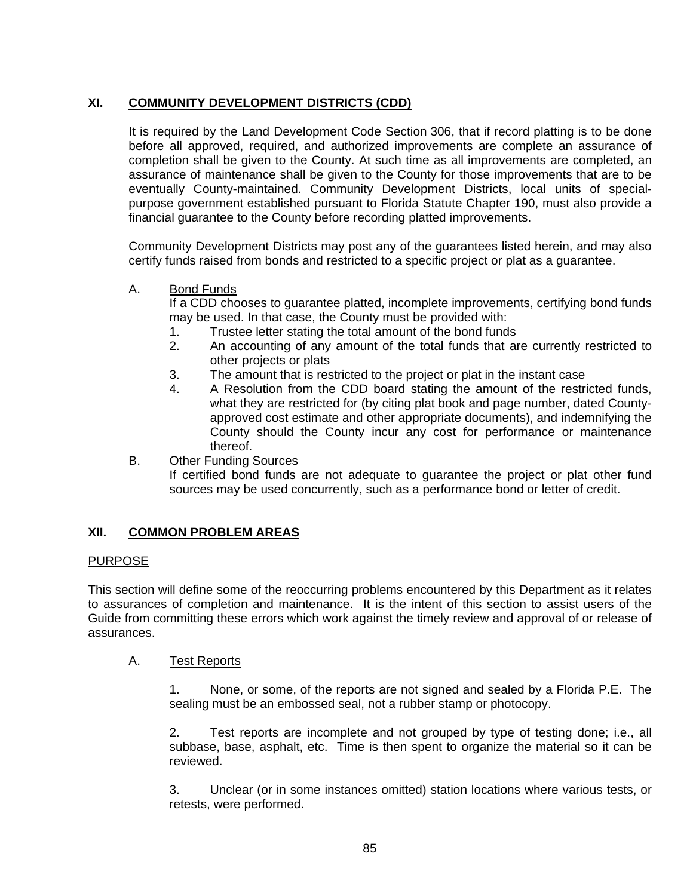## XI. COMMUNITY DEVELOPMENT DISTRICTS (CDD)

It is required by the Land Development Code Section 306, that if record platting is to be done before all approved, required, and authorized improvements are complete an assurance of completion shall be given to the County. At such time as all improvements are completed, an assurance of maintenance shall be given to the County for those improvements that are to be eventually County-maintained. Community Development Districts, local units of special-purpose government established pursuant to Florida Statute Chapter 190, must also provide a financial guarantee to the County before recording platted improvements.

Community Development Districts may post any of the guarantees listed herein, and may also certify funds raised from bonds and restricted to a specific project or plat as a guarantee.

A. Bond Funds

If a CDD chooses to guarantee platted, incomplete improvements, certifying bond funds may be used. In that case, the County must be provided with:

1. Trustee letter stating the total amount of the bond funds
2. An accounting of any amount of the total funds that are currently restricted to other projects or plats
3. The amount that is restricted to the project or plat in the instant case
4. A Resolution from the CDD board stating the amount of the restricted funds, what they are restricted for (by citing plat book and page number, dated County-approved cost estimate and other appropriate documents), and indemnifying the County should the County incur any cost for performance or maintenance thereof.

B. Other Funding Sources

If certified bond funds are not adequate to guarantee the project or plat other fund sources may be used concurrently, such as a performance bond or letter of credit.

## XII. COMMON PROBLEM AREAS

PURPOSE

This section will define some of the reoccurring problems encountered by this Department as it relates to assurances of completion and maintenance. It is the intent of this section to assist users of the Guide from committing these errors which work against the timely review and approval of or release of assurances.

A. Test Reports

1. None, or some, of the reports are not signed and sealed by a Florida P.E. The sealing must be an embossed seal, not a rubber stamp or photocopy.

2. Test reports are incomplete and not grouped by type of testing done; i.e., all subbase, base, asphalt, etc. Time is then spent to organize the material so it can be reviewed.

3. Unclear (or in some instances omitted) station locations where various tests, or retests, were performed.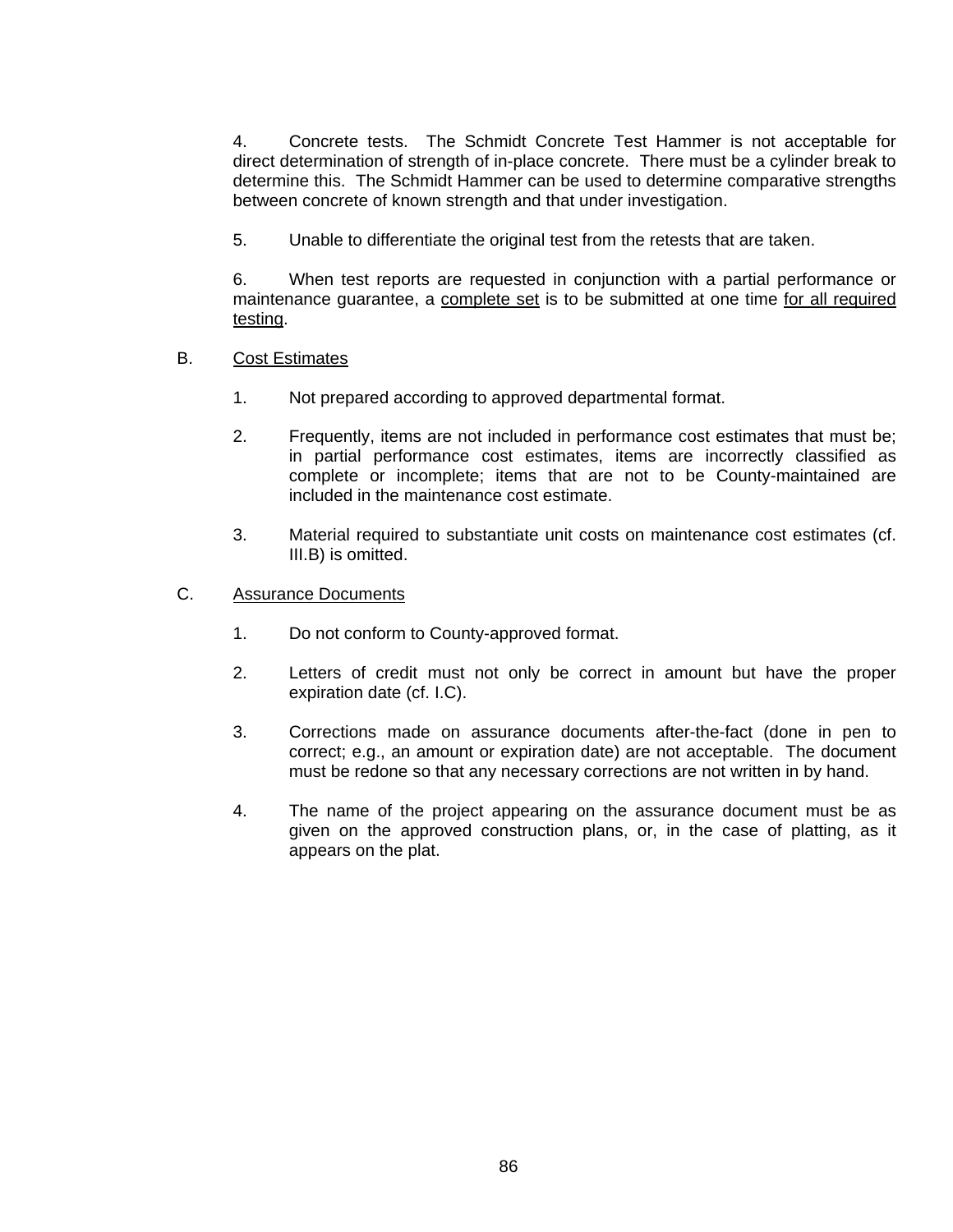4. Concrete tests. The Schmidt Concrete Test Hammer is not acceptable for direct determination of strength of in-place concrete. There must be a cylinder break to determine this. The Schmidt Hammer can be used to determine comparative strengths between concrete of known strength and that under investigation.

5. Unable to differentiate the original test from the retests that are taken.

6. When test reports are requested in conjunction with a partial performance or maintenance guarantee, a <u>complete set</u> is to be submitted at one time <u>for all required testing</u>.

B. <u>Cost Estimates</u>

1. Not prepared according to approved departmental format.

2. Frequently, items are not included in performance cost estimates that must be; in partial performance cost estimates, items are incorrectly classified as complete or incomplete; items that are not to be County-maintained are included in the maintenance cost estimate.

3. Material required to substantiate unit costs on maintenance cost estimates (cf. III.B) is omitted.

C. <u>Assurance Documents</u>

1. Do not conform to County-approved format.

2. Letters of credit must not only be correct in amount but have the proper expiration date (cf. I.C).

3. Corrections made on assurance documents after-the-fact (done in pen to correct; e.g., an amount or expiration date) are not acceptable. The document must be redone so that any necessary corrections are not written in by hand.

4. The name of the project appearing on the assurance document must be as given on the approved construction plans, or, in the case of platting, as it appears on the plat.